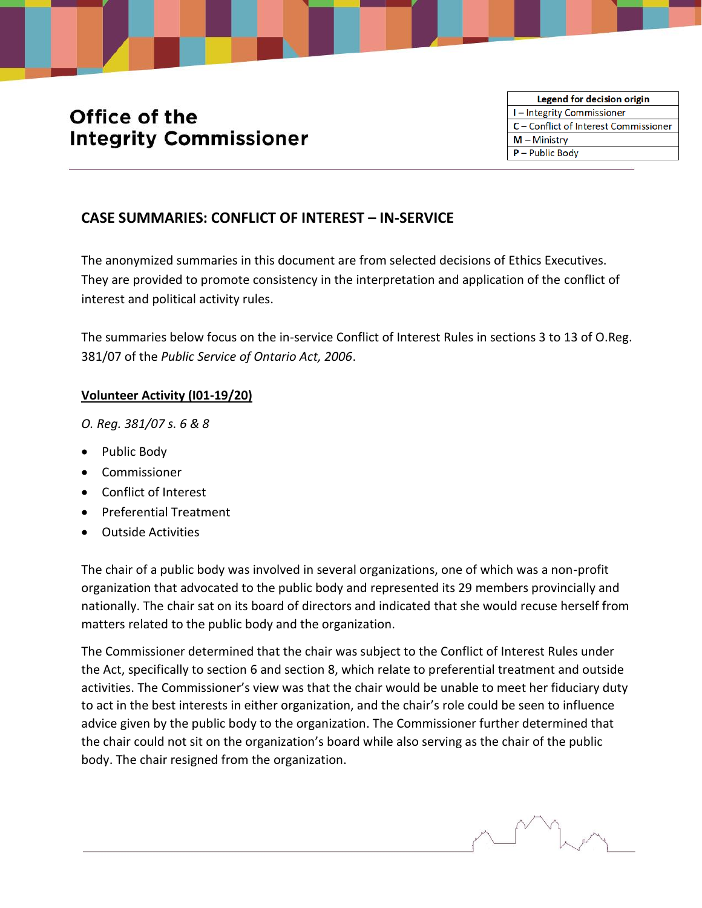# Office of the Integrity Commissioner

| Legend for decision origin |
|---|
| I – Integrity Commissioner |
| C – Conflict of Interest Commissioner |
| M – Ministry |
| P – Public Body |

## CASE SUMMARIES: CONFLICT OF INTEREST – IN-SERVICE

The anonymized summaries in this document are from selected decisions of Ethics Executives. They are provided to promote consistency in the interpretation and application of the conflict of interest and political activity rules.

The summaries below focus on the in-service Conflict of Interest Rules in sections 3 to 13 of O.Reg. 381/07 of the *Public Service of Ontario Act, 2006*.

### Volunteer Activity (I01-19/20)

*O. Reg. 381/07 s. 6 & 8*

- Public Body
- Commissioner
- Conflict of Interest
- Preferential Treatment
- Outside Activities

The chair of a public body was involved in several organizations, one of which was a non-profit organization that advocated to the public body and represented its 29 members provincially and nationally. The chair sat on its board of directors and indicated that she would recuse herself from matters related to the public body and the organization.

The Commissioner determined that the chair was subject to the Conflict of Interest Rules under the Act, specifically to section 6 and section 8, which relate to preferential treatment and outside activities. The Commissioner's view was that the chair would be unable to meet her fiduciary duty to act in the best interests in either organization, and the chair's role could be seen to influence advice given by the public body to the organization. The Commissioner further determined that the chair could not sit on the organization's board while also serving as the chair of the public body. The chair resigned from the organization.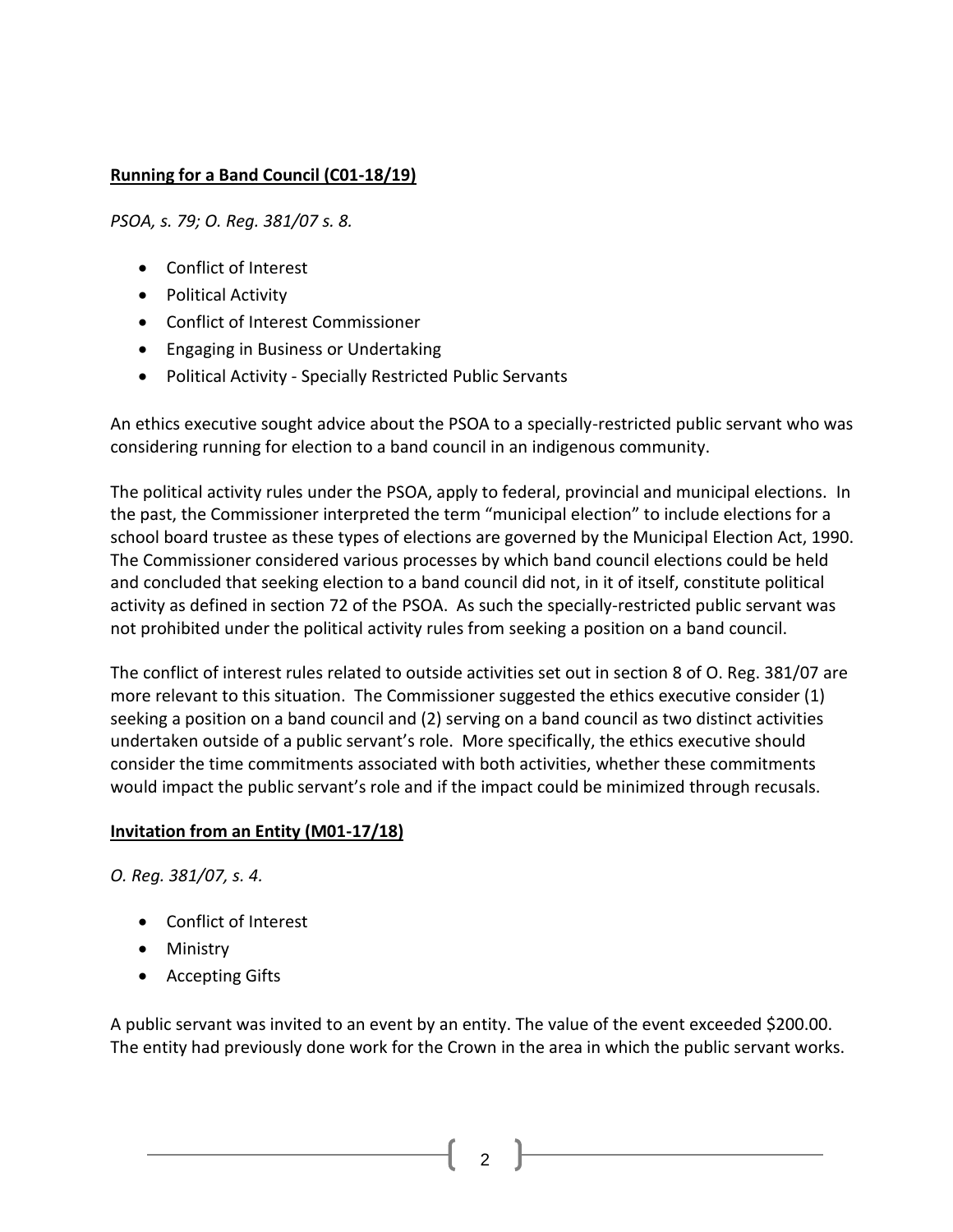**Running for a Band Council (C01-18/19)**

*PSOA, s. 79; O. Reg. 381/07 s. 8.*

- Conflict of Interest
- Political Activity
- Conflict of Interest Commissioner
- Engaging in Business or Undertaking
- Political Activity - Specially Restricted Public Servants

An ethics executive sought advice about the PSOA to a specially-restricted public servant who was considering running for election to a band council in an indigenous community.

The political activity rules under the PSOA, apply to federal, provincial and municipal elections. In the past, the Commissioner interpreted the term "municipal election" to include elections for a school board trustee as these types of elections are governed by the Municipal Election Act, 1990. The Commissioner considered various processes by which band council elections could be held and concluded that seeking election to a band council did not, in it of itself, constitute political activity as defined in section 72 of the PSOA. As such the specially-restricted public servant was not prohibited under the political activity rules from seeking a position on a band council.

The conflict of interest rules related to outside activities set out in section 8 of O. Reg. 381/07 are more relevant to this situation. The Commissioner suggested the ethics executive consider (1) seeking a position on a band council and (2) serving on a band council as two distinct activities undertaken outside of a public servant's role. More specifically, the ethics executive should consider the time commitments associated with both activities, whether these commitments would impact the public servant's role and if the impact could be minimized through recusals.

**Invitation from an Entity (M01-17/18)**

*O. Reg. 381/07, s. 4.*

- Conflict of Interest
- Ministry
- Accepting Gifts

A public servant was invited to an event by an entity. The value of the event exceeded $200.00. The entity had previously done work for the Crown in the area in which the public servant works.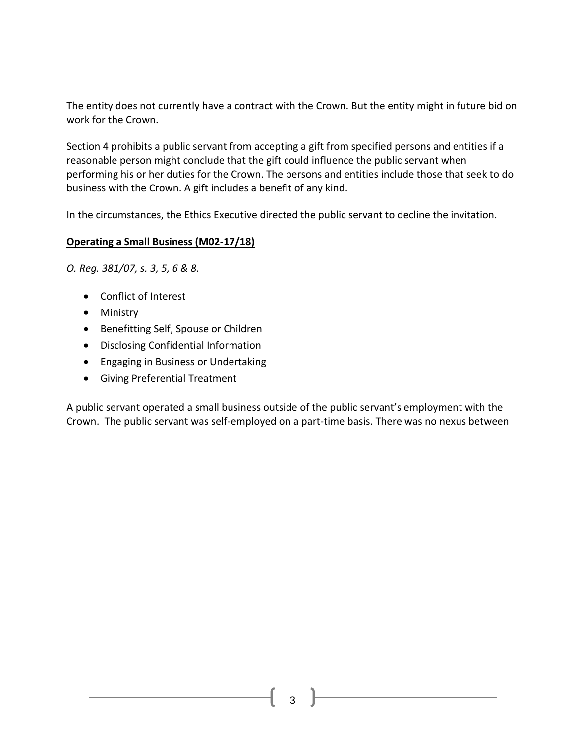The entity does not currently have a contract with the Crown. But the entity might in future bid on work for the Crown.

Section 4 prohibits a public servant from accepting a gift from specified persons and entities if a reasonable person might conclude that the gift could influence the public servant when performing his or her duties for the Crown. The persons and entities include those that seek to do business with the Crown. A gift includes a benefit of any kind.

In the circumstances, the Ethics Executive directed the public servant to decline the invitation.

**Operating a Small Business (M02-17/18)**

*O. Reg. 381/07, s. 3, 5, 6 & 8.*

- Conflict of Interest
- Ministry
- Benefitting Self, Spouse or Children
- Disclosing Confidential Information
- Engaging in Business or Undertaking
- Giving Preferential Treatment

A public servant operated a small business outside of the public servant's employment with the Crown. The public servant was self-employed on a part-time basis. There was no nexus between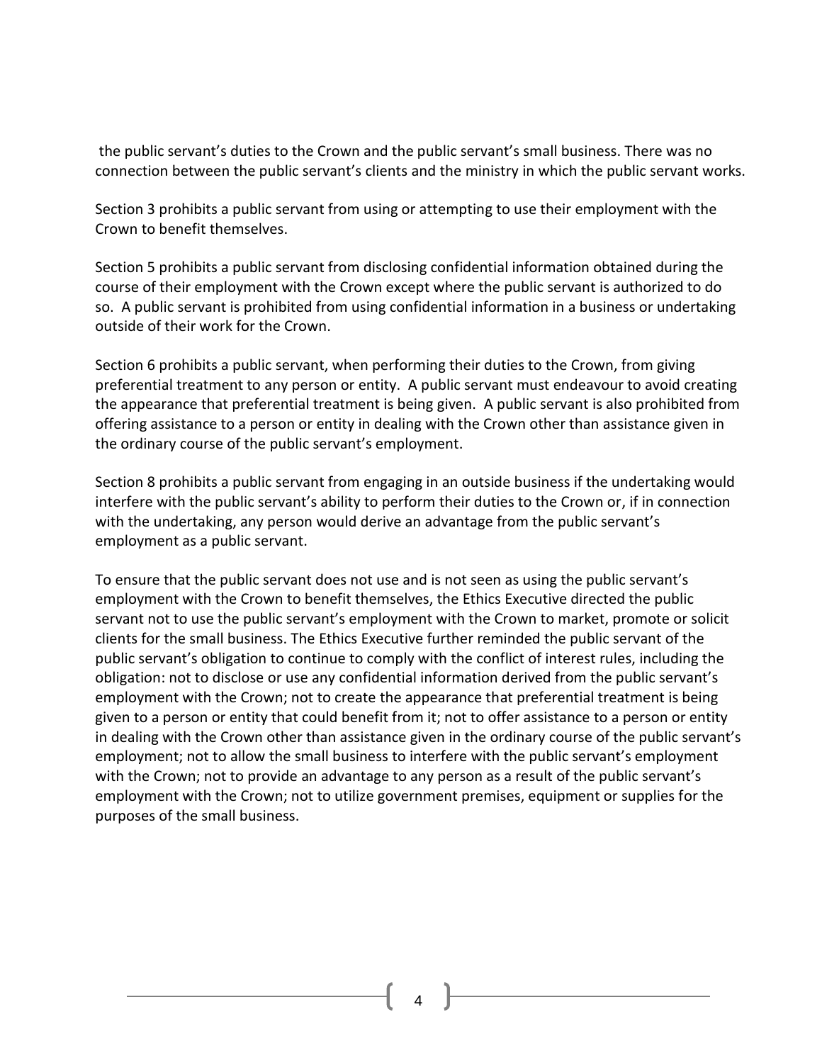the public servant's duties to the Crown and the public servant's small business. There was no connection between the public servant's clients and the ministry in which the public servant works.

Section 3 prohibits a public servant from using or attempting to use their employment with the Crown to benefit themselves.

Section 5 prohibits a public servant from disclosing confidential information obtained during the course of their employment with the Crown except where the public servant is authorized to do so. A public servant is prohibited from using confidential information in a business or undertaking outside of their work for the Crown.

Section 6 prohibits a public servant, when performing their duties to the Crown, from giving preferential treatment to any person or entity. A public servant must endeavour to avoid creating the appearance that preferential treatment is being given. A public servant is also prohibited from offering assistance to a person or entity in dealing with the Crown other than assistance given in the ordinary course of the public servant's employment.

Section 8 prohibits a public servant from engaging in an outside business if the undertaking would interfere with the public servant's ability to perform their duties to the Crown or, if in connection with the undertaking, any person would derive an advantage from the public servant's employment as a public servant.

To ensure that the public servant does not use and is not seen as using the public servant's employment with the Crown to benefit themselves, the Ethics Executive directed the public servant not to use the public servant's employment with the Crown to market, promote or solicit clients for the small business. The Ethics Executive further reminded the public servant of the public servant's obligation to continue to comply with the conflict of interest rules, including the obligation: not to disclose or use any confidential information derived from the public servant's employment with the Crown; not to create the appearance that preferential treatment is being given to a person or entity that could benefit from it; not to offer assistance to a person or entity in dealing with the Crown other than assistance given in the ordinary course of the public servant's employment; not to allow the small business to interfere with the public servant's employment with the Crown; not to provide an advantage to any person as a result of the public servant's employment with the Crown; not to utilize government premises, equipment or supplies for the purposes of the small business.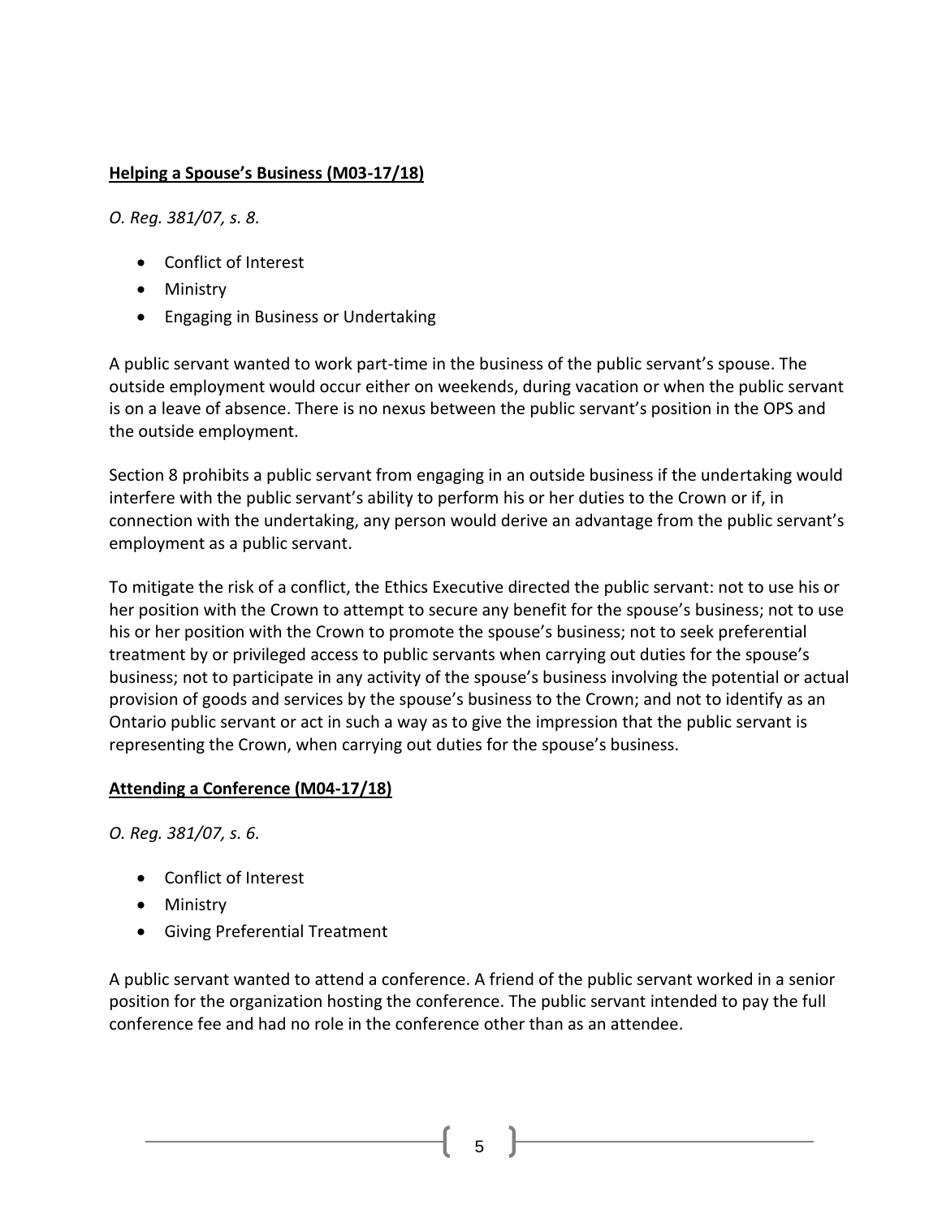**Helping a Spouse's Business (M03-17/18)**

*O. Reg. 381/07, s. 8.*

- Conflict of Interest
- Ministry
- Engaging in Business or Undertaking

A public servant wanted to work part-time in the business of the public servant's spouse. The outside employment would occur either on weekends, during vacation or when the public servant is on a leave of absence. There is no nexus between the public servant's position in the OPS and the outside employment.

Section 8 prohibits a public servant from engaging in an outside business if the undertaking would interfere with the public servant's ability to perform his or her duties to the Crown or if, in connection with the undertaking, any person would derive an advantage from the public servant's employment as a public servant.

To mitigate the risk of a conflict, the Ethics Executive directed the public servant: not to use his or her position with the Crown to attempt to secure any benefit for the spouse's business; not to use his or her position with the Crown to promote the spouse's business; not to seek preferential treatment by or privileged access to public servants when carrying out duties for the spouse's business; not to participate in any activity of the spouse's business involving the potential or actual provision of goods and services by the spouse's business to the Crown; and not to identify as an Ontario public servant or act in such a way as to give the impression that the public servant is representing the Crown, when carrying out duties for the spouse's business.

**Attending a Conference (M04-17/18)**

*O. Reg. 381/07, s. 6.*

- Conflict of Interest
- Ministry
- Giving Preferential Treatment

A public servant wanted to attend a conference. A friend of the public servant worked in a senior position for the organization hosting the conference. The public servant intended to pay the full conference fee and had no role in the conference other than as an attendee.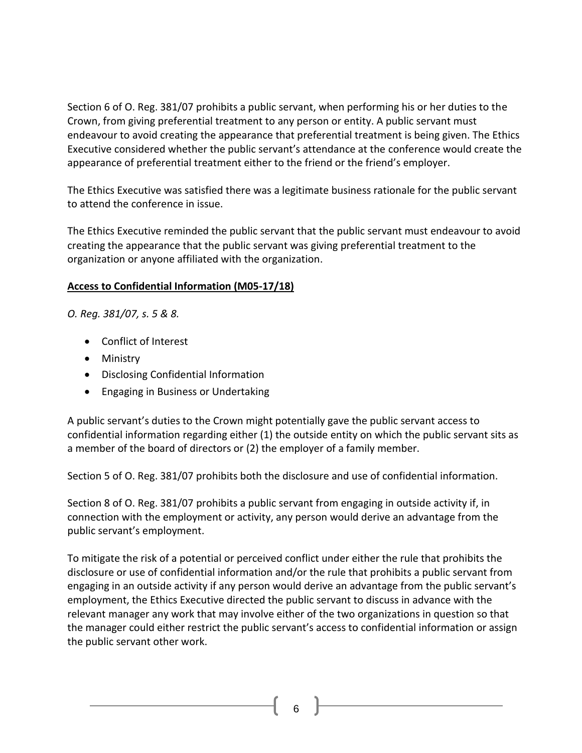Section 6 of O. Reg. 381/07 prohibits a public servant, when performing his or her duties to the Crown, from giving preferential treatment to any person or entity. A public servant must endeavour to avoid creating the appearance that preferential treatment is being given. The Ethics Executive considered whether the public servant's attendance at the conference would create the appearance of preferential treatment either to the friend or the friend's employer.

The Ethics Executive was satisfied there was a legitimate business rationale for the public servant to attend the conference in issue.

The Ethics Executive reminded the public servant that the public servant must endeavour to avoid creating the appearance that the public servant was giving preferential treatment to the organization or anyone affiliated with the organization.

**Access to Confidential Information (M05-17/18)**

*O. Reg. 381/07, s. 5 & 8.*

- Conflict of Interest
- Ministry
- Disclosing Confidential Information
- Engaging in Business or Undertaking

A public servant's duties to the Crown might potentially gave the public servant access to confidential information regarding either (1) the outside entity on which the public servant sits as a member of the board of directors or (2) the employer of a family member.

Section 5 of O. Reg. 381/07 prohibits both the disclosure and use of confidential information.

Section 8 of O. Reg. 381/07 prohibits a public servant from engaging in outside activity if, in connection with the employment or activity, any person would derive an advantage from the public servant's employment.

To mitigate the risk of a potential or perceived conflict under either the rule that prohibits the disclosure or use of confidential information and/or the rule that prohibits a public servant from engaging in an outside activity if any person would derive an advantage from the public servant's employment, the Ethics Executive directed the public servant to discuss in advance with the relevant manager any work that may involve either of the two organizations in question so that the manager could either restrict the public servant's access to confidential information or assign the public servant other work.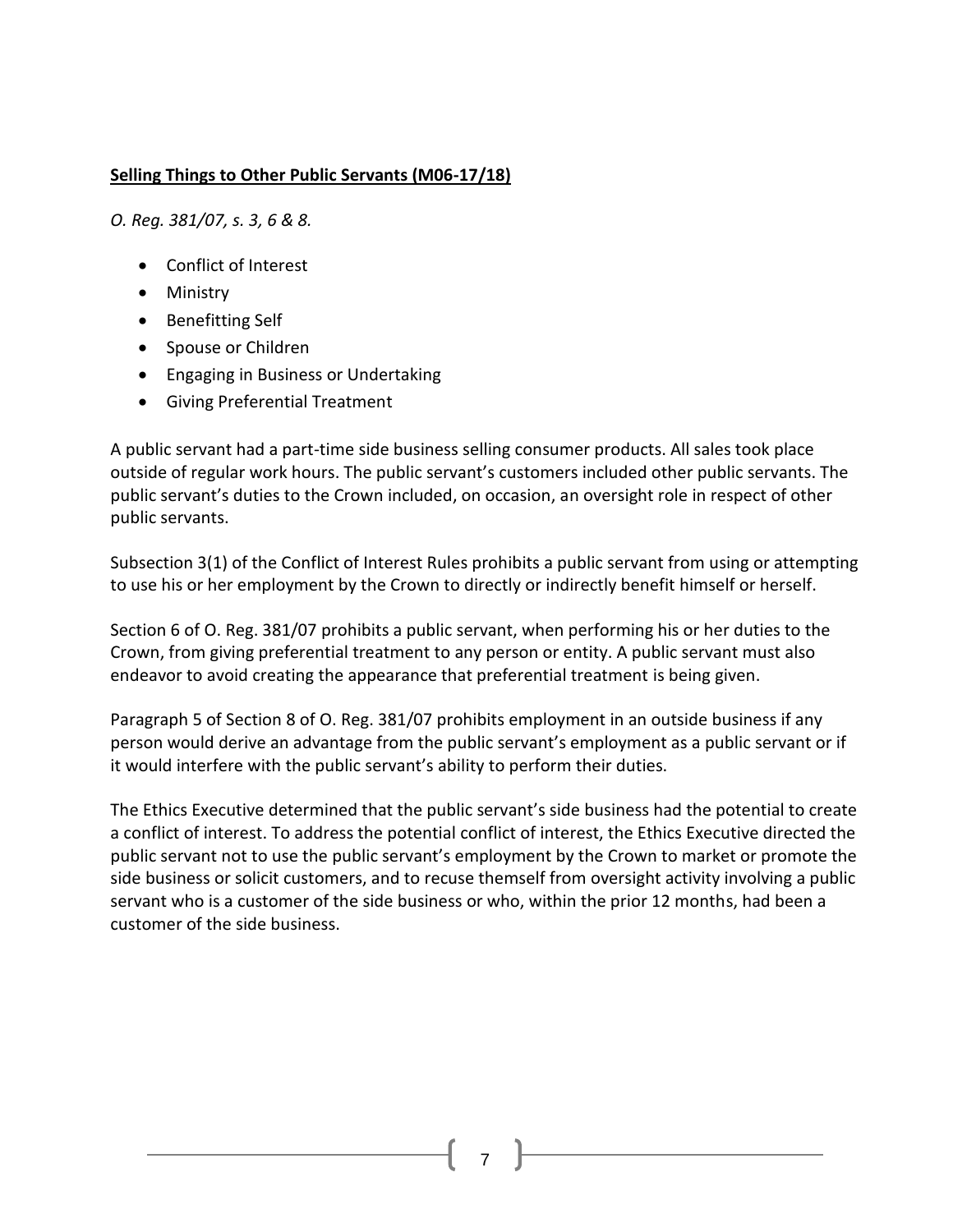## Selling Things to Other Public Servants (M06-17/18)

*O. Reg. 381/07, s. 3, 6 & 8.*

- Conflict of Interest
- Ministry
- Benefitting Self
- Spouse or Children
- Engaging in Business or Undertaking
- Giving Preferential Treatment

A public servant had a part-time side business selling consumer products. All sales took place outside of regular work hours. The public servant's customers included other public servants. The public servant's duties to the Crown included, on occasion, an oversight role in respect of other public servants.

Subsection 3(1) of the Conflict of Interest Rules prohibits a public servant from using or attempting to use his or her employment by the Crown to directly or indirectly benefit himself or herself.

Section 6 of O. Reg. 381/07 prohibits a public servant, when performing his or her duties to the Crown, from giving preferential treatment to any person or entity. A public servant must also endeavor to avoid creating the appearance that preferential treatment is being given.

Paragraph 5 of Section 8 of O. Reg. 381/07 prohibits employment in an outside business if any person would derive an advantage from the public servant's employment as a public servant or if it would interfere with the public servant's ability to perform their duties.

The Ethics Executive determined that the public servant's side business had the potential to create a conflict of interest. To address the potential conflict of interest, the Ethics Executive directed the public servant not to use the public servant's employment by the Crown to market or promote the side business or solicit customers, and to recuse themself from oversight activity involving a public servant who is a customer of the side business or who, within the prior 12 months, had been a customer of the side business.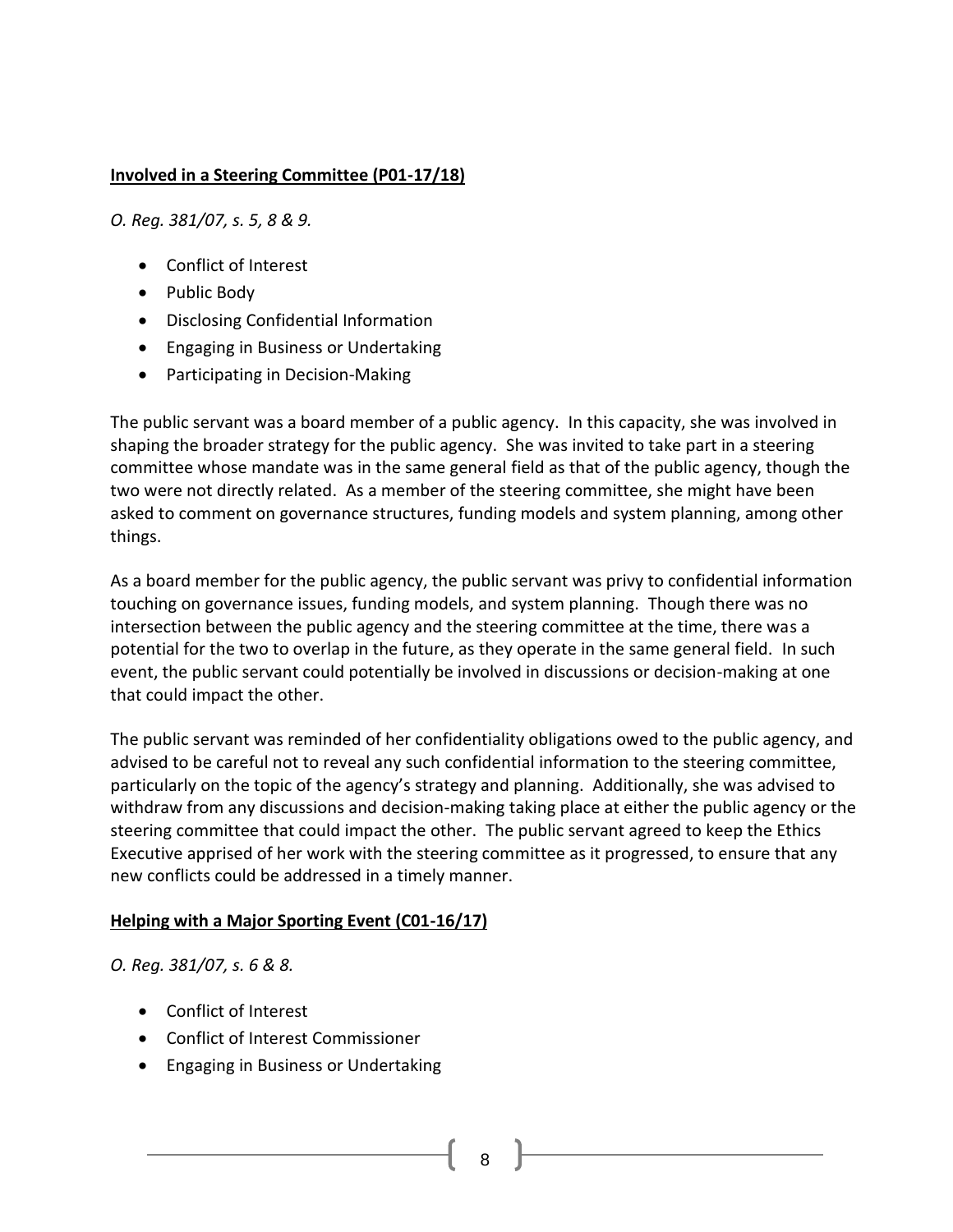### **Involved in a Steering Committee (P01-17/18)**

*O. Reg. 381/07, s. 5, 8 & 9.*

- Conflict of Interest
- Public Body
- Disclosing Confidential Information
- Engaging in Business or Undertaking
- Participating in Decision-Making

The public servant was a board member of a public agency. In this capacity, she was involved in shaping the broader strategy for the public agency. She was invited to take part in a steering committee whose mandate was in the same general field as that of the public agency, though the two were not directly related. As a member of the steering committee, she might have been asked to comment on governance structures, funding models and system planning, among other things.

As a board member for the public agency, the public servant was privy to confidential information touching on governance issues, funding models, and system planning. Though there was no intersection between the public agency and the steering committee at the time, there was a potential for the two to overlap in the future, as they operate in the same general field. In such event, the public servant could potentially be involved in discussions or decision-making at one that could impact the other.

The public servant was reminded of her confidentiality obligations owed to the public agency, and advised to be careful not to reveal any such confidential information to the steering committee, particularly on the topic of the agency's strategy and planning. Additionally, she was advised to withdraw from any discussions and decision-making taking place at either the public agency or the steering committee that could impact the other. The public servant agreed to keep the Ethics Executive apprised of her work with the steering committee as it progressed, to ensure that any new conflicts could be addressed in a timely manner.

### **Helping with a Major Sporting Event (C01-16/17)**

*O. Reg. 381/07, s. 6 & 8.*

- Conflict of Interest
- Conflict of Interest Commissioner
- Engaging in Business or Undertaking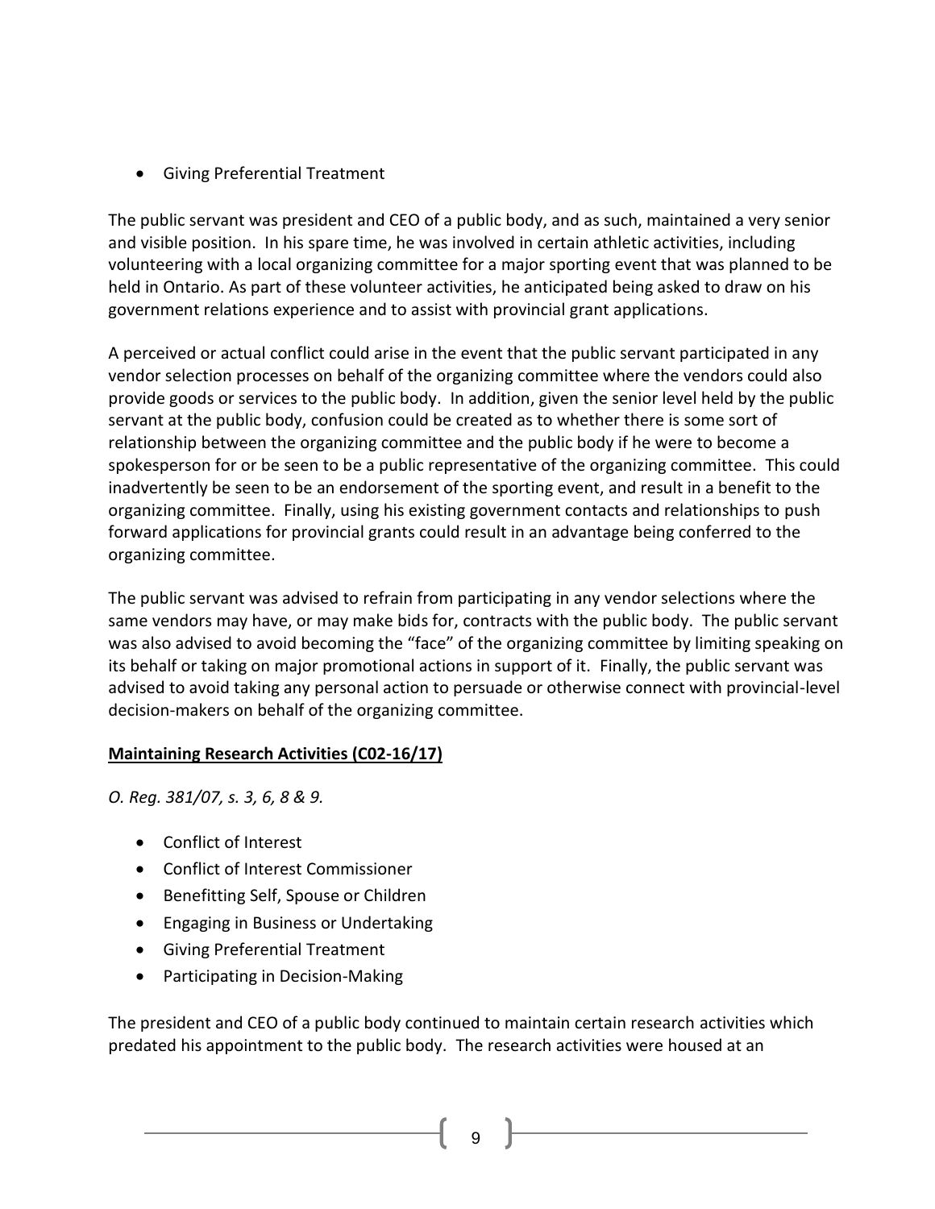- Giving Preferential Treatment

The public servant was president and CEO of a public body, and as such, maintained a very senior and visible position. In his spare time, he was involved in certain athletic activities, including volunteering with a local organizing committee for a major sporting event that was planned to be held in Ontario. As part of these volunteer activities, he anticipated being asked to draw on his government relations experience and to assist with provincial grant applications.

A perceived or actual conflict could arise in the event that the public servant participated in any vendor selection processes on behalf of the organizing committee where the vendors could also provide goods or services to the public body. In addition, given the senior level held by the public servant at the public body, confusion could be created as to whether there is some sort of relationship between the organizing committee and the public body if he were to become a spokesperson for or be seen to be a public representative of the organizing committee. This could inadvertently be seen to be an endorsement of the sporting event, and result in a benefit to the organizing committee. Finally, using his existing government contacts and relationships to push forward applications for provincial grants could result in an advantage being conferred to the organizing committee.

The public servant was advised to refrain from participating in any vendor selections where the same vendors may have, or may make bids for, contracts with the public body. The public servant was also advised to avoid becoming the "face" of the organizing committee by limiting speaking on its behalf or taking on major promotional actions in support of it. Finally, the public servant was advised to avoid taking any personal action to persuade or otherwise connect with provincial-level decision-makers on behalf of the organizing committee.

**Maintaining Research Activities (C02-16/17)**

*O. Reg. 381/07, s. 3, 6, 8 & 9.*

- Conflict of Interest
- Conflict of Interest Commissioner
- Benefitting Self, Spouse or Children
- Engaging in Business or Undertaking
- Giving Preferential Treatment
- Participating in Decision-Making

The president and CEO of a public body continued to maintain certain research activities which predated his appointment to the public body. The research activities were housed at an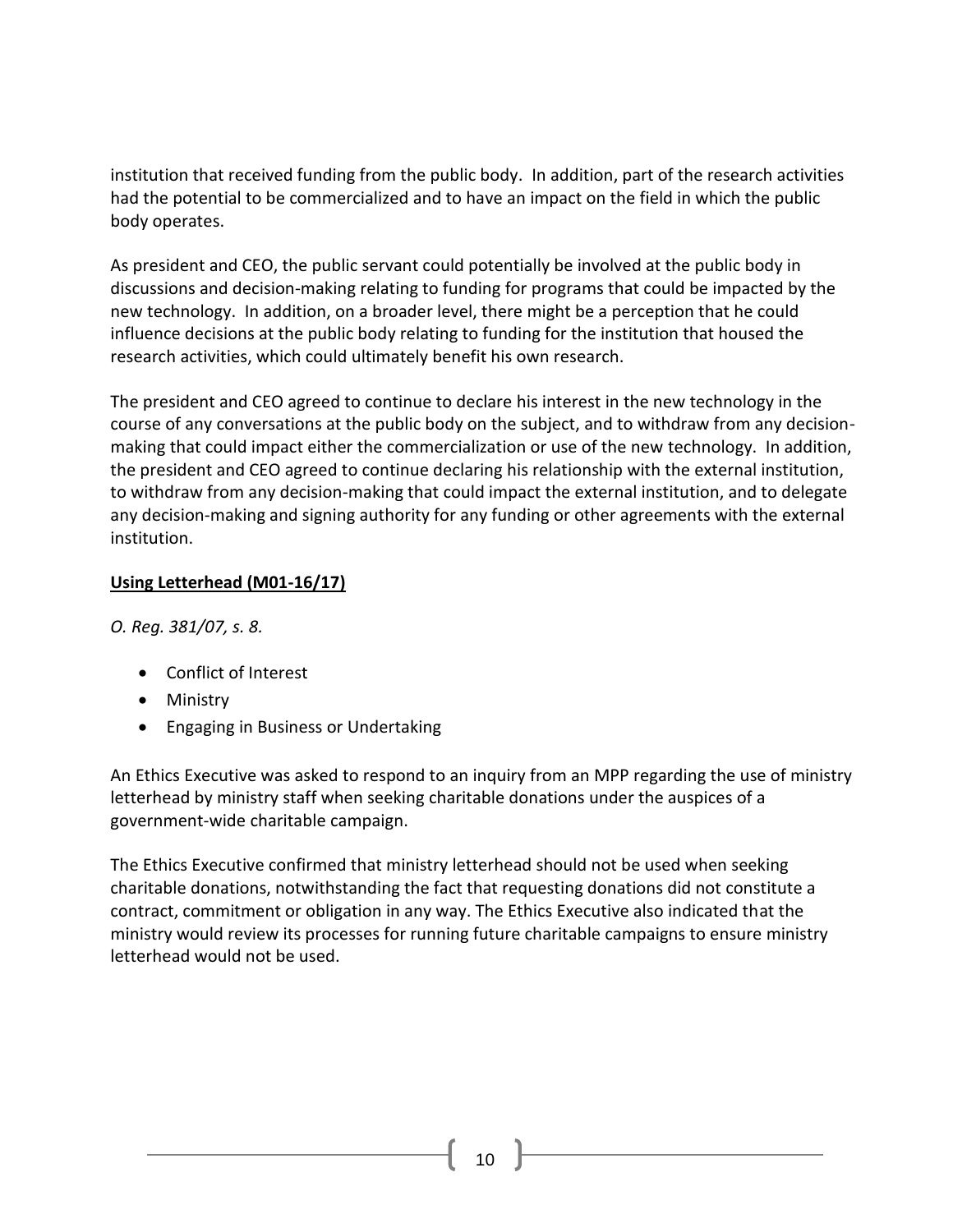institution that received funding from the public body. In addition, part of the research activities had the potential to be commercialized and to have an impact on the field in which the public body operates.

As president and CEO, the public servant could potentially be involved at the public body in discussions and decision-making relating to funding for programs that could be impacted by the new technology. In addition, on a broader level, there might be a perception that he could influence decisions at the public body relating to funding for the institution that housed the research activities, which could ultimately benefit his own research.

The president and CEO agreed to continue to declare his interest in the new technology in the course of any conversations at the public body on the subject, and to withdraw from any decision-making that could impact either the commercialization or use of the new technology. In addition, the president and CEO agreed to continue declaring his relationship with the external institution, to withdraw from any decision-making that could impact the external institution, and to delegate any decision-making and signing authority for any funding or other agreements with the external institution.

**Using Letterhead (M01-16/17)**

*O. Reg. 381/07, s. 8.*

- Conflict of Interest
- Ministry
- Engaging in Business or Undertaking

An Ethics Executive was asked to respond to an inquiry from an MPP regarding the use of ministry letterhead by ministry staff when seeking charitable donations under the auspices of a government-wide charitable campaign.

The Ethics Executive confirmed that ministry letterhead should not be used when seeking charitable donations, notwithstanding the fact that requesting donations did not constitute a contract, commitment or obligation in any way. The Ethics Executive also indicated that the ministry would review its processes for running future charitable campaigns to ensure ministry letterhead would not be used.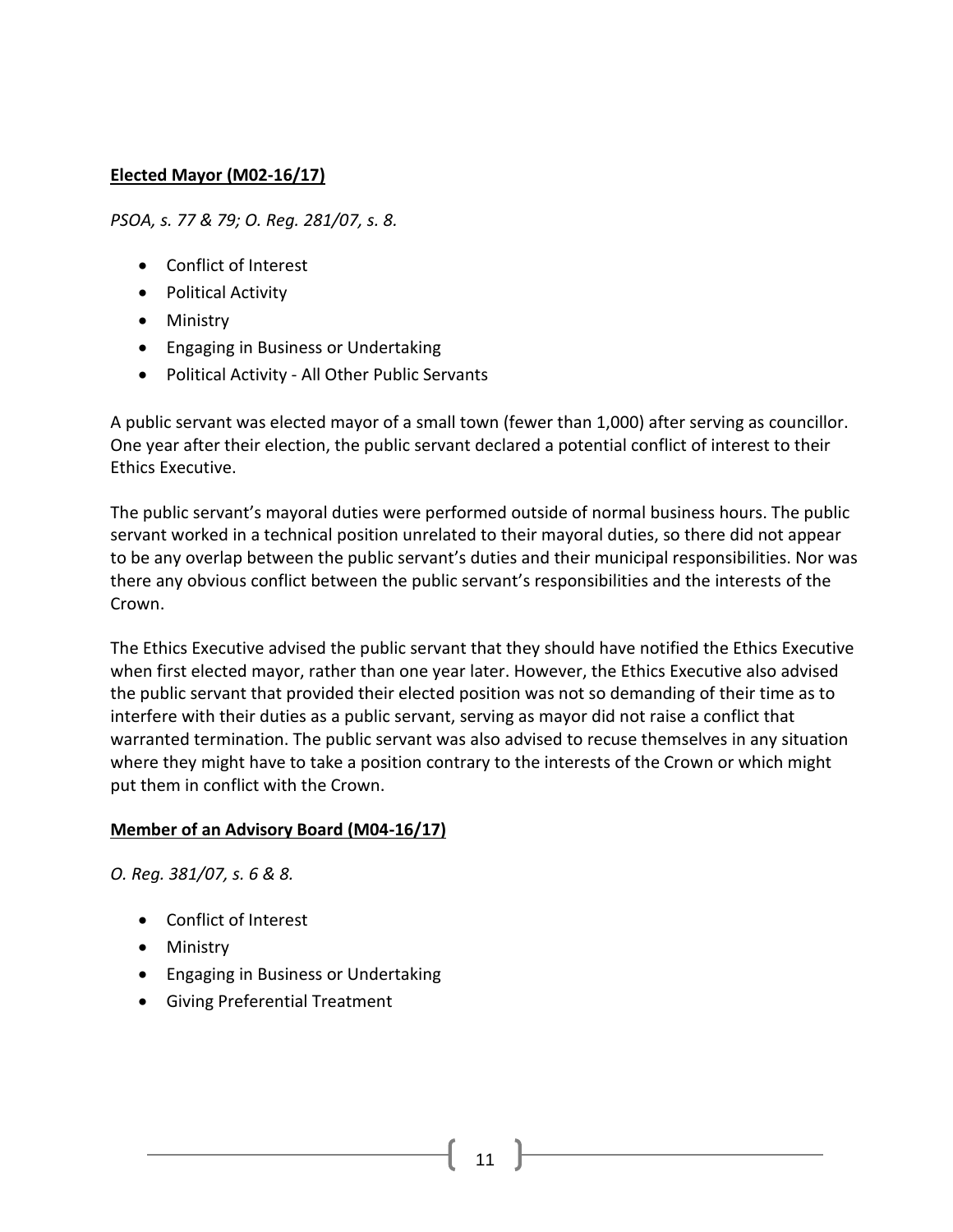**Elected Mayor (M02-16/17)**

*PSOA, s. 77 & 79; O. Reg. 281/07, s. 8.*

- Conflict of Interest
- Political Activity
- Ministry
- Engaging in Business or Undertaking
- Political Activity - All Other Public Servants

A public servant was elected mayor of a small town (fewer than 1,000) after serving as councillor. One year after their election, the public servant declared a potential conflict of interest to their Ethics Executive.

The public servant's mayoral duties were performed outside of normal business hours. The public servant worked in a technical position unrelated to their mayoral duties, so there did not appear to be any overlap between the public servant's duties and their municipal responsibilities. Nor was there any obvious conflict between the public servant's responsibilities and the interests of the Crown.

The Ethics Executive advised the public servant that they should have notified the Ethics Executive when first elected mayor, rather than one year later. However, the Ethics Executive also advised the public servant that provided their elected position was not so demanding of their time as to interfere with their duties as a public servant, serving as mayor did not raise a conflict that warranted termination. The public servant was also advised to recuse themselves in any situation where they might have to take a position contrary to the interests of the Crown or which might put them in conflict with the Crown.

**Member of an Advisory Board (M04-16/17)**

*O. Reg. 381/07, s. 6 & 8.*

- Conflict of Interest
- Ministry
- Engaging in Business or Undertaking
- Giving Preferential Treatment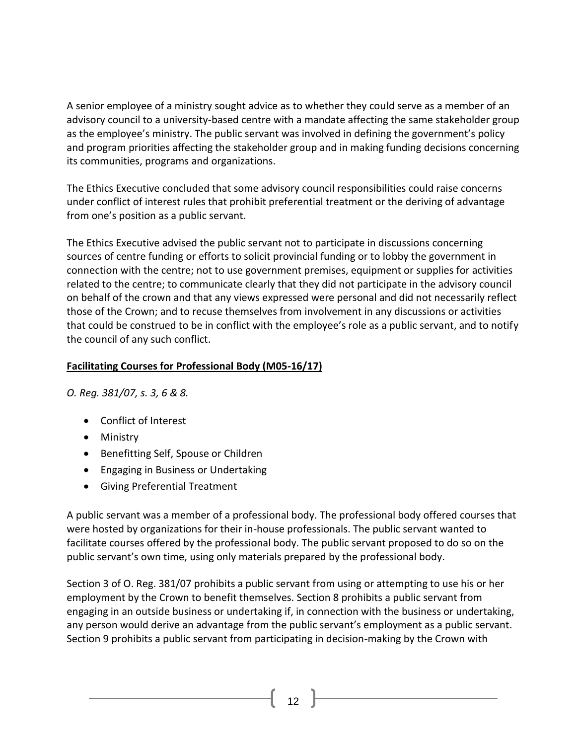A senior employee of a ministry sought advice as to whether they could serve as a member of an advisory council to a university-based centre with a mandate affecting the same stakeholder group as the employee's ministry. The public servant was involved in defining the government's policy and program priorities affecting the stakeholder group and in making funding decisions concerning its communities, programs and organizations.

The Ethics Executive concluded that some advisory council responsibilities could raise concerns under conflict of interest rules that prohibit preferential treatment or the deriving of advantage from one's position as a public servant.

The Ethics Executive advised the public servant not to participate in discussions concerning sources of centre funding or efforts to solicit provincial funding or to lobby the government in connection with the centre; not to use government premises, equipment or supplies for activities related to the centre; to communicate clearly that they did not participate in the advisory council on behalf of the crown and that any views expressed were personal and did not necessarily reflect those of the Crown; and to recuse themselves from involvement in any discussions or activities that could be construed to be in conflict with the employee's role as a public servant, and to notify the council of any such conflict.

**Facilitating Courses for Professional Body (M05-16/17)**

*O. Reg. 381/07, s. 3, 6 & 8.*

- Conflict of Interest
- Ministry
- Benefitting Self, Spouse or Children
- Engaging in Business or Undertaking
- Giving Preferential Treatment

A public servant was a member of a professional body. The professional body offered courses that were hosted by organizations for their in-house professionals. The public servant wanted to facilitate courses offered by the professional body. The public servant proposed to do so on the public servant's own time, using only materials prepared by the professional body.

Section 3 of O. Reg. 381/07 prohibits a public servant from using or attempting to use his or her employment by the Crown to benefit themselves. Section 8 prohibits a public servant from engaging in an outside business or undertaking if, in connection with the business or undertaking, any person would derive an advantage from the public servant's employment as a public servant. Section 9 prohibits a public servant from participating in decision-making by the Crown with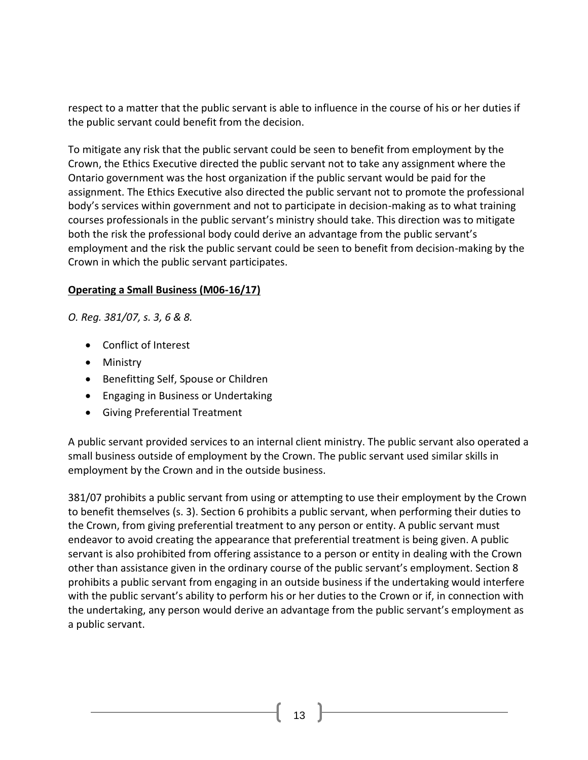respect to a matter that the public servant is able to influence in the course of his or her duties if the public servant could benefit from the decision.

To mitigate any risk that the public servant could be seen to benefit from employment by the Crown, the Ethics Executive directed the public servant not to take any assignment where the Ontario government was the host organization if the public servant would be paid for the assignment. The Ethics Executive also directed the public servant not to promote the professional body's services within government and not to participate in decision-making as to what training courses professionals in the public servant's ministry should take. This direction was to mitigate both the risk the professional body could derive an advantage from the public servant's employment and the risk the public servant could be seen to benefit from decision-making by the Crown in which the public servant participates.

**Operating a Small Business (M06-16/17)**

*O. Reg. 381/07, s. 3, 6 & 8.*

- Conflict of Interest
- Ministry
- Benefitting Self, Spouse or Children
- Engaging in Business or Undertaking
- Giving Preferential Treatment

A public servant provided services to an internal client ministry. The public servant also operated a small business outside of employment by the Crown. The public servant used similar skills in employment by the Crown and in the outside business.

381/07 prohibits a public servant from using or attempting to use their employment by the Crown to benefit themselves (s. 3). Section 6 prohibits a public servant, when performing their duties to the Crown, from giving preferential treatment to any person or entity. A public servant must endeavor to avoid creating the appearance that preferential treatment is being given. A public servant is also prohibited from offering assistance to a person or entity in dealing with the Crown other than assistance given in the ordinary course of the public servant's employment. Section 8 prohibits a public servant from engaging in an outside business if the undertaking would interfere with the public servant's ability to perform his or her duties to the Crown or if, in connection with the undertaking, any person would derive an advantage from the public servant's employment as a public servant.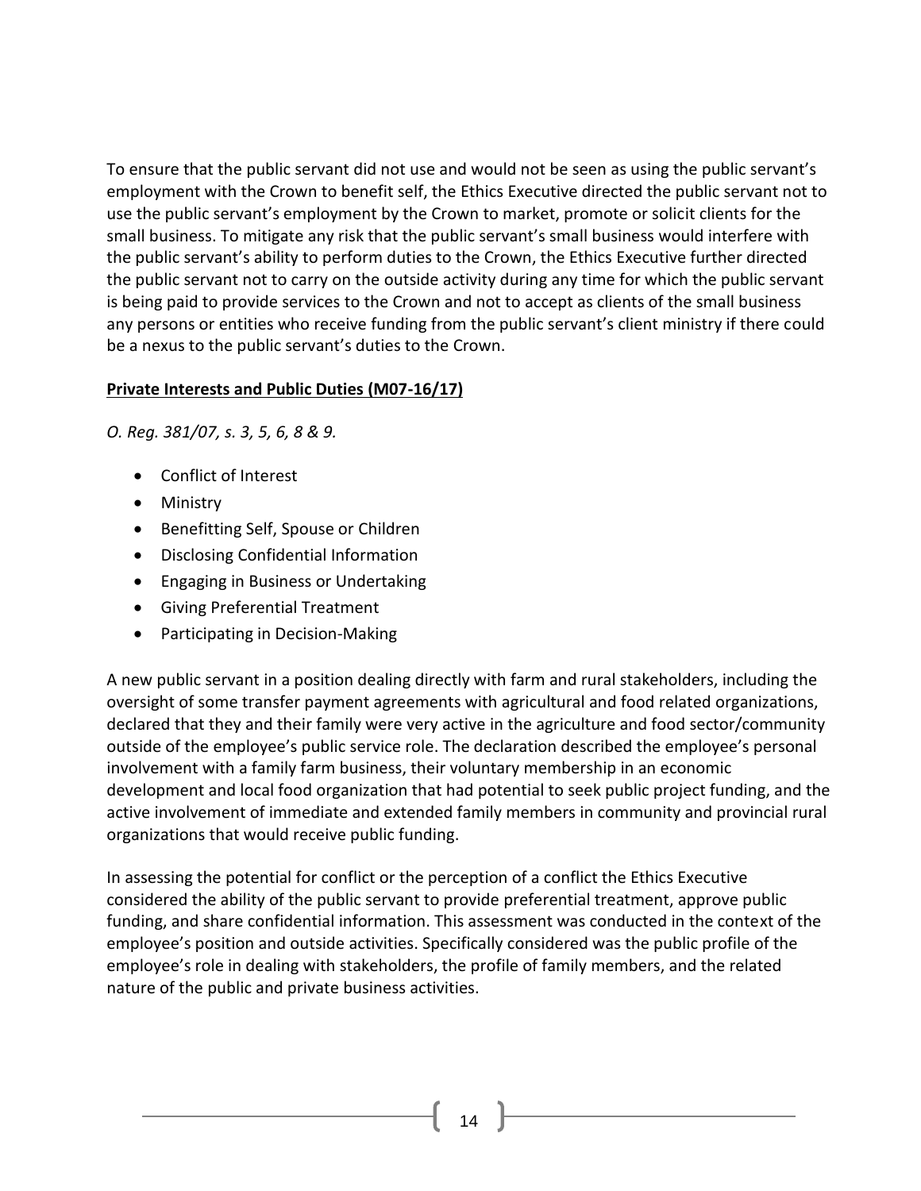To ensure that the public servant did not use and would not be seen as using the public servant's employment with the Crown to benefit self, the Ethics Executive directed the public servant not to use the public servant's employment by the Crown to market, promote or solicit clients for the small business. To mitigate any risk that the public servant's small business would interfere with the public servant's ability to perform duties to the Crown, the Ethics Executive further directed the public servant not to carry on the outside activity during any time for which the public servant is being paid to provide services to the Crown and not to accept as clients of the small business any persons or entities who receive funding from the public servant's client ministry if there could be a nexus to the public servant's duties to the Crown.

**Private Interests and Public Duties (M07-16/17)**

*O. Reg. 381/07, s. 3, 5, 6, 8 & 9.*

- Conflict of Interest
- Ministry
- Benefitting Self, Spouse or Children
- Disclosing Confidential Information
- Engaging in Business or Undertaking
- Giving Preferential Treatment
- Participating in Decision-Making

A new public servant in a position dealing directly with farm and rural stakeholders, including the oversight of some transfer payment agreements with agricultural and food related organizations, declared that they and their family were very active in the agriculture and food sector/community outside of the employee's public service role. The declaration described the employee's personal involvement with a family farm business, their voluntary membership in an economic development and local food organization that had potential to seek public project funding, and the active involvement of immediate and extended family members in community and provincial rural organizations that would receive public funding.

In assessing the potential for conflict or the perception of a conflict the Ethics Executive considered the ability of the public servant to provide preferential treatment, approve public funding, and share confidential information. This assessment was conducted in the context of the employee's position and outside activities. Specifically considered was the public profile of the employee's role in dealing with stakeholders, the profile of family members, and the related nature of the public and private business activities.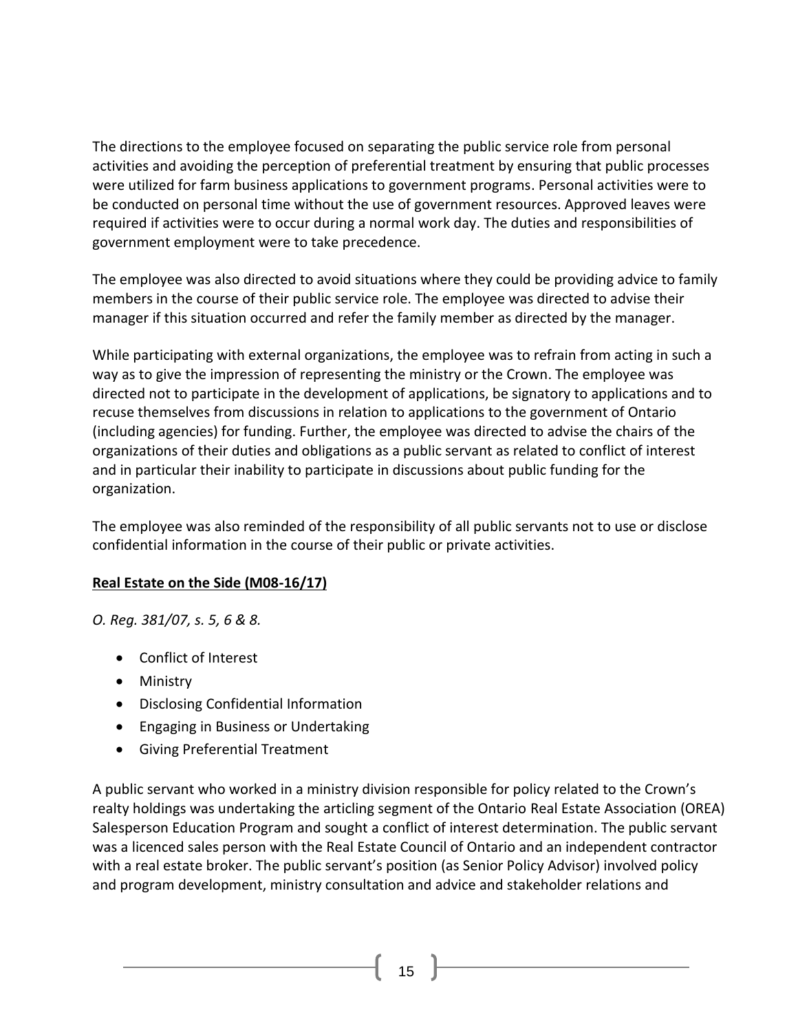The directions to the employee focused on separating the public service role from personal activities and avoiding the perception of preferential treatment by ensuring that public processes were utilized for farm business applications to government programs. Personal activities were to be conducted on personal time without the use of government resources. Approved leaves were required if activities were to occur during a normal work day. The duties and responsibilities of government employment were to take precedence.

The employee was also directed to avoid situations where they could be providing advice to family members in the course of their public service role. The employee was directed to advise their manager if this situation occurred and refer the family member as directed by the manager.

While participating with external organizations, the employee was to refrain from acting in such a way as to give the impression of representing the ministry or the Crown. The employee was directed not to participate in the development of applications, be signatory to applications and to recuse themselves from discussions in relation to applications to the government of Ontario (including agencies) for funding. Further, the employee was directed to advise the chairs of the organizations of their duties and obligations as a public servant as related to conflict of interest and in particular their inability to participate in discussions about public funding for the organization.

The employee was also reminded of the responsibility of all public servants not to use or disclose confidential information in the course of their public or private activities.

**Real Estate on the Side (M08-16/17)**

*O. Reg. 381/07, s. 5, 6 & 8.*

- Conflict of Interest
- Ministry
- Disclosing Confidential Information
- Engaging in Business or Undertaking
- Giving Preferential Treatment

A public servant who worked in a ministry division responsible for policy related to the Crown's realty holdings was undertaking the articling segment of the Ontario Real Estate Association (OREA) Salesperson Education Program and sought a conflict of interest determination. The public servant was a licenced sales person with the Real Estate Council of Ontario and an independent contractor with a real estate broker. The public servant's position (as Senior Policy Advisor) involved policy and program development, ministry consultation and advice and stakeholder relations and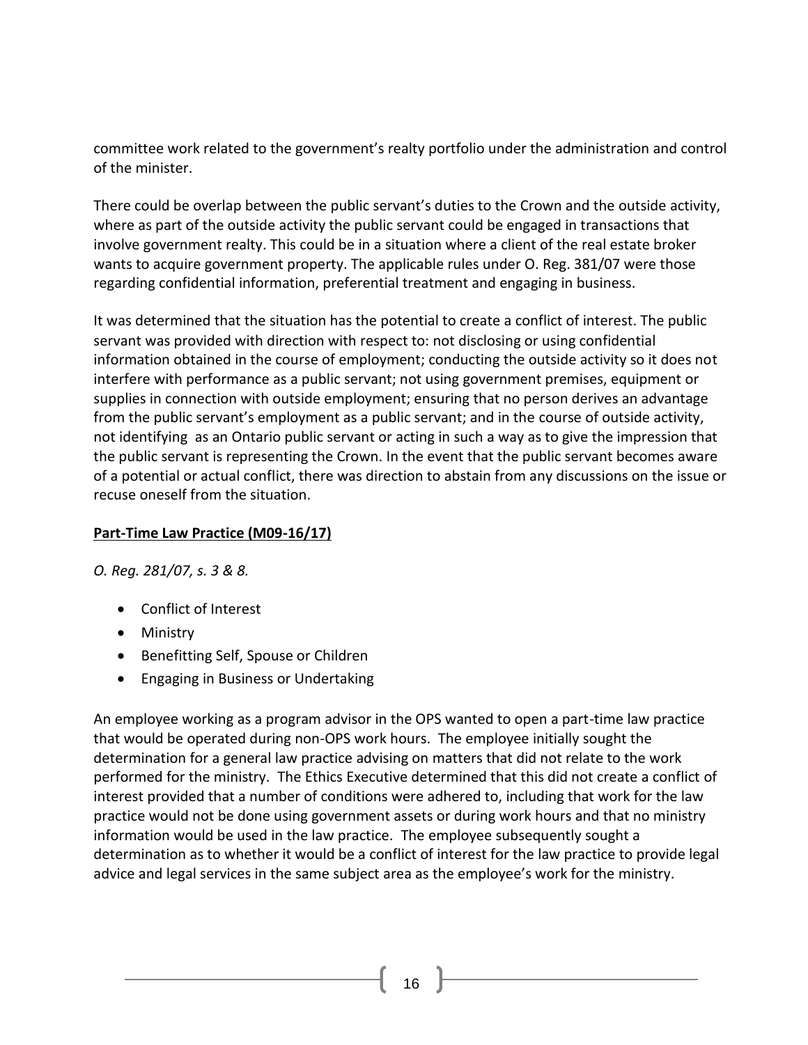committee work related to the government's realty portfolio under the administration and control of the minister.

There could be overlap between the public servant's duties to the Crown and the outside activity, where as part of the outside activity the public servant could be engaged in transactions that involve government realty. This could be in a situation where a client of the real estate broker wants to acquire government property. The applicable rules under O. Reg. 381/07 were those regarding confidential information, preferential treatment and engaging in business.

It was determined that the situation has the potential to create a conflict of interest. The public servant was provided with direction with respect to: not disclosing or using confidential information obtained in the course of employment; conducting the outside activity so it does not interfere with performance as a public servant; not using government premises, equipment or supplies in connection with outside employment; ensuring that no person derives an advantage from the public servant's employment as a public servant; and in the course of outside activity, not identifying as an Ontario public servant or acting in such a way as to give the impression that the public servant is representing the Crown. In the event that the public servant becomes aware of a potential or actual conflict, there was direction to abstain from any discussions on the issue or recuse oneself from the situation.

**Part-Time Law Practice (M09-16/17)**

*O. Reg. 281/07, s. 3 & 8.*

- Conflict of Interest
- Ministry
- Benefitting Self, Spouse or Children
- Engaging in Business or Undertaking

An employee working as a program advisor in the OPS wanted to open a part-time law practice that would be operated during non-OPS work hours. The employee initially sought the determination for a general law practice advising on matters that did not relate to the work performed for the ministry. The Ethics Executive determined that this did not create a conflict of interest provided that a number of conditions were adhered to, including that work for the law practice would not be done using government assets or during work hours and that no ministry information would be used in the law practice. The employee subsequently sought a determination as to whether it would be a conflict of interest for the law practice to provide legal advice and legal services in the same subject area as the employee's work for the ministry.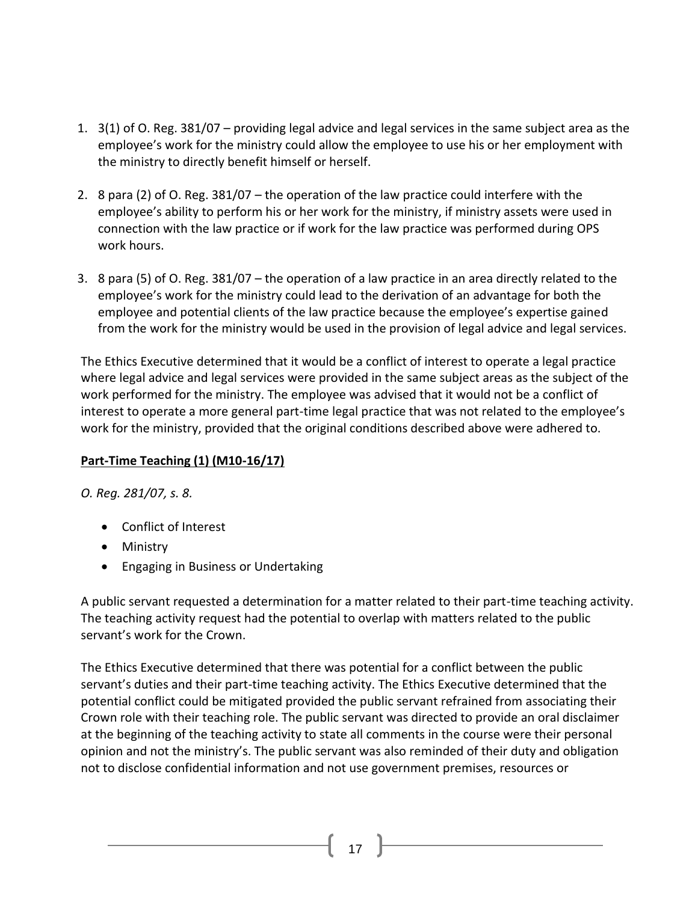1. 3(1) of O. Reg. 381/07 – providing legal advice and legal services in the same subject area as the employee's work for the ministry could allow the employee to use his or her employment with the ministry to directly benefit himself or herself.

2. 8 para (2) of O. Reg. 381/07 – the operation of the law practice could interfere with the employee's ability to perform his or her work for the ministry, if ministry assets were used in connection with the law practice or if work for the law practice was performed during OPS work hours.

3. 8 para (5) of O. Reg. 381/07 – the operation of a law practice in an area directly related to the employee's work for the ministry could lead to the derivation of an advantage for both the employee and potential clients of the law practice because the employee's expertise gained from the work for the ministry would be used in the provision of legal advice and legal services.

The Ethics Executive determined that it would be a conflict of interest to operate a legal practice where legal advice and legal services were provided in the same subject areas as the subject of the work performed for the ministry. The employee was advised that it would not be a conflict of interest to operate a more general part-time legal practice that was not related to the employee's work for the ministry, provided that the original conditions described above were adhered to.

**<u>Part-Time Teaching (1) (M10-16/17)</u>**

*O. Reg. 281/07, s. 8.*

- Conflict of Interest
- Ministry
- Engaging in Business or Undertaking

A public servant requested a determination for a matter related to their part-time teaching activity. The teaching activity request had the potential to overlap with matters related to the public servant's work for the Crown.

The Ethics Executive determined that there was potential for a conflict between the public servant's duties and their part-time teaching activity. The Ethics Executive determined that the potential conflict could be mitigated provided the public servant refrained from associating their Crown role with their teaching role. The public servant was directed to provide an oral disclaimer at the beginning of the teaching activity to state all comments in the course were their personal opinion and not the ministry's. The public servant was also reminded of their duty and obligation not to disclose confidential information and not use government premises, resources or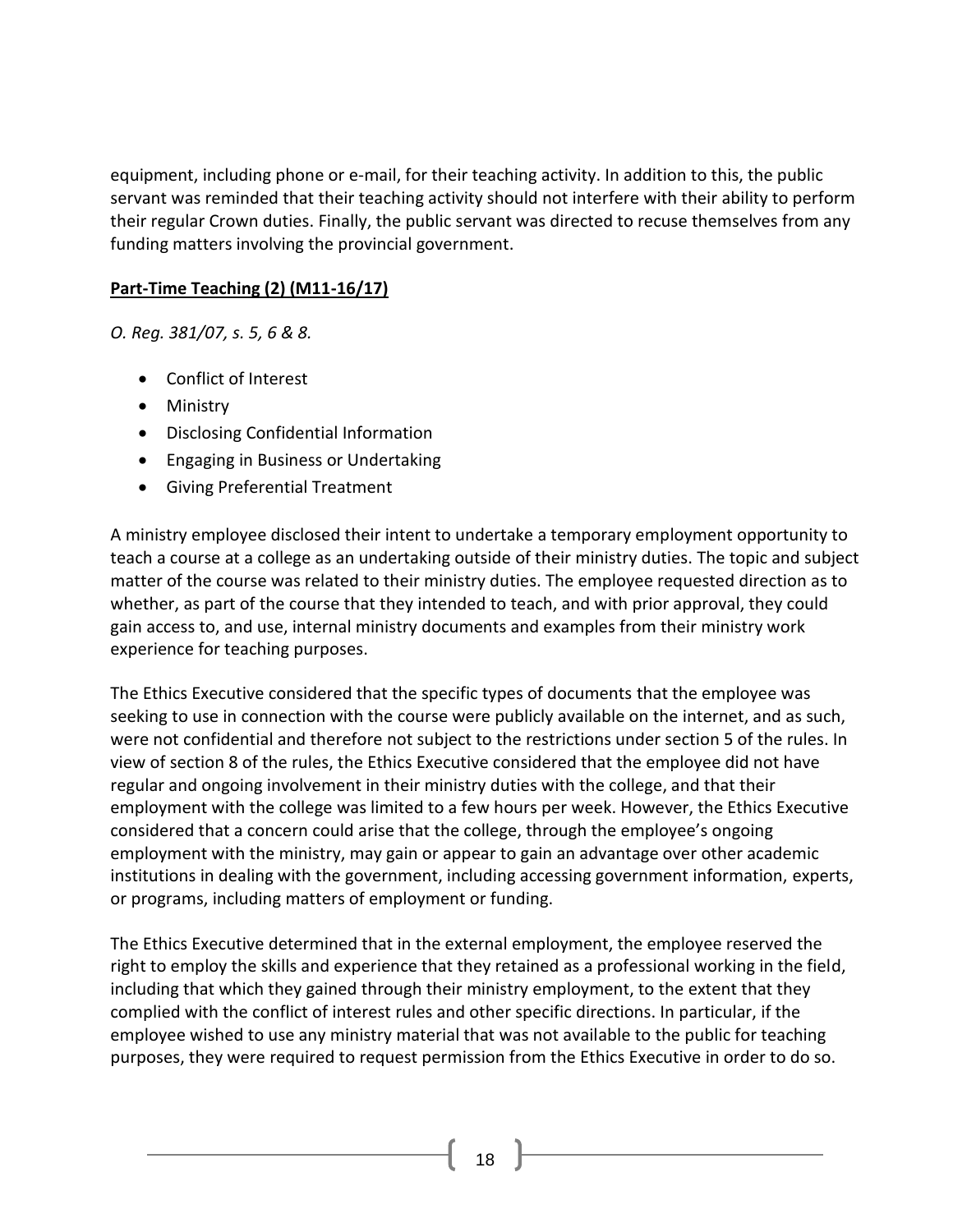equipment, including phone or e-mail, for their teaching activity. In addition to this, the public servant was reminded that their teaching activity should not interfere with their ability to perform their regular Crown duties. Finally, the public servant was directed to recuse themselves from any funding matters involving the provincial government.

**Part-Time Teaching (2) (M11-16/17)**

*O. Reg. 381/07, s. 5, 6 & 8.*

- Conflict of Interest
- Ministry
- Disclosing Confidential Information
- Engaging in Business or Undertaking
- Giving Preferential Treatment

A ministry employee disclosed their intent to undertake a temporary employment opportunity to teach a course at a college as an undertaking outside of their ministry duties. The topic and subject matter of the course was related to their ministry duties. The employee requested direction as to whether, as part of the course that they intended to teach, and with prior approval, they could gain access to, and use, internal ministry documents and examples from their ministry work experience for teaching purposes.

The Ethics Executive considered that the specific types of documents that the employee was seeking to use in connection with the course were publicly available on the internet, and as such, were not confidential and therefore not subject to the restrictions under section 5 of the rules. In view of section 8 of the rules, the Ethics Executive considered that the employee did not have regular and ongoing involvement in their ministry duties with the college, and that their employment with the college was limited to a few hours per week. However, the Ethics Executive considered that a concern could arise that the college, through the employee's ongoing employment with the ministry, may gain or appear to gain an advantage over other academic institutions in dealing with the government, including accessing government information, experts, or programs, including matters of employment or funding.

The Ethics Executive determined that in the external employment, the employee reserved the right to employ the skills and experience that they retained as a professional working in the field, including that which they gained through their ministry employment, to the extent that they complied with the conflict of interest rules and other specific directions. In particular, if the employee wished to use any ministry material that was not available to the public for teaching purposes, they were required to request permission from the Ethics Executive in order to do so.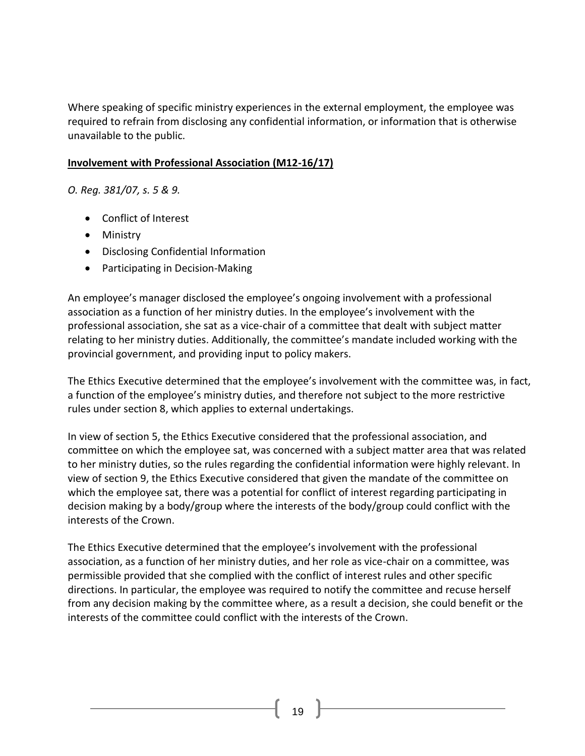Where speaking of specific ministry experiences in the external employment, the employee was required to refrain from disclosing any confidential information, or information that is otherwise unavailable to the public.

**Involvement with Professional Association (M12-16/17)**

*O. Reg. 381/07, s. 5 & 9.*

- Conflict of Interest
- Ministry
- Disclosing Confidential Information
- Participating in Decision-Making

An employee's manager disclosed the employee's ongoing involvement with a professional association as a function of her ministry duties. In the employee's involvement with the professional association, she sat as a vice-chair of a committee that dealt with subject matter relating to her ministry duties. Additionally, the committee's mandate included working with the provincial government, and providing input to policy makers.

The Ethics Executive determined that the employee's involvement with the committee was, in fact, a function of the employee's ministry duties, and therefore not subject to the more restrictive rules under section 8, which applies to external undertakings.

In view of section 5, the Ethics Executive considered that the professional association, and committee on which the employee sat, was concerned with a subject matter area that was related to her ministry duties, so the rules regarding the confidential information were highly relevant. In view of section 9, the Ethics Executive considered that given the mandate of the committee on which the employee sat, there was a potential for conflict of interest regarding participating in decision making by a body/group where the interests of the body/group could conflict with the interests of the Crown.

The Ethics Executive determined that the employee's involvement with the professional association, as a function of her ministry duties, and her role as vice-chair on a committee, was permissible provided that she complied with the conflict of interest rules and other specific directions. In particular, the employee was required to notify the committee and recuse herself from any decision making by the committee where, as a result a decision, she could benefit or the interests of the committee could conflict with the interests of the Crown.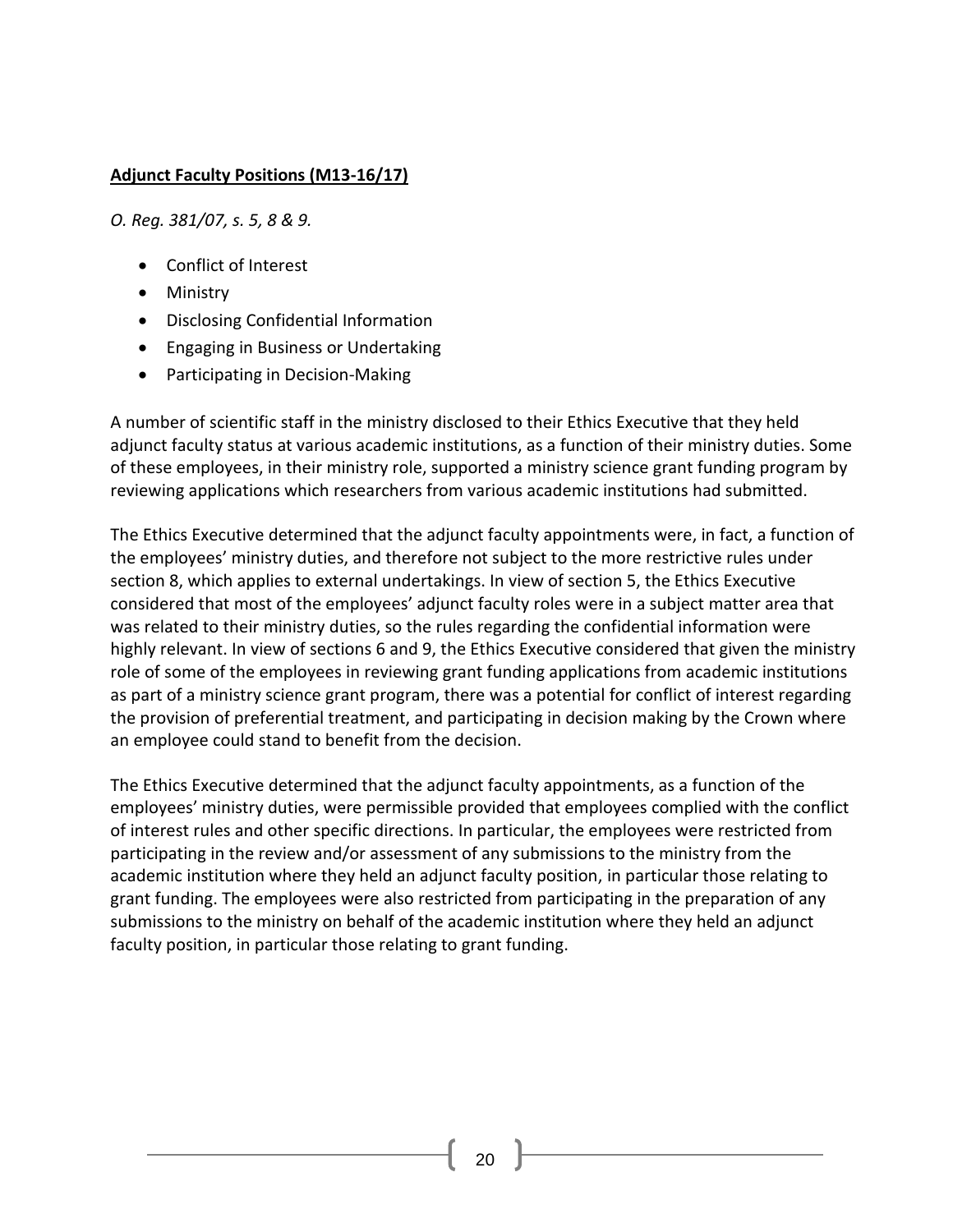**Adjunct Faculty Positions (M13-16/17)**

*O. Reg. 381/07, s. 5, 8 & 9.*

- Conflict of Interest
- Ministry
- Disclosing Confidential Information
- Engaging in Business or Undertaking
- Participating in Decision-Making

A number of scientific staff in the ministry disclosed to their Ethics Executive that they held adjunct faculty status at various academic institutions, as a function of their ministry duties. Some of these employees, in their ministry role, supported a ministry science grant funding program by reviewing applications which researchers from various academic institutions had submitted.

The Ethics Executive determined that the adjunct faculty appointments were, in fact, a function of the employees' ministry duties, and therefore not subject to the more restrictive rules under section 8, which applies to external undertakings. In view of section 5, the Ethics Executive considered that most of the employees' adjunct faculty roles were in a subject matter area that was related to their ministry duties, so the rules regarding the confidential information were highly relevant. In view of sections 6 and 9, the Ethics Executive considered that given the ministry role of some of the employees in reviewing grant funding applications from academic institutions as part of a ministry science grant program, there was a potential for conflict of interest regarding the provision of preferential treatment, and participating in decision making by the Crown where an employee could stand to benefit from the decision.

The Ethics Executive determined that the adjunct faculty appointments, as a function of the employees' ministry duties, were permissible provided that employees complied with the conflict of interest rules and other specific directions. In particular, the employees were restricted from participating in the review and/or assessment of any submissions to the ministry from the academic institution where they held an adjunct faculty position, in particular those relating to grant funding. The employees were also restricted from participating in the preparation of any submissions to the ministry on behalf of the academic institution where they held an adjunct faculty position, in particular those relating to grant funding.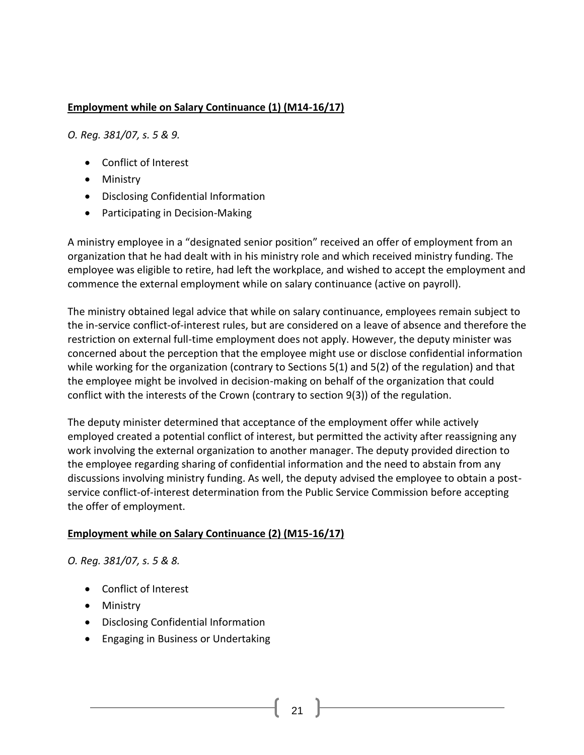**Employment while on Salary Continuance (1) (M14-16/17)**

*O. Reg. 381/07, s. 5 & 9.*

- Conflict of Interest
- Ministry
- Disclosing Confidential Information
- Participating in Decision-Making

A ministry employee in a "designated senior position" received an offer of employment from an organization that he had dealt with in his ministry role and which received ministry funding. The employee was eligible to retire, had left the workplace, and wished to accept the employment and commence the external employment while on salary continuance (active on payroll).

The ministry obtained legal advice that while on salary continuance, employees remain subject to the in-service conflict-of-interest rules, but are considered on a leave of absence and therefore the restriction on external full-time employment does not apply. However, the deputy minister was concerned about the perception that the employee might use or disclose confidential information while working for the organization (contrary to Sections 5(1) and 5(2) of the regulation) and that the employee might be involved in decision-making on behalf of the organization that could conflict with the interests of the Crown (contrary to section 9(3)) of the regulation.

The deputy minister determined that acceptance of the employment offer while actively employed created a potential conflict of interest, but permitted the activity after reassigning any work involving the external organization to another manager. The deputy provided direction to the employee regarding sharing of confidential information and the need to abstain from any discussions involving ministry funding. As well, the deputy advised the employee to obtain a post-service conflict-of-interest determination from the Public Service Commission before accepting the offer of employment.

**Employment while on Salary Continuance (2) (M15-16/17)**

*O. Reg. 381/07, s. 5 & 8.*

- Conflict of Interest
- Ministry
- Disclosing Confidential Information
- Engaging in Business or Undertaking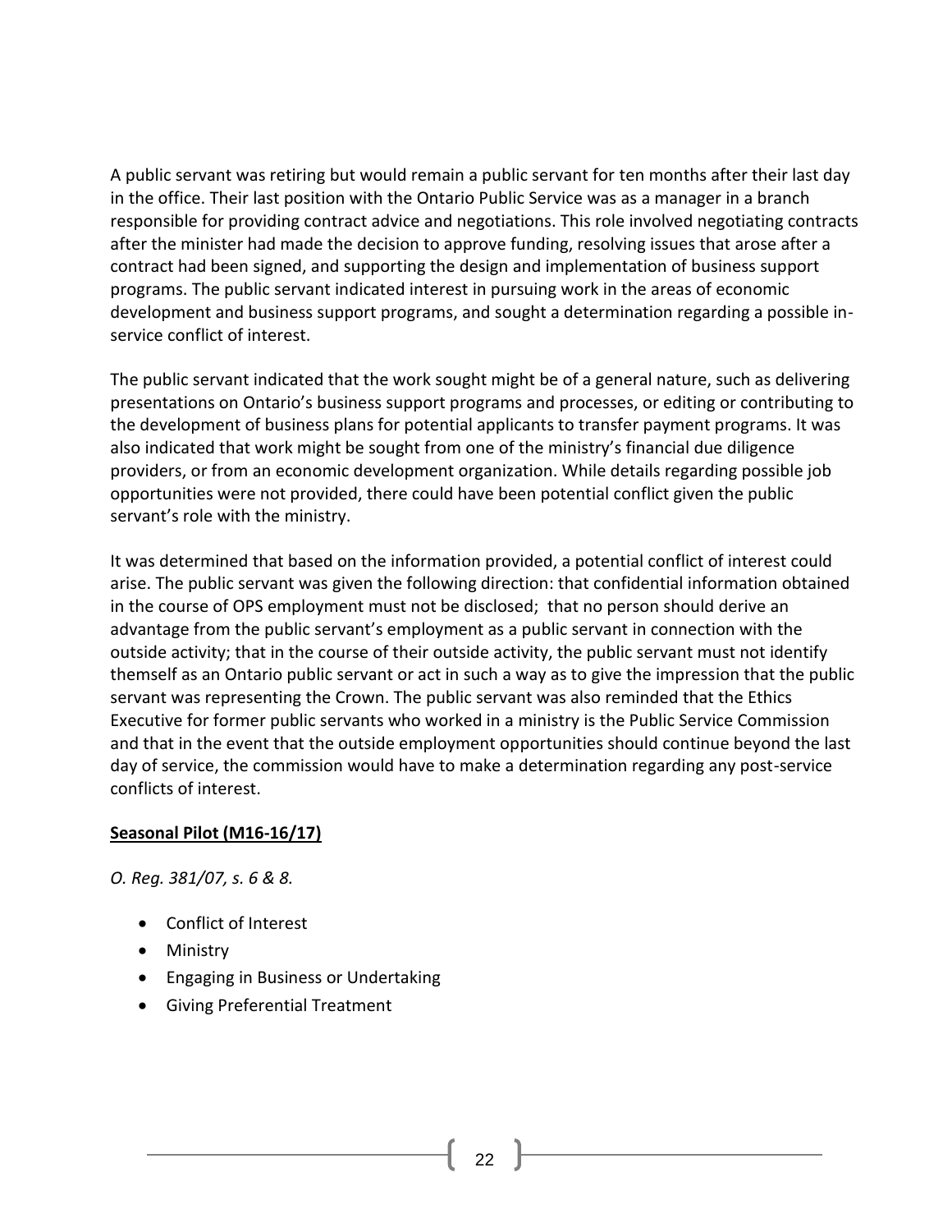A public servant was retiring but would remain a public servant for ten months after their last day in the office. Their last position with the Ontario Public Service was as a manager in a branch responsible for providing contract advice and negotiations. This role involved negotiating contracts after the minister had made the decision to approve funding, resolving issues that arose after a contract had been signed, and supporting the design and implementation of business support programs. The public servant indicated interest in pursuing work in the areas of economic development and business support programs, and sought a determination regarding a possible in-service conflict of interest.

The public servant indicated that the work sought might be of a general nature, such as delivering presentations on Ontario's business support programs and processes, or editing or contributing to the development of business plans for potential applicants to transfer payment programs. It was also indicated that work might be sought from one of the ministry's financial due diligence providers, or from an economic development organization. While details regarding possible job opportunities were not provided, there could have been potential conflict given the public servant's role with the ministry.

It was determined that based on the information provided, a potential conflict of interest could arise. The public servant was given the following direction: that confidential information obtained in the course of OPS employment must not be disclosed; that no person should derive an advantage from the public servant's employment as a public servant in connection with the outside activity; that in the course of their outside activity, the public servant must not identify themself as an Ontario public servant or act in such a way as to give the impression that the public servant was representing the Crown. The public servant was also reminded that the Ethics Executive for former public servants who worked in a ministry is the Public Service Commission and that in the event that the outside employment opportunities should continue beyond the last day of service, the commission would have to make a determination regarding any post-service conflicts of interest.

**Seasonal Pilot (M16-16/17)**

*O. Reg. 381/07, s. 6 & 8.*

- Conflict of Interest
- Ministry
- Engaging in Business or Undertaking
- Giving Preferential Treatment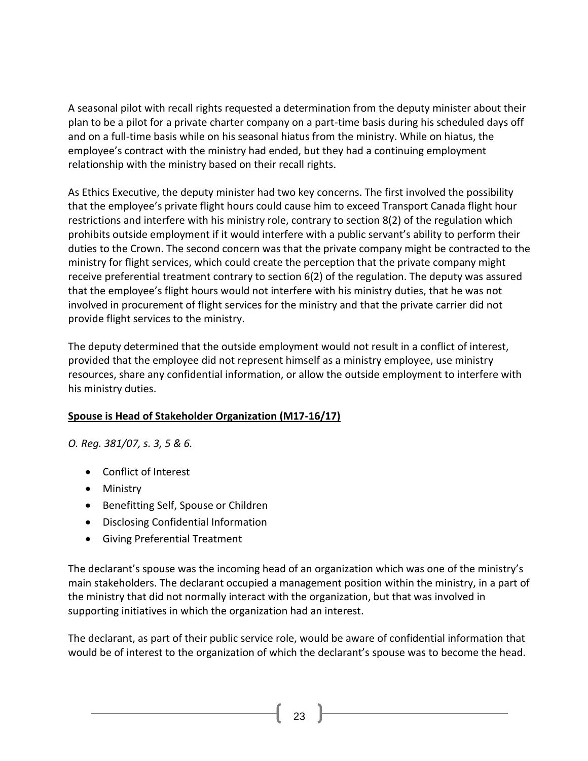A seasonal pilot with recall rights requested a determination from the deputy minister about their plan to be a pilot for a private charter company on a part-time basis during his scheduled days off and on a full-time basis while on his seasonal hiatus from the ministry. While on hiatus, the employee's contract with the ministry had ended, but they had a continuing employment relationship with the ministry based on their recall rights.

As Ethics Executive, the deputy minister had two key concerns. The first involved the possibility that the employee's private flight hours could cause him to exceed Transport Canada flight hour restrictions and interfere with his ministry role, contrary to section 8(2) of the regulation which prohibits outside employment if it would interfere with a public servant's ability to perform their duties to the Crown. The second concern was that the private company might be contracted to the ministry for flight services, which could create the perception that the private company might receive preferential treatment contrary to section 6(2) of the regulation. The deputy was assured that the employee's flight hours would not interfere with his ministry duties, that he was not involved in procurement of flight services for the ministry and that the private carrier did not provide flight services to the ministry.

The deputy determined that the outside employment would not result in a conflict of interest, provided that the employee did not represent himself as a ministry employee, use ministry resources, share any confidential information, or allow the outside employment to interfere with his ministry duties.

**Spouse is Head of Stakeholder Organization (M17-16/17)**

*O. Reg. 381/07, s. 3, 5 & 6.*

- Conflict of Interest
- Ministry
- Benefitting Self, Spouse or Children
- Disclosing Confidential Information
- Giving Preferential Treatment

The declarant's spouse was the incoming head of an organization which was one of the ministry's main stakeholders. The declarant occupied a management position within the ministry, in a part of the ministry that did not normally interact with the organization, but that was involved in supporting initiatives in which the organization had an interest.

The declarant, as part of their public service role, would be aware of confidential information that would be of interest to the organization of which the declarant's spouse was to become the head.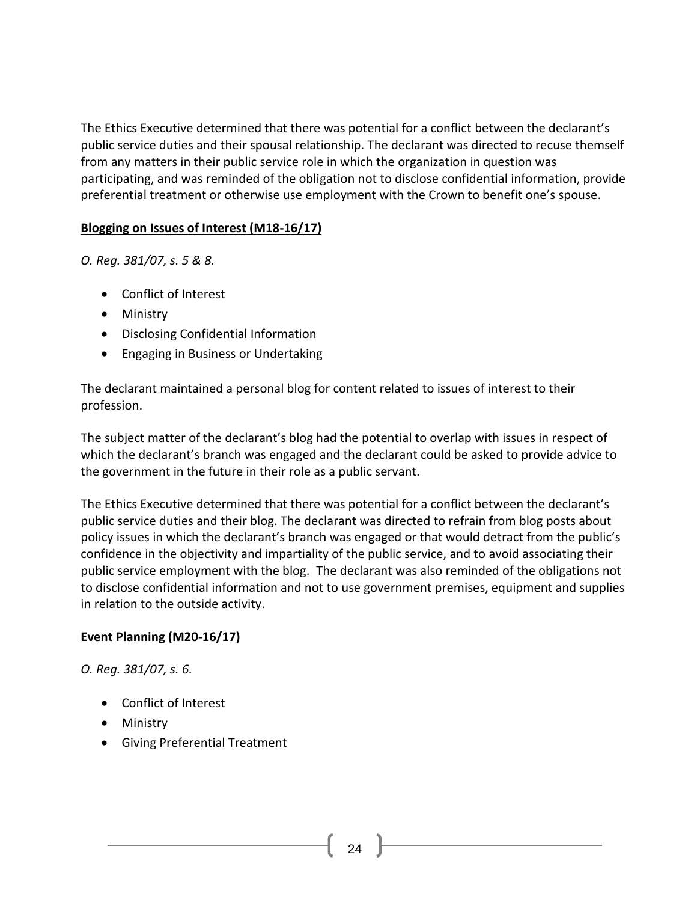The Ethics Executive determined that there was potential for a conflict between the declarant's public service duties and their spousal relationship. The declarant was directed to recuse themself from any matters in their public service role in which the organization in question was participating, and was reminded of the obligation not to disclose confidential information, provide preferential treatment or otherwise use employment with the Crown to benefit one's spouse.

**Blogging on Issues of Interest (M18-16/17)**

*O. Reg. 381/07, s. 5 & 8.*

- Conflict of Interest
- Ministry
- Disclosing Confidential Information
- Engaging in Business or Undertaking

The declarant maintained a personal blog for content related to issues of interest to their profession.

The subject matter of the declarant's blog had the potential to overlap with issues in respect of which the declarant's branch was engaged and the declarant could be asked to provide advice to the government in the future in their role as a public servant.

The Ethics Executive determined that there was potential for a conflict between the declarant's public service duties and their blog. The declarant was directed to refrain from blog posts about policy issues in which the declarant's branch was engaged or that would detract from the public's confidence in the objectivity and impartiality of the public service, and to avoid associating their public service employment with the blog. The declarant was also reminded of the obligations not to disclose confidential information and not to use government premises, equipment and supplies in relation to the outside activity.

**Event Planning (M20-16/17)**

*O. Reg. 381/07, s. 6.*

- Conflict of Interest
- Ministry
- Giving Preferential Treatment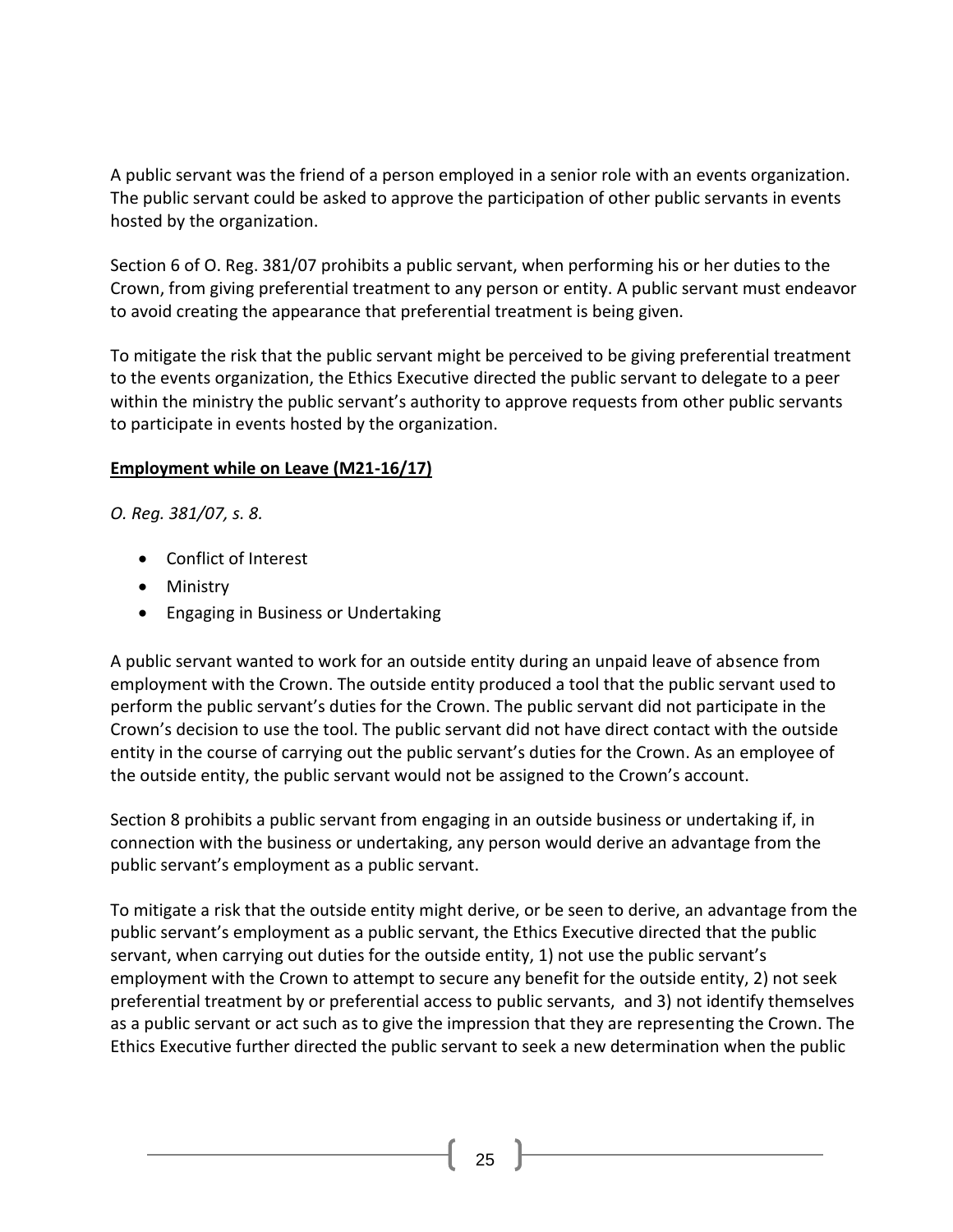A public servant was the friend of a person employed in a senior role with an events organization. The public servant could be asked to approve the participation of other public servants in events hosted by the organization.

Section 6 of O. Reg. 381/07 prohibits a public servant, when performing his or her duties to the Crown, from giving preferential treatment to any person or entity. A public servant must endeavor to avoid creating the appearance that preferential treatment is being given.

To mitigate the risk that the public servant might be perceived to be giving preferential treatment to the events organization, the Ethics Executive directed the public servant to delegate to a peer within the ministry the public servant's authority to approve requests from other public servants to participate in events hosted by the organization.

**Employment while on Leave (M21-16/17)**

*O. Reg. 381/07, s. 8.*

- Conflict of Interest
- Ministry
- Engaging in Business or Undertaking

A public servant wanted to work for an outside entity during an unpaid leave of absence from employment with the Crown. The outside entity produced a tool that the public servant used to perform the public servant's duties for the Crown. The public servant did not participate in the Crown's decision to use the tool. The public servant did not have direct contact with the outside entity in the course of carrying out the public servant's duties for the Crown. As an employee of the outside entity, the public servant would not be assigned to the Crown's account.

Section 8 prohibits a public servant from engaging in an outside business or undertaking if, in connection with the business or undertaking, any person would derive an advantage from the public servant's employment as a public servant.

To mitigate a risk that the outside entity might derive, or be seen to derive, an advantage from the public servant's employment as a public servant, the Ethics Executive directed that the public servant, when carrying out duties for the outside entity, 1) not use the public servant's employment with the Crown to attempt to secure any benefit for the outside entity, 2) not seek preferential treatment by or preferential access to public servants, and 3) not identify themselves as a public servant or act such as to give the impression that they are representing the Crown. The Ethics Executive further directed the public servant to seek a new determination when the public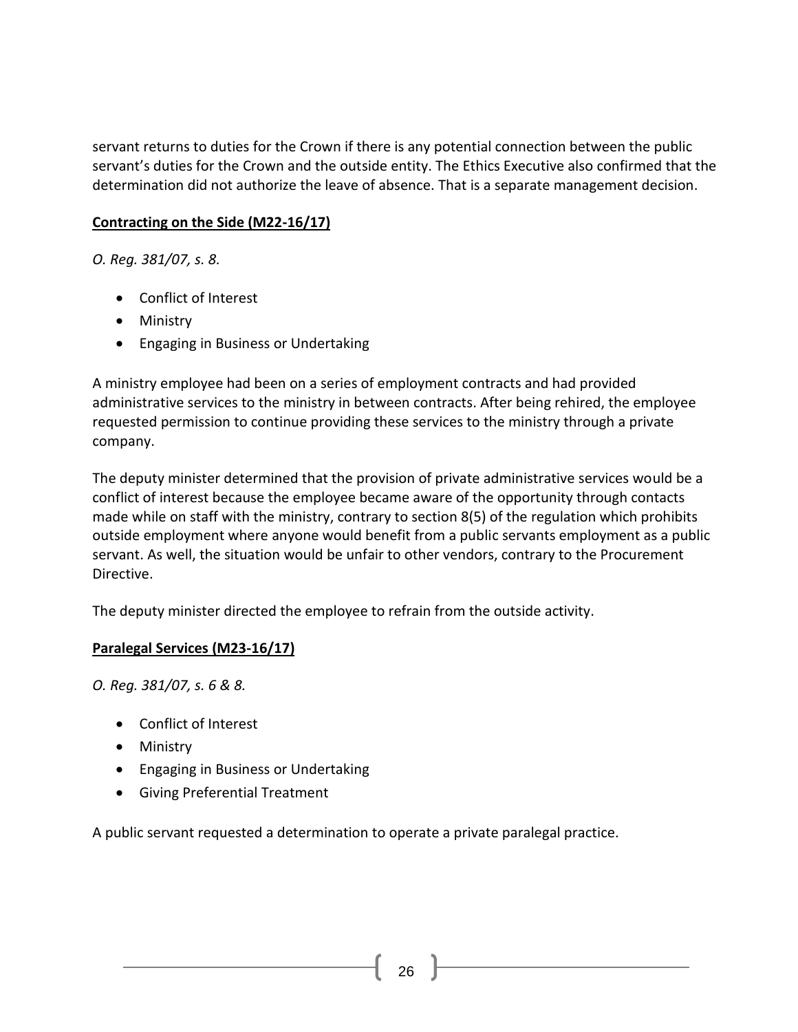servant returns to duties for the Crown if there is any potential connection between the public servant's duties for the Crown and the outside entity. The Ethics Executive also confirmed that the determination did not authorize the leave of absence. That is a separate management decision.

**Contracting on the Side (M22-16/17)**

*O. Reg. 381/07, s. 8.*

- Conflict of Interest
- Ministry
- Engaging in Business or Undertaking

A ministry employee had been on a series of employment contracts and had provided administrative services to the ministry in between contracts. After being rehired, the employee requested permission to continue providing these services to the ministry through a private company.

The deputy minister determined that the provision of private administrative services would be a conflict of interest because the employee became aware of the opportunity through contacts made while on staff with the ministry, contrary to section 8(5) of the regulation which prohibits outside employment where anyone would benefit from a public servants employment as a public servant. As well, the situation would be unfair to other vendors, contrary to the Procurement Directive.

The deputy minister directed the employee to refrain from the outside activity.

**Paralegal Services (M23-16/17)**

*O. Reg. 381/07, s. 6 & 8.*

- Conflict of Interest
- Ministry
- Engaging in Business or Undertaking
- Giving Preferential Treatment

A public servant requested a determination to operate a private paralegal practice.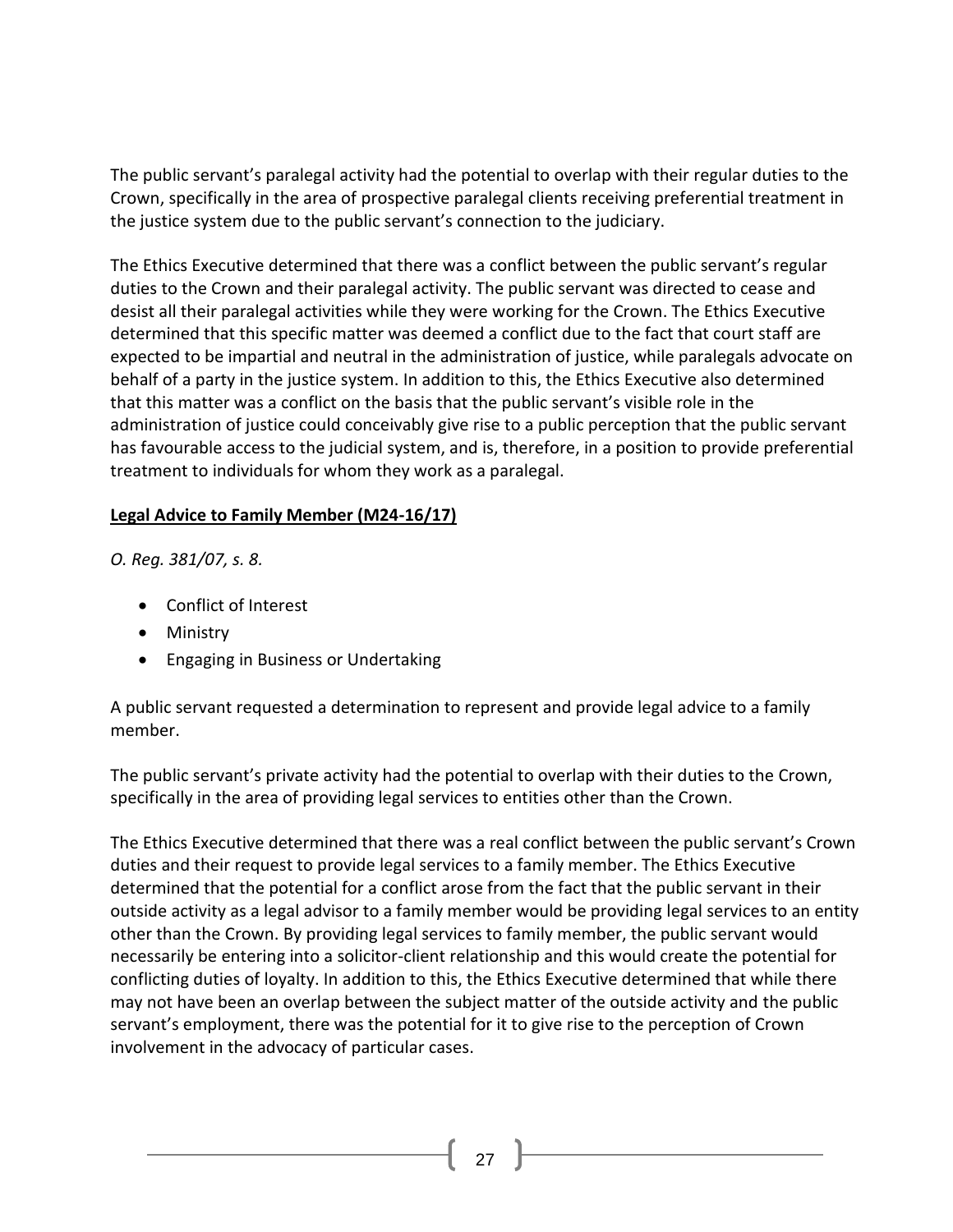The public servant's paralegal activity had the potential to overlap with their regular duties to the Crown, specifically in the area of prospective paralegal clients receiving preferential treatment in the justice system due to the public servant's connection to the judiciary.

The Ethics Executive determined that there was a conflict between the public servant's regular duties to the Crown and their paralegal activity. The public servant was directed to cease and desist all their paralegal activities while they were working for the Crown. The Ethics Executive determined that this specific matter was deemed a conflict due to the fact that court staff are expected to be impartial and neutral in the administration of justice, while paralegals advocate on behalf of a party in the justice system. In addition to this, the Ethics Executive also determined that this matter was a conflict on the basis that the public servant's visible role in the administration of justice could conceivably give rise to a public perception that the public servant has favourable access to the judicial system, and is, therefore, in a position to provide preferential treatment to individuals for whom they work as a paralegal.

**Legal Advice to Family Member (M24-16/17)**

*O. Reg. 381/07, s. 8.*

- Conflict of Interest
- Ministry
- Engaging in Business or Undertaking

A public servant requested a determination to represent and provide legal advice to a family member.

The public servant's private activity had the potential to overlap with their duties to the Crown, specifically in the area of providing legal services to entities other than the Crown.

The Ethics Executive determined that there was a real conflict between the public servant's Crown duties and their request to provide legal services to a family member. The Ethics Executive determined that the potential for a conflict arose from the fact that the public servant in their outside activity as a legal advisor to a family member would be providing legal services to an entity other than the Crown. By providing legal services to family member, the public servant would necessarily be entering into a solicitor-client relationship and this would create the potential for conflicting duties of loyalty. In addition to this, the Ethics Executive determined that while there may not have been an overlap between the subject matter of the outside activity and the public servant's employment, there was the potential for it to give rise to the perception of Crown involvement in the advocacy of particular cases.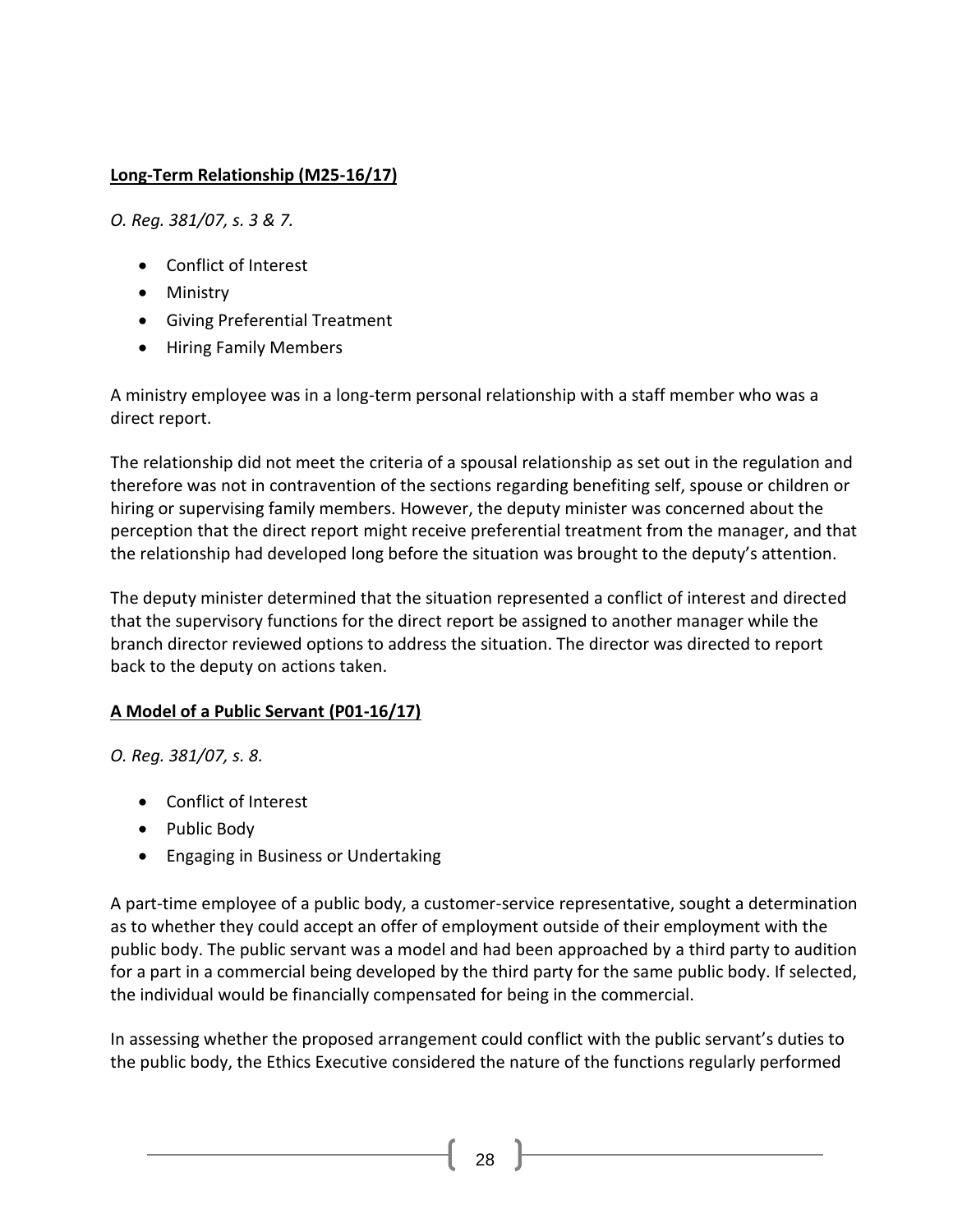**Long-Term Relationship (M25-16/17)**

*O. Reg. 381/07, s. 3 & 7.*

- Conflict of Interest
- Ministry
- Giving Preferential Treatment
- Hiring Family Members

A ministry employee was in a long-term personal relationship with a staff member who was a direct report.

The relationship did not meet the criteria of a spousal relationship as set out in the regulation and therefore was not in contravention of the sections regarding benefiting self, spouse or children or hiring or supervising family members. However, the deputy minister was concerned about the perception that the direct report might receive preferential treatment from the manager, and that the relationship had developed long before the situation was brought to the deputy's attention.

The deputy minister determined that the situation represented a conflict of interest and directed that the supervisory functions for the direct report be assigned to another manager while the branch director reviewed options to address the situation. The director was directed to report back to the deputy on actions taken.

**A Model of a Public Servant (P01-16/17)**

*O. Reg. 381/07, s. 8.*

- Conflict of Interest
- Public Body
- Engaging in Business or Undertaking

A part-time employee of a public body, a customer-service representative, sought a determination as to whether they could accept an offer of employment outside of their employment with the public body. The public servant was a model and had been approached by a third party to audition for a part in a commercial being developed by the third party for the same public body. If selected, the individual would be financially compensated for being in the commercial.

In assessing whether the proposed arrangement could conflict with the public servant's duties to the public body, the Ethics Executive considered the nature of the functions regularly performed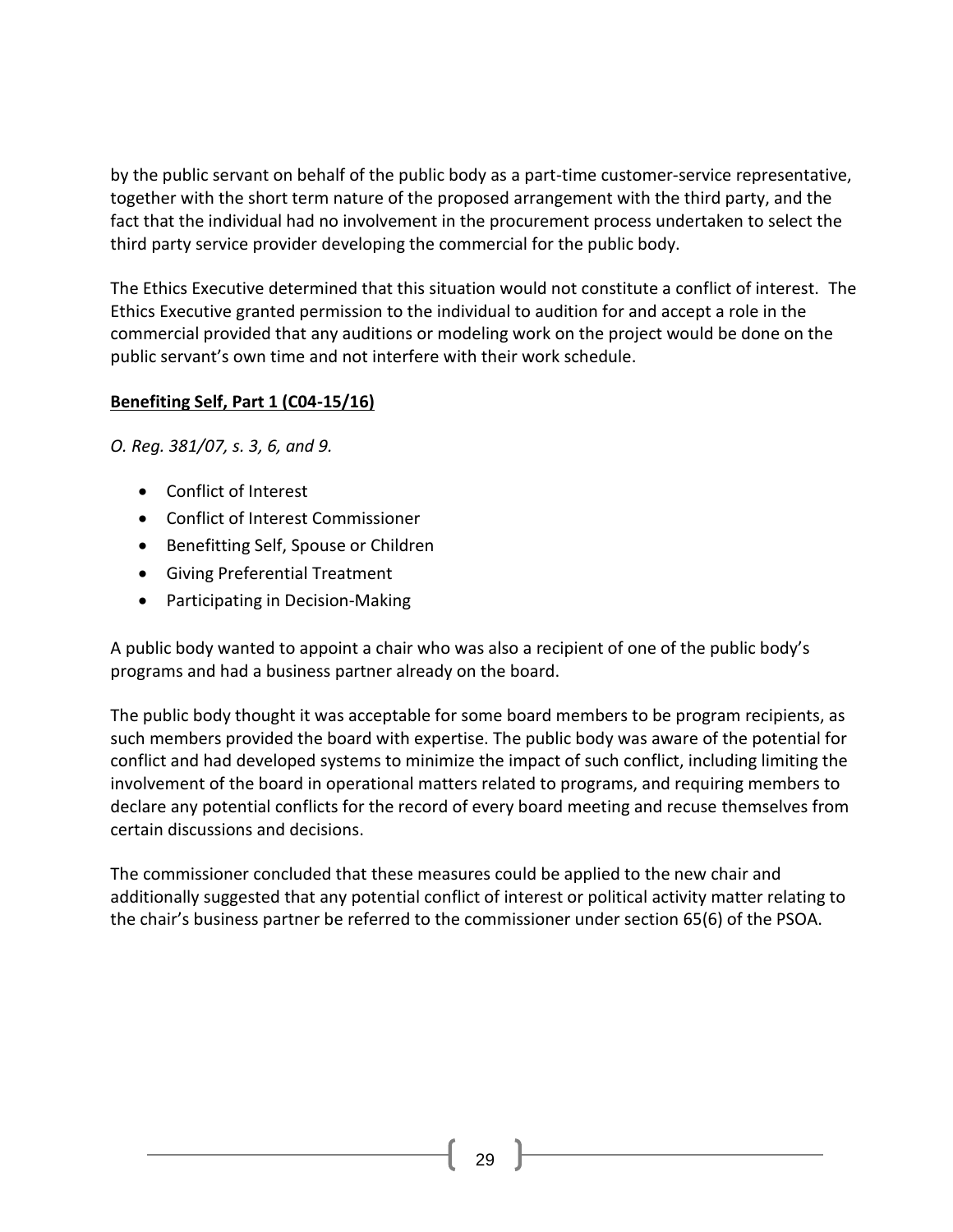by the public servant on behalf of the public body as a part-time customer-service representative, together with the short term nature of the proposed arrangement with the third party, and the fact that the individual had no involvement in the procurement process undertaken to select the third party service provider developing the commercial for the public body.

The Ethics Executive determined that this situation would not constitute a conflict of interest. The Ethics Executive granted permission to the individual to audition for and accept a role in the commercial provided that any auditions or modeling work on the project would be done on the public servant's own time and not interfere with their work schedule.

**Benefiting Self, Part 1 (C04-15/16)**

*O. Reg. 381/07, s. 3, 6, and 9.*

- Conflict of Interest
- Conflict of Interest Commissioner
- Benefitting Self, Spouse or Children
- Giving Preferential Treatment
- Participating in Decision-Making

A public body wanted to appoint a chair who was also a recipient of one of the public body's programs and had a business partner already on the board.

The public body thought it was acceptable for some board members to be program recipients, as such members provided the board with expertise. The public body was aware of the potential for conflict and had developed systems to minimize the impact of such conflict, including limiting the involvement of the board in operational matters related to programs, and requiring members to declare any potential conflicts for the record of every board meeting and recuse themselves from certain discussions and decisions.

The commissioner concluded that these measures could be applied to the new chair and additionally suggested that any potential conflict of interest or political activity matter relating to the chair's business partner be referred to the commissioner under section 65(6) of the PSOA.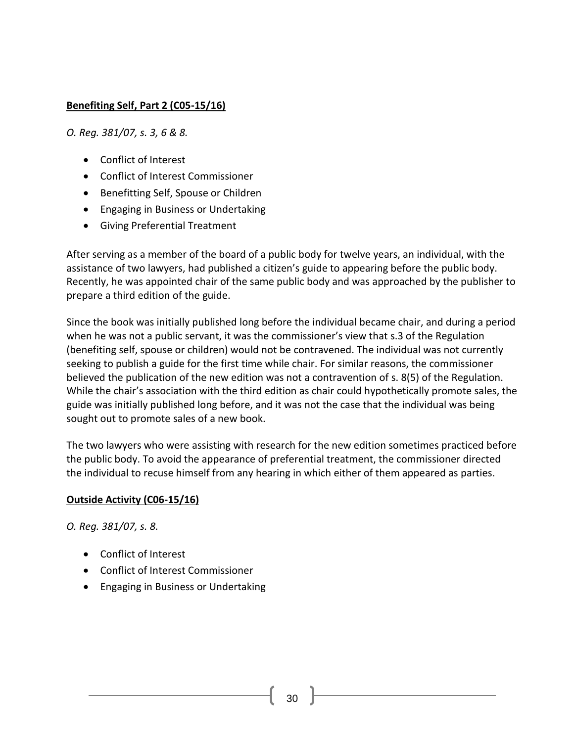**Benefiting Self, Part 2 (C05-15/16)**

*O. Reg. 381/07, s. 3, 6 & 8.*

- Conflict of Interest
- Conflict of Interest Commissioner
- Benefitting Self, Spouse or Children
- Engaging in Business or Undertaking
- Giving Preferential Treatment

After serving as a member of the board of a public body for twelve years, an individual, with the assistance of two lawyers, had published a citizen's guide to appearing before the public body. Recently, he was appointed chair of the same public body and was approached by the publisher to prepare a third edition of the guide.

Since the book was initially published long before the individual became chair, and during a period when he was not a public servant, it was the commissioner's view that s.3 of the Regulation (benefiting self, spouse or children) would not be contravened. The individual was not currently seeking to publish a guide for the first time while chair. For similar reasons, the commissioner believed the publication of the new edition was not a contravention of s. 8(5) of the Regulation. While the chair's association with the third edition as chair could hypothetically promote sales, the guide was initially published long before, and it was not the case that the individual was being sought out to promote sales of a new book.

The two lawyers who were assisting with research for the new edition sometimes practiced before the public body. To avoid the appearance of preferential treatment, the commissioner directed the individual to recuse himself from any hearing in which either of them appeared as parties.

**Outside Activity (C06-15/16)**

*O. Reg. 381/07, s. 8.*

- Conflict of Interest
- Conflict of Interest Commissioner
- Engaging in Business or Undertaking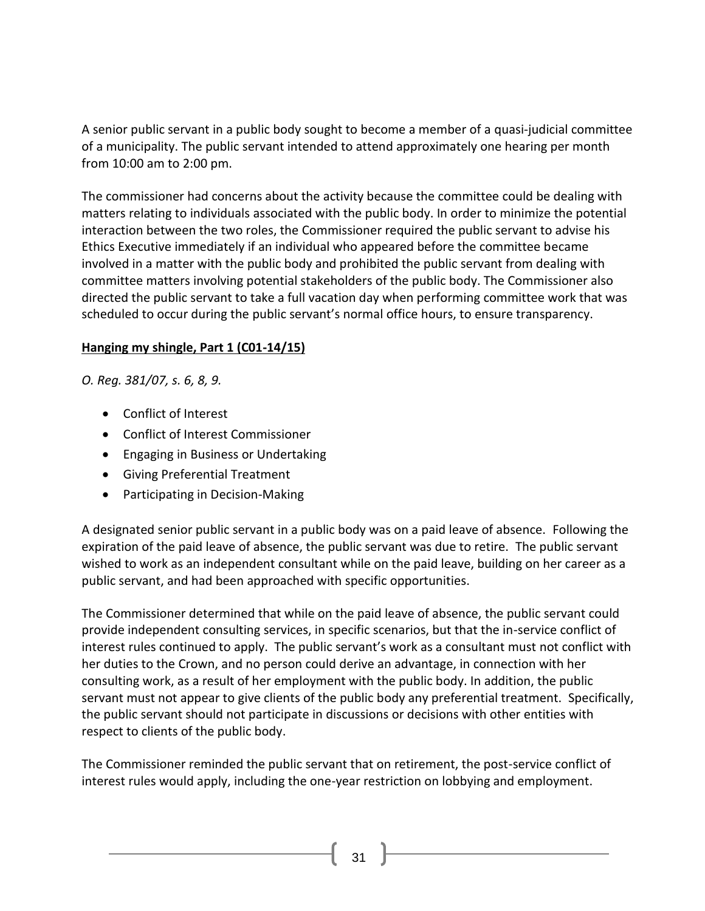A senior public servant in a public body sought to become a member of a quasi-judicial committee of a municipality. The public servant intended to attend approximately one hearing per month from 10:00 am to 2:00 pm.

The commissioner had concerns about the activity because the committee could be dealing with matters relating to individuals associated with the public body. In order to minimize the potential interaction between the two roles, the Commissioner required the public servant to advise his Ethics Executive immediately if an individual who appeared before the committee became involved in a matter with the public body and prohibited the public servant from dealing with committee matters involving potential stakeholders of the public body. The Commissioner also directed the public servant to take a full vacation day when performing committee work that was scheduled to occur during the public servant's normal office hours, to ensure transparency.

### Hanging my shingle, Part 1 (C01-14/15)

*O. Reg. 381/07, s. 6, 8, 9.*

- Conflict of Interest
- Conflict of Interest Commissioner
- Engaging in Business or Undertaking
- Giving Preferential Treatment
- Participating in Decision-Making

A designated senior public servant in a public body was on a paid leave of absence. Following the expiration of the paid leave of absence, the public servant was due to retire. The public servant wished to work as an independent consultant while on the paid leave, building on her career as a public servant, and had been approached with specific opportunities.

The Commissioner determined that while on the paid leave of absence, the public servant could provide independent consulting services, in specific scenarios, but that the in-service conflict of interest rules continued to apply. The public servant's work as a consultant must not conflict with her duties to the Crown, and no person could derive an advantage, in connection with her consulting work, as a result of her employment with the public body. In addition, the public servant must not appear to give clients of the public body any preferential treatment. Specifically, the public servant should not participate in discussions or decisions with other entities with respect to clients of the public body.

The Commissioner reminded the public servant that on retirement, the post-service conflict of interest rules would apply, including the one-year restriction on lobbying and employment.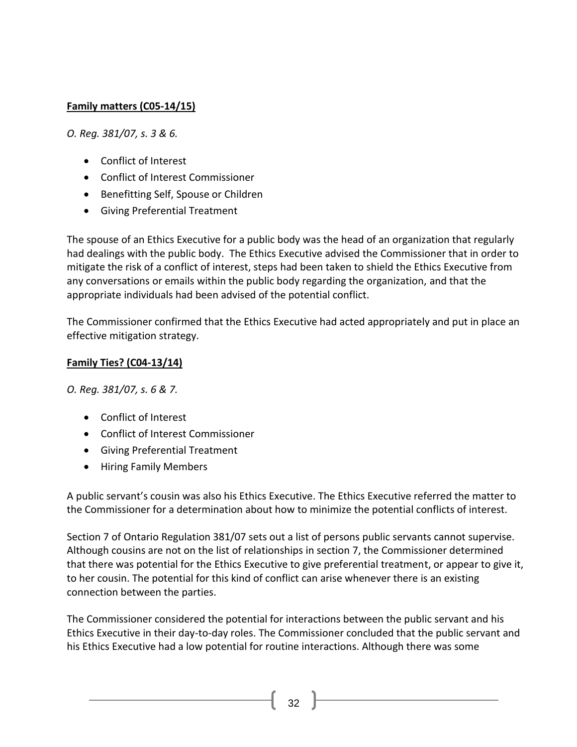**<u>Family matters (C05-14/15)</u>**

*O. Reg. 381/07, s. 3 & 6.*

- Conflict of Interest
- Conflict of Interest Commissioner
- Benefitting Self, Spouse or Children
- Giving Preferential Treatment

The spouse of an Ethics Executive for a public body was the head of an organization that regularly had dealings with the public body. The Ethics Executive advised the Commissioner that in order to mitigate the risk of a conflict of interest, steps had been taken to shield the Ethics Executive from any conversations or emails within the public body regarding the organization, and that the appropriate individuals had been advised of the potential conflict.

The Commissioner confirmed that the Ethics Executive had acted appropriately and put in place an effective mitigation strategy.

**<u>Family Ties? (C04-13/14)</u>**

*O. Reg. 381/07, s. 6 & 7.*

- Conflict of Interest
- Conflict of Interest Commissioner
- Giving Preferential Treatment
- Hiring Family Members

A public servant's cousin was also his Ethics Executive. The Ethics Executive referred the matter to the Commissioner for a determination about how to minimize the potential conflicts of interest.

Section 7 of Ontario Regulation 381/07 sets out a list of persons public servants cannot supervise. Although cousins are not on the list of relationships in section 7, the Commissioner determined that there was potential for the Ethics Executive to give preferential treatment, or appear to give it, to her cousin. The potential for this kind of conflict can arise whenever there is an existing connection between the parties.

The Commissioner considered the potential for interactions between the public servant and his Ethics Executive in their day-to-day roles. The Commissioner concluded that the public servant and his Ethics Executive had a low potential for routine interactions. Although there was some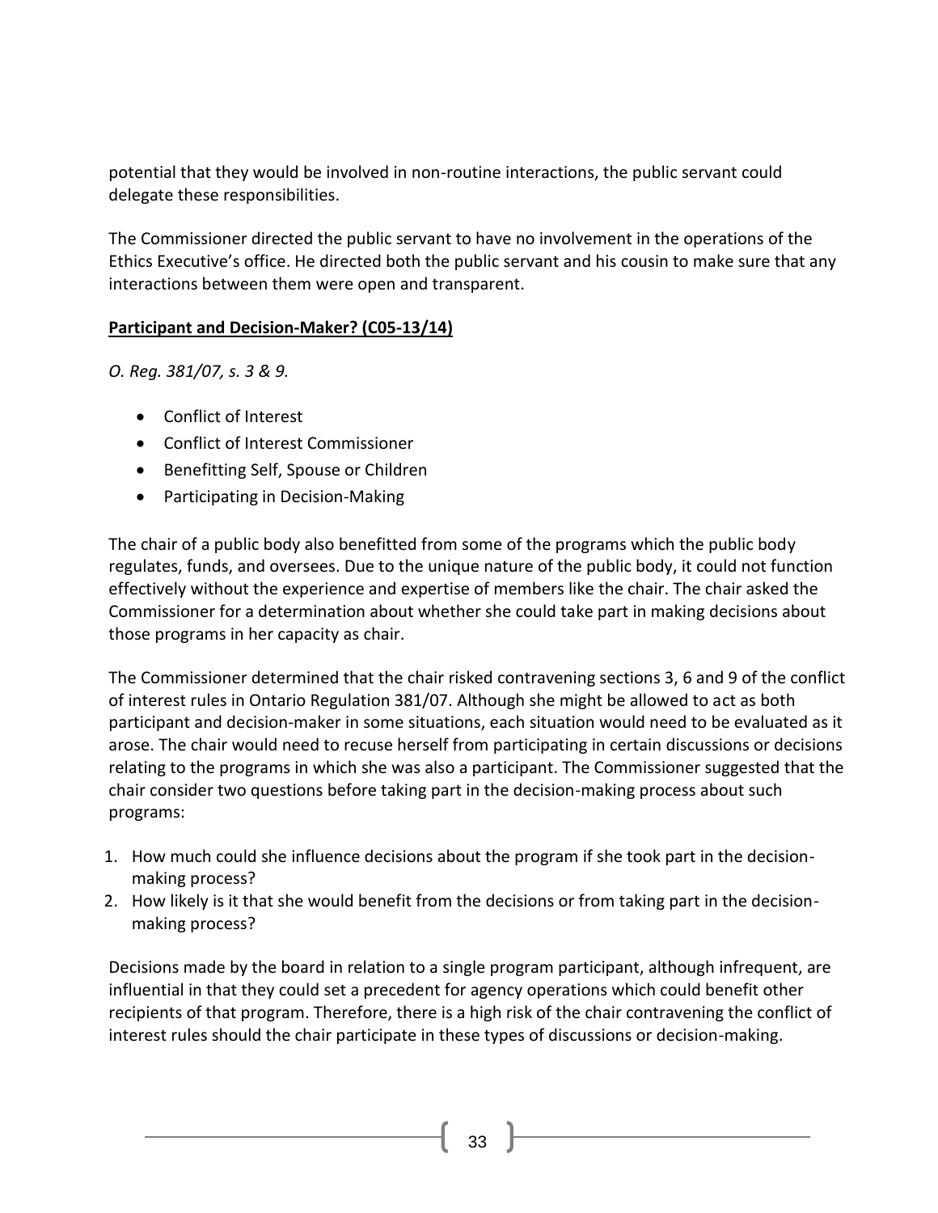potential that they would be involved in non-routine interactions, the public servant could delegate these responsibilities.

The Commissioner directed the public servant to have no involvement in the operations of the Ethics Executive's office. He directed both the public servant and his cousin to make sure that any interactions between them were open and transparent.

### Participant and Decision-Maker? (C05-13/14)

*O. Reg. 381/07, s. 3 & 9.*

- Conflict of Interest
- Conflict of Interest Commissioner
- Benefitting Self, Spouse or Children
- Participating in Decision-Making

The chair of a public body also benefitted from some of the programs which the public body regulates, funds, and oversees. Due to the unique nature of the public body, it could not function effectively without the experience and expertise of members like the chair. The chair asked the Commissioner for a determination about whether she could take part in making decisions about those programs in her capacity as chair.

The Commissioner determined that the chair risked contravening sections 3, 6 and 9 of the conflict of interest rules in Ontario Regulation 381/07. Although she might be allowed to act as both participant and decision-maker in some situations, each situation would need to be evaluated as it arose. The chair would need to recuse herself from participating in certain discussions or decisions relating to the programs in which she was also a participant. The Commissioner suggested that the chair consider two questions before taking part in the decision-making process about such programs:

1. How much could she influence decisions about the program if she took part in the decision-making process?
2. How likely is it that she would benefit from the decisions or from taking part in the decision-making process?

Decisions made by the board in relation to a single program participant, although infrequent, are influential in that they could set a precedent for agency operations which could benefit other recipients of that program. Therefore, there is a high risk of the chair contravening the conflict of interest rules should the chair participate in these types of discussions or decision-making.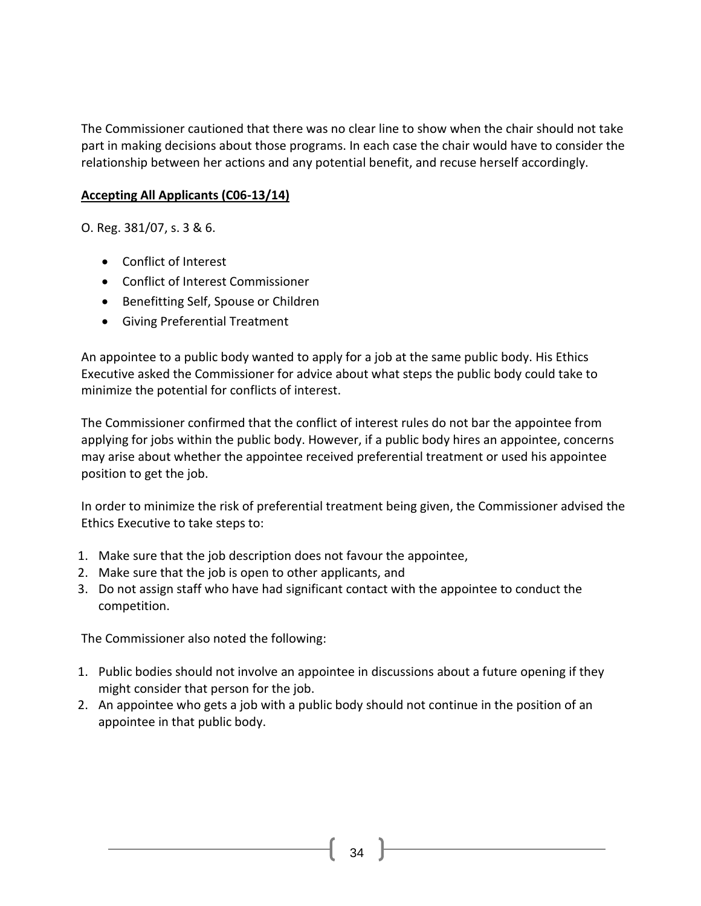The Commissioner cautioned that there was no clear line to show when the chair should not take part in making decisions about those programs. In each case the chair would have to consider the relationship between her actions and any potential benefit, and recuse herself accordingly.

**Accepting All Applicants (C06-13/14)**

O. Reg. 381/07, s. 3 & 6.

- Conflict of Interest
- Conflict of Interest Commissioner
- Benefitting Self, Spouse or Children
- Giving Preferential Treatment

An appointee to a public body wanted to apply for a job at the same public body. His Ethics Executive asked the Commissioner for advice about what steps the public body could take to minimize the potential for conflicts of interest.

The Commissioner confirmed that the conflict of interest rules do not bar the appointee from applying for jobs within the public body. However, if a public body hires an appointee, concerns may arise about whether the appointee received preferential treatment or used his appointee position to get the job.

In order to minimize the risk of preferential treatment being given, the Commissioner advised the Ethics Executive to take steps to:

1. Make sure that the job description does not favour the appointee,
2. Make sure that the job is open to other applicants, and
3. Do not assign staff who have had significant contact with the appointee to conduct the competition.

The Commissioner also noted the following:

1. Public bodies should not involve an appointee in discussions about a future opening if they might consider that person for the job.
2. An appointee who gets a job with a public body should not continue in the position of an appointee in that public body.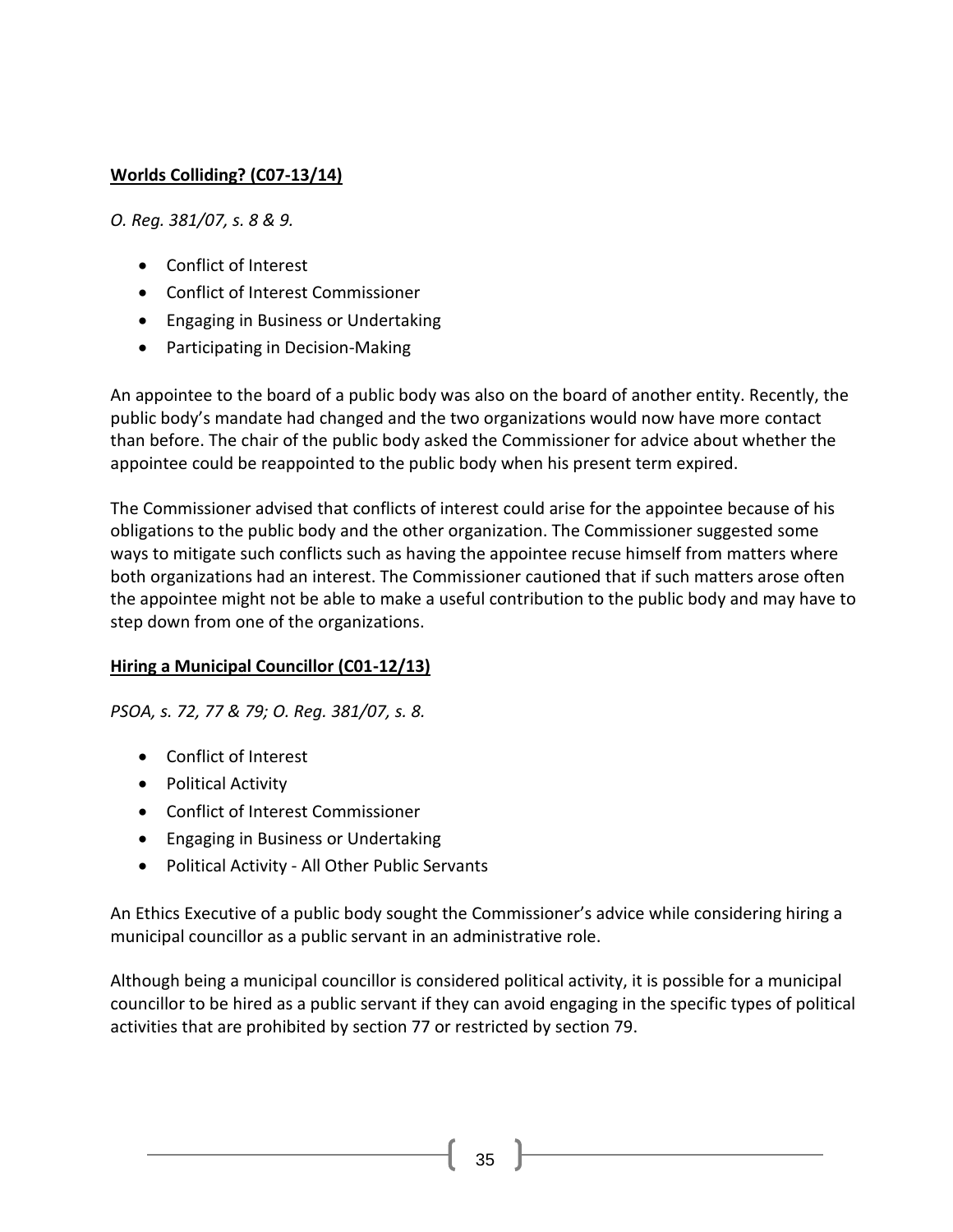**<u>Worlds Colliding? (C07-13/14)</u>**

*O. Reg. 381/07, s. 8 & 9.*

- Conflict of Interest
- Conflict of Interest Commissioner
- Engaging in Business or Undertaking
- Participating in Decision-Making

An appointee to the board of a public body was also on the board of another entity. Recently, the public body's mandate had changed and the two organizations would now have more contact than before. The chair of the public body asked the Commissioner for advice about whether the appointee could be reappointed to the public body when his present term expired.

The Commissioner advised that conflicts of interest could arise for the appointee because of his obligations to the public body and the other organization. The Commissioner suggested some ways to mitigate such conflicts such as having the appointee recuse himself from matters where both organizations had an interest. The Commissioner cautioned that if such matters arose often the appointee might not be able to make a useful contribution to the public body and may have to step down from one of the organizations.

**<u>Hiring a Municipal Councillor (C01-12/13)</u>**

*PSOA, s. 72, 77 & 79; O. Reg. 381/07, s. 8.*

- Conflict of Interest
- Political Activity
- Conflict of Interest Commissioner
- Engaging in Business or Undertaking
- Political Activity - All Other Public Servants

An Ethics Executive of a public body sought the Commissioner's advice while considering hiring a municipal councillor as a public servant in an administrative role.

Although being a municipal councillor is considered political activity, it is possible for a municipal councillor to be hired as a public servant if they can avoid engaging in the specific types of political activities that are prohibited by section 77 or restricted by section 79.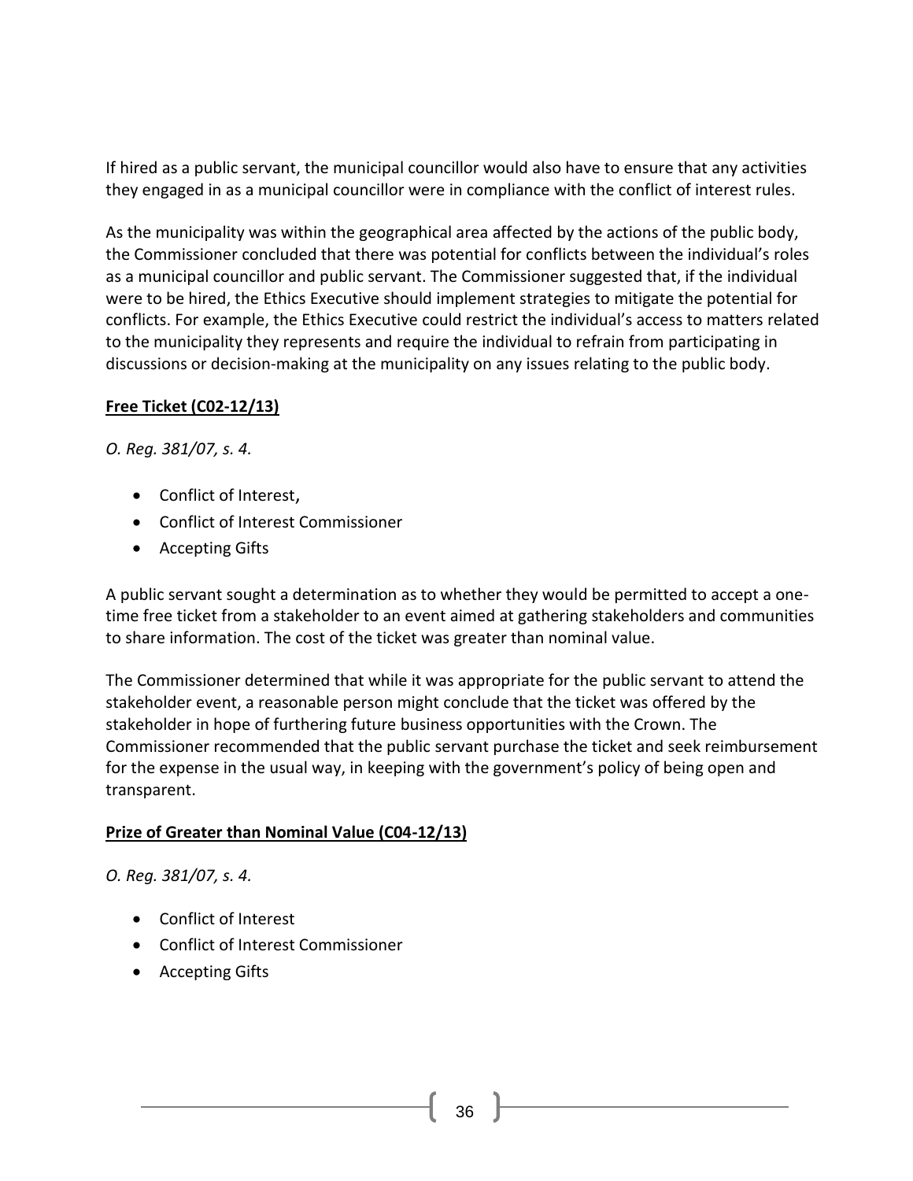If hired as a public servant, the municipal councillor would also have to ensure that any activities they engaged in as a municipal councillor were in compliance with the conflict of interest rules.

As the municipality was within the geographical area affected by the actions of the public body, the Commissioner concluded that there was potential for conflicts between the individual's roles as a municipal councillor and public servant. The Commissioner suggested that, if the individual were to be hired, the Ethics Executive should implement strategies to mitigate the potential for conflicts. For example, the Ethics Executive could restrict the individual's access to matters related to the municipality they represents and require the individual to refrain from participating in discussions or decision-making at the municipality on any issues relating to the public body.

**Free Ticket (C02-12/13)**

*O. Reg. 381/07, s. 4.*

- Conflict of Interest,
- Conflict of Interest Commissioner
- Accepting Gifts

A public servant sought a determination as to whether they would be permitted to accept a one-time free ticket from a stakeholder to an event aimed at gathering stakeholders and communities to share information. The cost of the ticket was greater than nominal value.

The Commissioner determined that while it was appropriate for the public servant to attend the stakeholder event, a reasonable person might conclude that the ticket was offered by the stakeholder in hope of furthering future business opportunities with the Crown. The Commissioner recommended that the public servant purchase the ticket and seek reimbursement for the expense in the usual way, in keeping with the government's policy of being open and transparent.

**Prize of Greater than Nominal Value (C04-12/13)**

*O. Reg. 381/07, s. 4.*

- Conflict of Interest
- Conflict of Interest Commissioner
- Accepting Gifts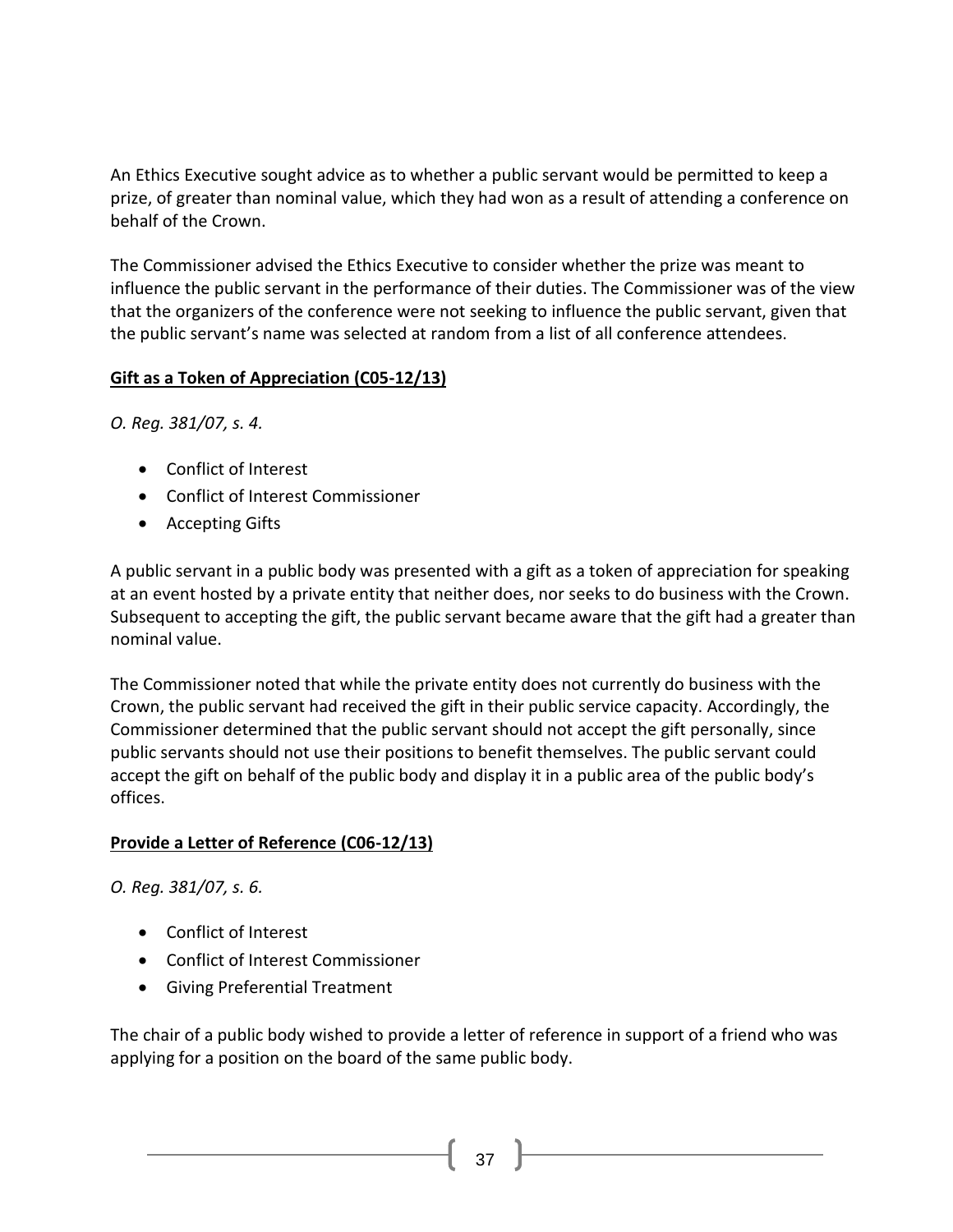An Ethics Executive sought advice as to whether a public servant would be permitted to keep a prize, of greater than nominal value, which they had won as a result of attending a conference on behalf of the Crown.

The Commissioner advised the Ethics Executive to consider whether the prize was meant to influence the public servant in the performance of their duties. The Commissioner was of the view that the organizers of the conference were not seeking to influence the public servant, given that the public servant's name was selected at random from a list of all conference attendees.

**Gift as a Token of Appreciation (C05-12/13)**

*O. Reg. 381/07, s. 4.*

- Conflict of Interest
- Conflict of Interest Commissioner
- Accepting Gifts

A public servant in a public body was presented with a gift as a token of appreciation for speaking at an event hosted by a private entity that neither does, nor seeks to do business with the Crown. Subsequent to accepting the gift, the public servant became aware that the gift had a greater than nominal value.

The Commissioner noted that while the private entity does not currently do business with the Crown, the public servant had received the gift in their public service capacity. Accordingly, the Commissioner determined that the public servant should not accept the gift personally, since public servants should not use their positions to benefit themselves. The public servant could accept the gift on behalf of the public body and display it in a public area of the public body's offices.

**Provide a Letter of Reference (C06-12/13)**

*O. Reg. 381/07, s. 6.*

- Conflict of Interest
- Conflict of Interest Commissioner
- Giving Preferential Treatment

The chair of a public body wished to provide a letter of reference in support of a friend who was applying for a position on the board of the same public body.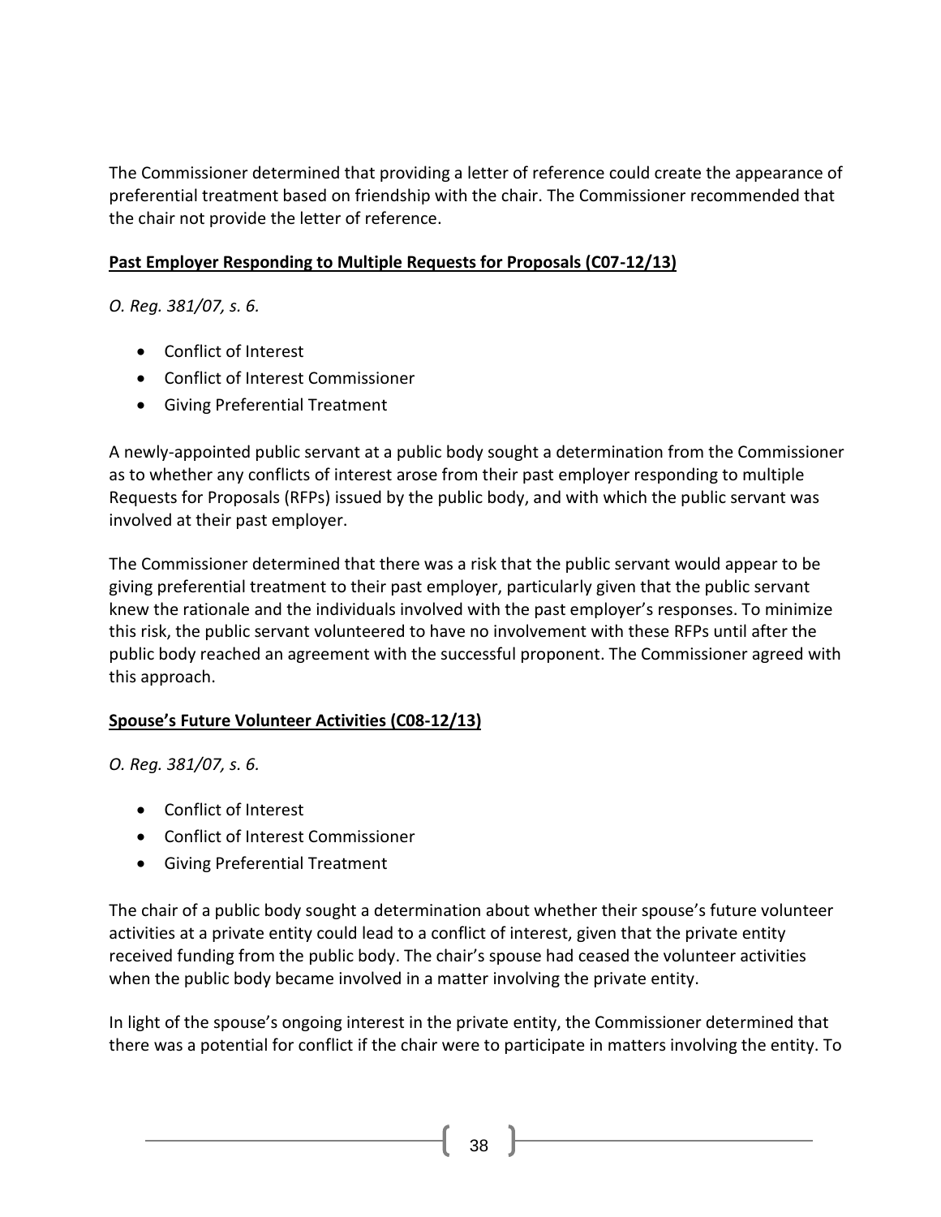The Commissioner determined that providing a letter of reference could create the appearance of preferential treatment based on friendship with the chair. The Commissioner recommended that the chair not provide the letter of reference.

**Past Employer Responding to Multiple Requests for Proposals (C07-12/13)**

*O. Reg. 381/07, s. 6.*

- Conflict of Interest
- Conflict of Interest Commissioner
- Giving Preferential Treatment

A newly-appointed public servant at a public body sought a determination from the Commissioner as to whether any conflicts of interest arose from their past employer responding to multiple Requests for Proposals (RFPs) issued by the public body, and with which the public servant was involved at their past employer.

The Commissioner determined that there was a risk that the public servant would appear to be giving preferential treatment to their past employer, particularly given that the public servant knew the rationale and the individuals involved with the past employer's responses. To minimize this risk, the public servant volunteered to have no involvement with these RFPs until after the public body reached an agreement with the successful proponent. The Commissioner agreed with this approach.

**Spouse's Future Volunteer Activities (C08-12/13)**

*O. Reg. 381/07, s. 6.*

- Conflict of Interest
- Conflict of Interest Commissioner
- Giving Preferential Treatment

The chair of a public body sought a determination about whether their spouse's future volunteer activities at a private entity could lead to a conflict of interest, given that the private entity received funding from the public body. The chair's spouse had ceased the volunteer activities when the public body became involved in a matter involving the private entity.

In light of the spouse's ongoing interest in the private entity, the Commissioner determined that there was a potential for conflict if the chair were to participate in matters involving the entity. To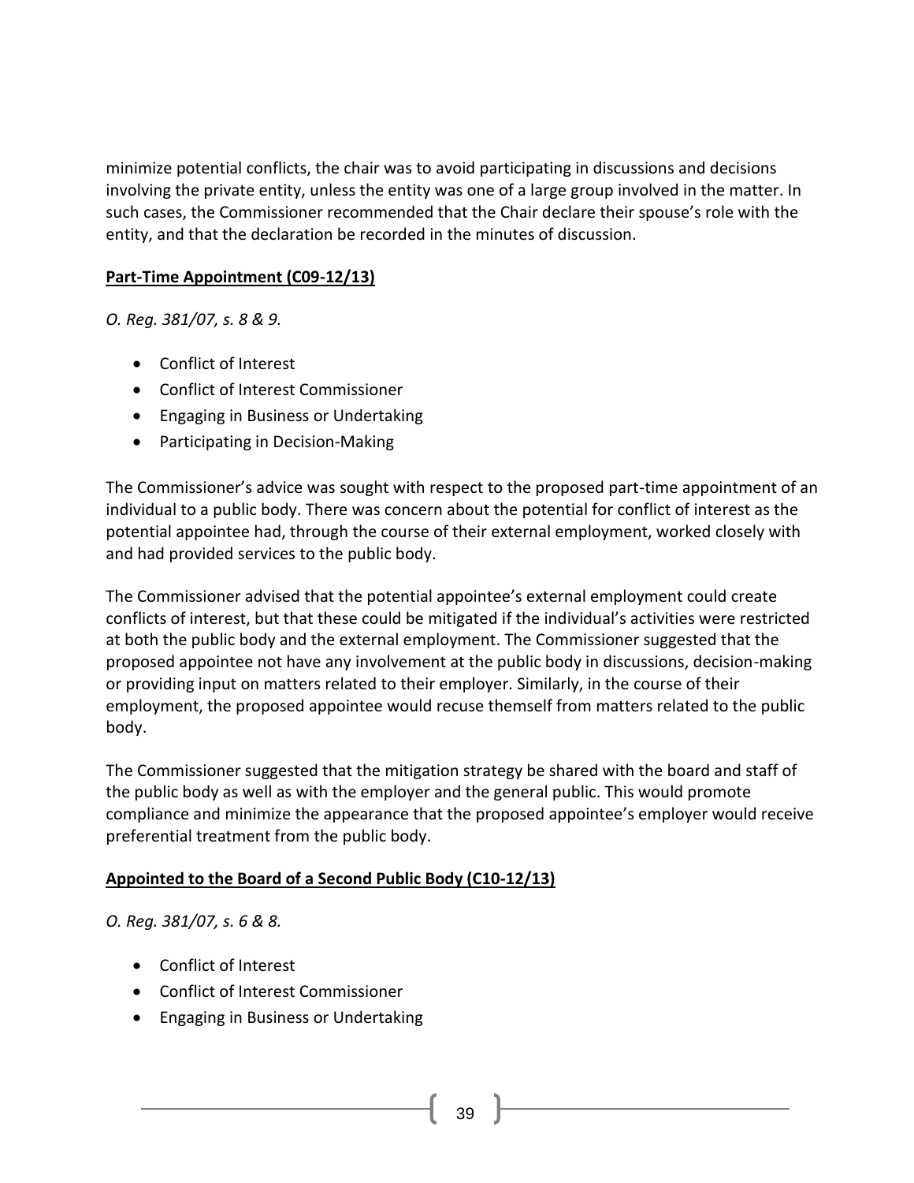minimize potential conflicts, the chair was to avoid participating in discussions and decisions involving the private entity, unless the entity was one of a large group involved in the matter. In such cases, the Commissioner recommended that the Chair declare their spouse's role with the entity, and that the declaration be recorded in the minutes of discussion.

### Part-Time Appointment (C09-12/13)

*O. Reg. 381/07, s. 8 & 9.*

- Conflict of Interest
- Conflict of Interest Commissioner
- Engaging in Business or Undertaking
- Participating in Decision-Making

The Commissioner's advice was sought with respect to the proposed part-time appointment of an individual to a public body. There was concern about the potential for conflict of interest as the potential appointee had, through the course of their external employment, worked closely with and had provided services to the public body.

The Commissioner advised that the potential appointee's external employment could create conflicts of interest, but that these could be mitigated if the individual's activities were restricted at both the public body and the external employment. The Commissioner suggested that the proposed appointee not have any involvement at the public body in discussions, decision-making or providing input on matters related to their employer. Similarly, in the course of their employment, the proposed appointee would recuse themself from matters related to the public body.

The Commissioner suggested that the mitigation strategy be shared with the board and staff of the public body as well as with the employer and the general public. This would promote compliance and minimize the appearance that the proposed appointee's employer would receive preferential treatment from the public body.

### Appointed to the Board of a Second Public Body (C10-12/13)

*O. Reg. 381/07, s. 6 & 8.*

- Conflict of Interest
- Conflict of Interest Commissioner
- Engaging in Business or Undertaking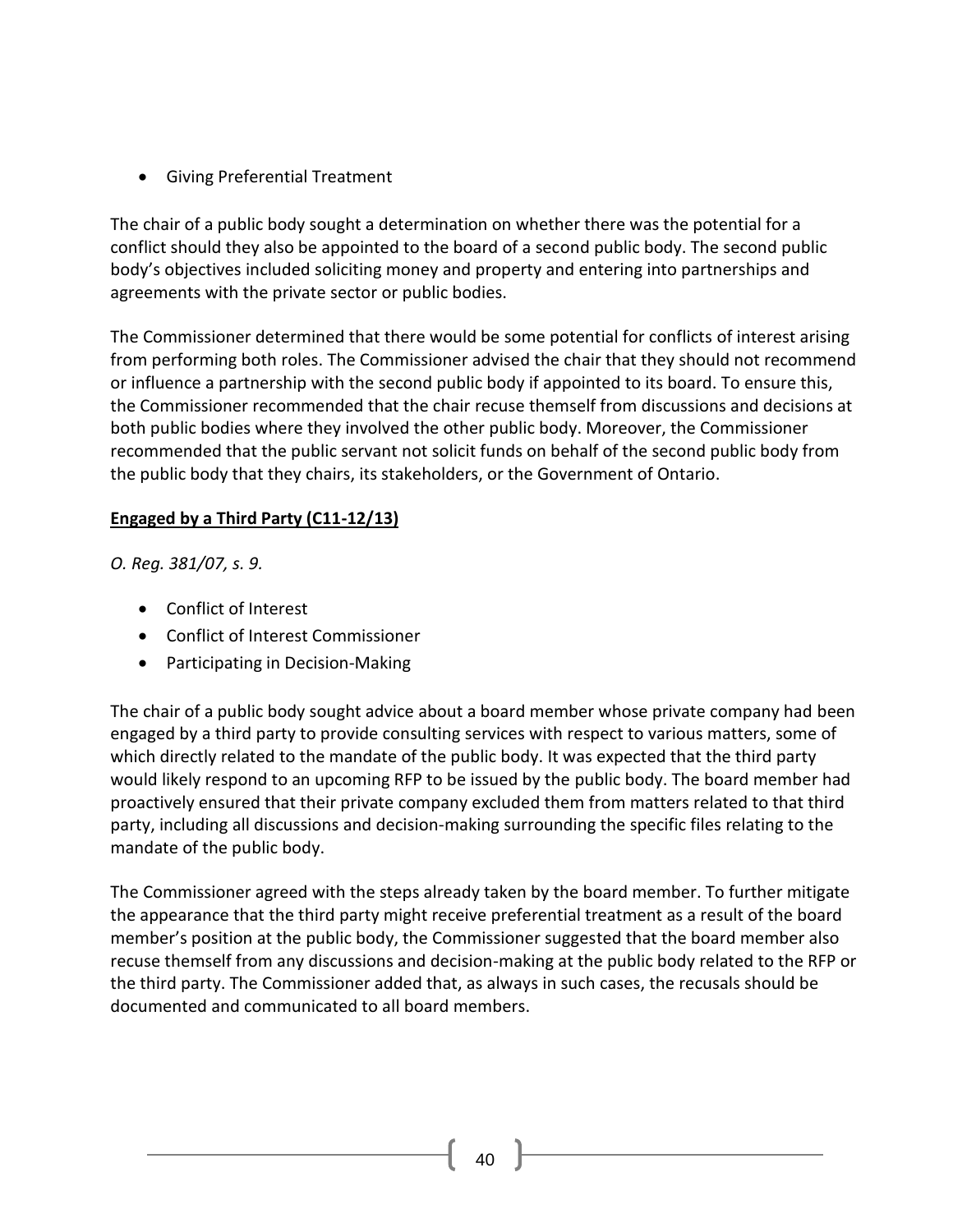- Giving Preferential Treatment

The chair of a public body sought a determination on whether there was the potential for a conflict should they also be appointed to the board of a second public body. The second public body's objectives included soliciting money and property and entering into partnerships and agreements with the private sector or public bodies.

The Commissioner determined that there would be some potential for conflicts of interest arising from performing both roles. The Commissioner advised the chair that they should not recommend or influence a partnership with the second public body if appointed to its board. To ensure this, the Commissioner recommended that the chair recuse themself from discussions and decisions at both public bodies where they involved the other public body. Moreover, the Commissioner recommended that the public servant not solicit funds on behalf of the second public body from the public body that they chairs, its stakeholders, or the Government of Ontario.

**Engaged by a Third Party (C11-12/13)**

*O. Reg. 381/07, s. 9.*

- Conflict of Interest
- Conflict of Interest Commissioner
- Participating in Decision-Making

The chair of a public body sought advice about a board member whose private company had been engaged by a third party to provide consulting services with respect to various matters, some of which directly related to the mandate of the public body. It was expected that the third party would likely respond to an upcoming RFP to be issued by the public body. The board member had proactively ensured that their private company excluded them from matters related to that third party, including all discussions and decision-making surrounding the specific files relating to the mandate of the public body.

The Commissioner agreed with the steps already taken by the board member. To further mitigate the appearance that the third party might receive preferential treatment as a result of the board member's position at the public body, the Commissioner suggested that the board member also recuse themself from any discussions and decision-making at the public body related to the RFP or the third party. The Commissioner added that, as always in such cases, the recusals should be documented and communicated to all board members.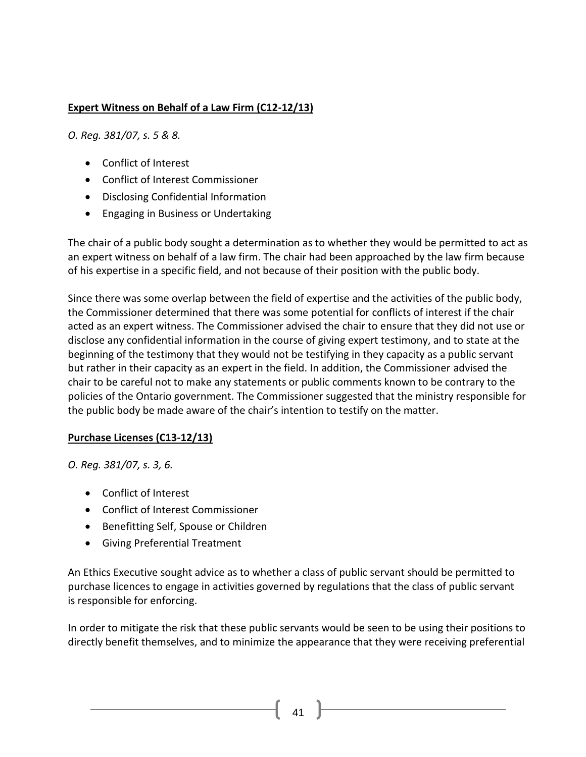**Expert Witness on Behalf of a Law Firm (C12-12/13)**

*O. Reg. 381/07, s. 5 & 8.*

- Conflict of Interest
- Conflict of Interest Commissioner
- Disclosing Confidential Information
- Engaging in Business or Undertaking

The chair of a public body sought a determination as to whether they would be permitted to act as an expert witness on behalf of a law firm. The chair had been approached by the law firm because of his expertise in a specific field, and not because of their position with the public body.

Since there was some overlap between the field of expertise and the activities of the public body, the Commissioner determined that there was some potential for conflicts of interest if the chair acted as an expert witness. The Commissioner advised the chair to ensure that they did not use or disclose any confidential information in the course of giving expert testimony, and to state at the beginning of the testimony that they would not be testifying in they capacity as a public servant but rather in their capacity as an expert in the field. In addition, the Commissioner advised the chair to be careful not to make any statements or public comments known to be contrary to the policies of the Ontario government. The Commissioner suggested that the ministry responsible for the public body be made aware of the chair's intention to testify on the matter.

**Purchase Licenses (C13-12/13)**

*O. Reg. 381/07, s. 3, 6.*

- Conflict of Interest
- Conflict of Interest Commissioner
- Benefitting Self, Spouse or Children
- Giving Preferential Treatment

An Ethics Executive sought advice as to whether a class of public servant should be permitted to purchase licences to engage in activities governed by regulations that the class of public servant is responsible for enforcing.

In order to mitigate the risk that these public servants would be seen to be using their positions to directly benefit themselves, and to minimize the appearance that they were receiving preferential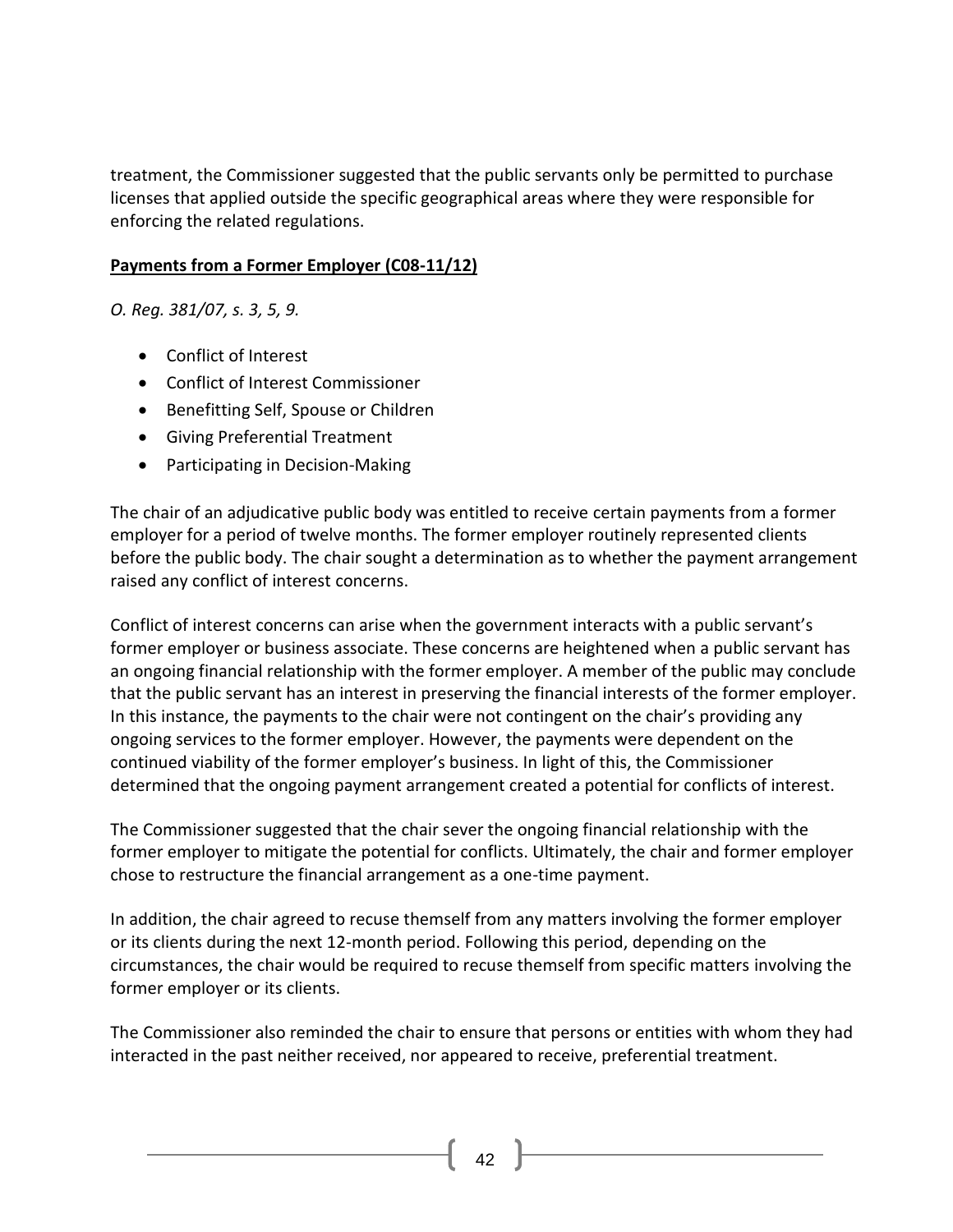treatment, the Commissioner suggested that the public servants only be permitted to purchase licenses that applied outside the specific geographical areas where they were responsible for enforcing the related regulations.

### **Payments from a Former Employer (C08-11/12)**

*O. Reg. 381/07, s. 3, 5, 9.*

- Conflict of Interest
- Conflict of Interest Commissioner
- Benefitting Self, Spouse or Children
- Giving Preferential Treatment
- Participating in Decision-Making

The chair of an adjudicative public body was entitled to receive certain payments from a former employer for a period of twelve months. The former employer routinely represented clients before the public body. The chair sought a determination as to whether the payment arrangement raised any conflict of interest concerns.

Conflict of interest concerns can arise when the government interacts with a public servant's former employer or business associate. These concerns are heightened when a public servant has an ongoing financial relationship with the former employer. A member of the public may conclude that the public servant has an interest in preserving the financial interests of the former employer. In this instance, the payments to the chair were not contingent on the chair's providing any ongoing services to the former employer. However, the payments were dependent on the continued viability of the former employer's business. In light of this, the Commissioner determined that the ongoing payment arrangement created a potential for conflicts of interest.

The Commissioner suggested that the chair sever the ongoing financial relationship with the former employer to mitigate the potential for conflicts. Ultimately, the chair and former employer chose to restructure the financial arrangement as a one-time payment.

In addition, the chair agreed to recuse themself from any matters involving the former employer or its clients during the next 12-month period. Following this period, depending on the circumstances, the chair would be required to recuse themself from specific matters involving the former employer or its clients.

The Commissioner also reminded the chair to ensure that persons or entities with whom they had interacted in the past neither received, nor appeared to receive, preferential treatment.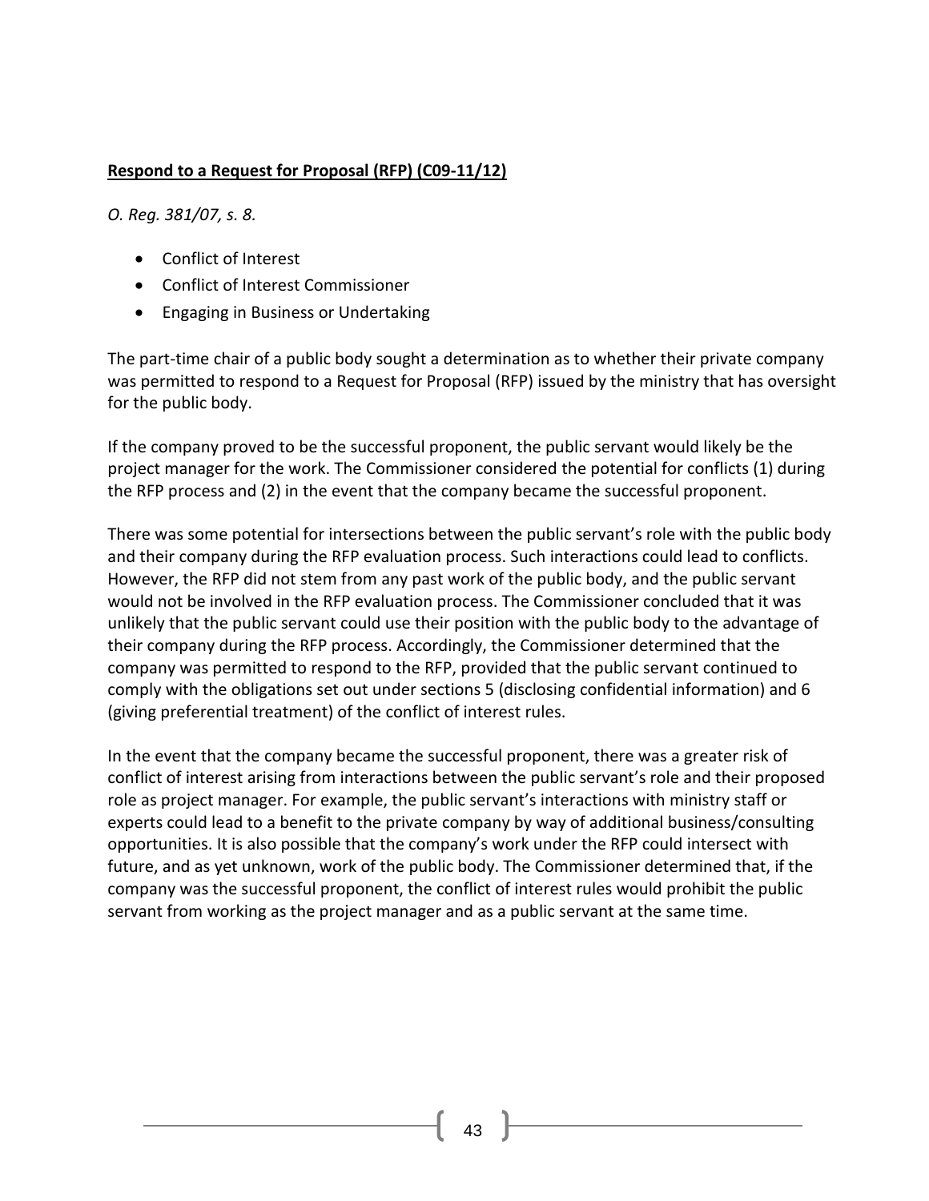**Respond to a Request for Proposal (RFP) (C09-11/12)**

*O. Reg. 381/07, s. 8.*

- Conflict of Interest
- Conflict of Interest Commissioner
- Engaging in Business or Undertaking

The part-time chair of a public body sought a determination as to whether their private company was permitted to respond to a Request for Proposal (RFP) issued by the ministry that has oversight for the public body.

If the company proved to be the successful proponent, the public servant would likely be the project manager for the work. The Commissioner considered the potential for conflicts (1) during the RFP process and (2) in the event that the company became the successful proponent.

There was some potential for intersections between the public servant's role with the public body and their company during the RFP evaluation process. Such interactions could lead to conflicts. However, the RFP did not stem from any past work of the public body, and the public servant would not be involved in the RFP evaluation process. The Commissioner concluded that it was unlikely that the public servant could use their position with the public body to the advantage of their company during the RFP process. Accordingly, the Commissioner determined that the company was permitted to respond to the RFP, provided that the public servant continued to comply with the obligations set out under sections 5 (disclosing confidential information) and 6 (giving preferential treatment) of the conflict of interest rules.

In the event that the company became the successful proponent, there was a greater risk of conflict of interest arising from interactions between the public servant's role and their proposed role as project manager. For example, the public servant's interactions with ministry staff or experts could lead to a benefit to the private company by way of additional business/consulting opportunities. It is also possible that the company's work under the RFP could intersect with future, and as yet unknown, work of the public body. The Commissioner determined that, if the company was the successful proponent, the conflict of interest rules would prohibit the public servant from working as the project manager and as a public servant at the same time.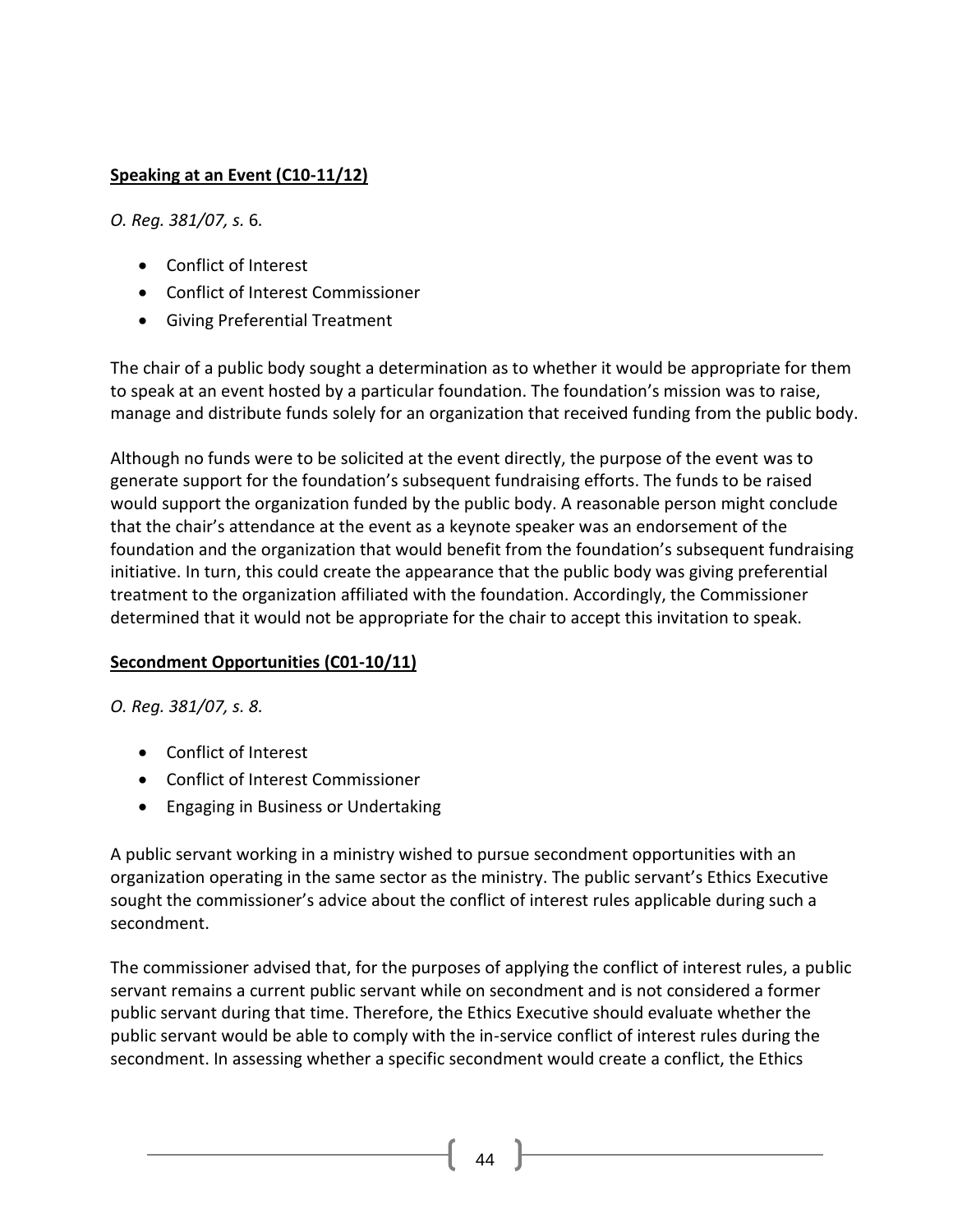**Speaking at an Event (C10-11/12)**

*O. Reg. 381/07, s.* 6*.*

- Conflict of Interest
- Conflict of Interest Commissioner
- Giving Preferential Treatment

The chair of a public body sought a determination as to whether it would be appropriate for them to speak at an event hosted by a particular foundation. The foundation's mission was to raise, manage and distribute funds solely for an organization that received funding from the public body.

Although no funds were to be solicited at the event directly, the purpose of the event was to generate support for the foundation's subsequent fundraising efforts. The funds to be raised would support the organization funded by the public body. A reasonable person might conclude that the chair's attendance at the event as a keynote speaker was an endorsement of the foundation and the organization that would benefit from the foundation's subsequent fundraising initiative. In turn, this could create the appearance that the public body was giving preferential treatment to the organization affiliated with the foundation. Accordingly, the Commissioner determined that it would not be appropriate for the chair to accept this invitation to speak.

**Secondment Opportunities (C01-10/11)**

*O. Reg. 381/07, s. 8.*

- Conflict of Interest
- Conflict of Interest Commissioner
- Engaging in Business or Undertaking

A public servant working in a ministry wished to pursue secondment opportunities with an organization operating in the same sector as the ministry. The public servant's Ethics Executive sought the commissioner's advice about the conflict of interest rules applicable during such a secondment.

The commissioner advised that, for the purposes of applying the conflict of interest rules, a public servant remains a current public servant while on secondment and is not considered a former public servant during that time. Therefore, the Ethics Executive should evaluate whether the public servant would be able to comply with the in-service conflict of interest rules during the secondment. In assessing whether a specific secondment would create a conflict, the Ethics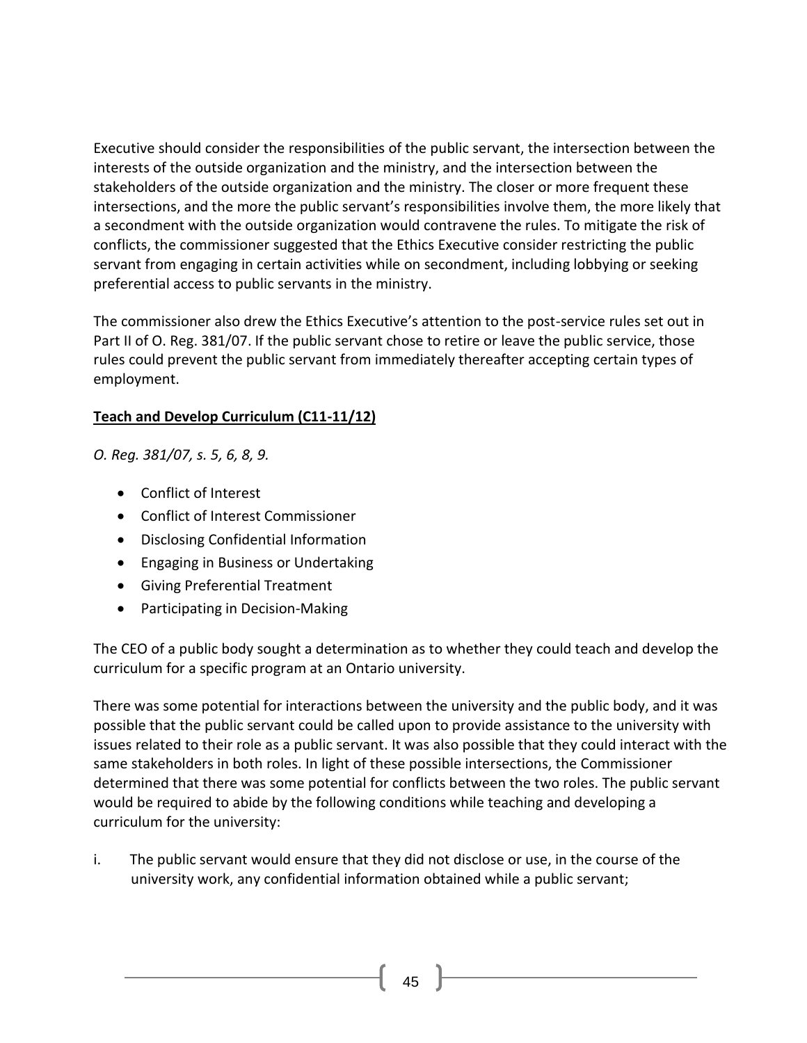Executive should consider the responsibilities of the public servant, the intersection between the interests of the outside organization and the ministry, and the intersection between the stakeholders of the outside organization and the ministry. The closer or more frequent these intersections, and the more the public servant's responsibilities involve them, the more likely that a secondment with the outside organization would contravene the rules. To mitigate the risk of conflicts, the commissioner suggested that the Ethics Executive consider restricting the public servant from engaging in certain activities while on secondment, including lobbying or seeking preferential access to public servants in the ministry.

The commissioner also drew the Ethics Executive's attention to the post-service rules set out in Part II of O. Reg. 381/07. If the public servant chose to retire or leave the public service, those rules could prevent the public servant from immediately thereafter accepting certain types of employment.

**Teach and Develop Curriculum (C11-11/12)**

*O. Reg. 381/07, s. 5, 6, 8, 9.*

- Conflict of Interest
- Conflict of Interest Commissioner
- Disclosing Confidential Information
- Engaging in Business or Undertaking
- Giving Preferential Treatment
- Participating in Decision-Making

The CEO of a public body sought a determination as to whether they could teach and develop the curriculum for a specific program at an Ontario university.

There was some potential for interactions between the university and the public body, and it was possible that the public servant could be called upon to provide assistance to the university with issues related to their role as a public servant. It was also possible that they could interact with the same stakeholders in both roles. In light of these possible intersections, the Commissioner determined that there was some potential for conflicts between the two roles. The public servant would be required to abide by the following conditions while teaching and developing a curriculum for the university:

i. The public servant would ensure that they did not disclose or use, in the course of the university work, any confidential information obtained while a public servant;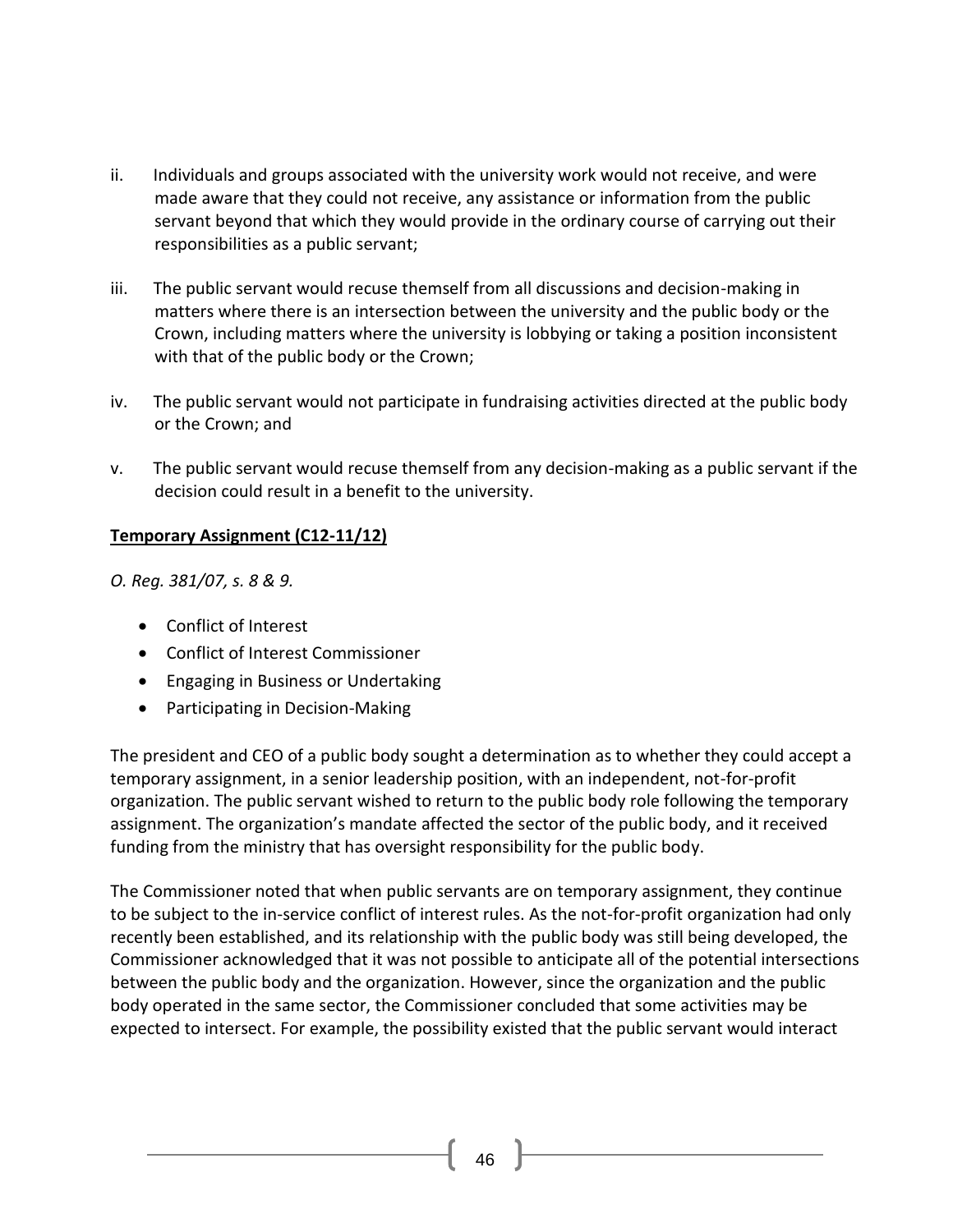ii. Individuals and groups associated with the university work would not receive, and were made aware that they could not receive, any assistance or information from the public servant beyond that which they would provide in the ordinary course of carrying out their responsibilities as a public servant;

iii. The public servant would recuse themself from all discussions and decision-making in matters where there is an intersection between the university and the public body or the Crown, including matters where the university is lobbying or taking a position inconsistent with that of the public body or the Crown;

iv. The public servant would not participate in fundraising activities directed at the public body or the Crown; and

v. The public servant would recuse themself from any decision-making as a public servant if the decision could result in a benefit to the university.

**Temporary Assignment (C12-11/12)**

*O. Reg. 381/07, s. 8 & 9.*

- Conflict of Interest
- Conflict of Interest Commissioner
- Engaging in Business or Undertaking
- Participating in Decision-Making

The president and CEO of a public body sought a determination as to whether they could accept a temporary assignment, in a senior leadership position, with an independent, not-for-profit organization. The public servant wished to return to the public body role following the temporary assignment. The organization's mandate affected the sector of the public body, and it received funding from the ministry that has oversight responsibility for the public body.

The Commissioner noted that when public servants are on temporary assignment, they continue to be subject to the in-service conflict of interest rules. As the not-for-profit organization had only recently been established, and its relationship with the public body was still being developed, the Commissioner acknowledged that it was not possible to anticipate all of the potential intersections between the public body and the organization. However, since the organization and the public body operated in the same sector, the Commissioner concluded that some activities may be expected to intersect. For example, the possibility existed that the public servant would interact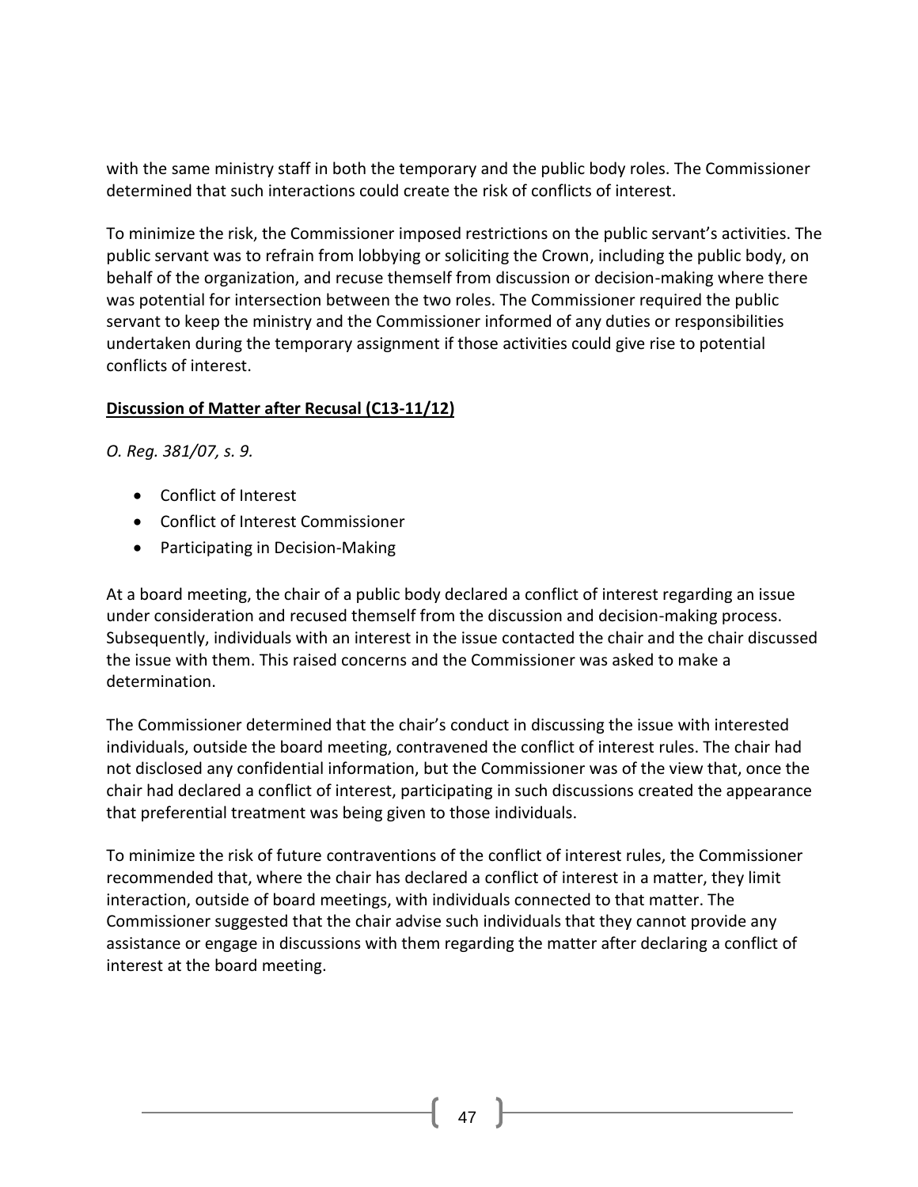with the same ministry staff in both the temporary and the public body roles. The Commissioner determined that such interactions could create the risk of conflicts of interest.

To minimize the risk, the Commissioner imposed restrictions on the public servant's activities. The public servant was to refrain from lobbying or soliciting the Crown, including the public body, on behalf of the organization, and recuse themself from discussion or decision-making where there was potential for intersection between the two roles. The Commissioner required the public servant to keep the ministry and the Commissioner informed of any duties or responsibilities undertaken during the temporary assignment if those activities could give rise to potential conflicts of interest.

**Discussion of Matter after Recusal (C13-11/12)**

*O. Reg. 381/07, s. 9.*

- Conflict of Interest
- Conflict of Interest Commissioner
- Participating in Decision-Making

At a board meeting, the chair of a public body declared a conflict of interest regarding an issue under consideration and recused themself from the discussion and decision-making process. Subsequently, individuals with an interest in the issue contacted the chair and the chair discussed the issue with them. This raised concerns and the Commissioner was asked to make a determination.

The Commissioner determined that the chair's conduct in discussing the issue with interested individuals, outside the board meeting, contravened the conflict of interest rules. The chair had not disclosed any confidential information, but the Commissioner was of the view that, once the chair had declared a conflict of interest, participating in such discussions created the appearance that preferential treatment was being given to those individuals.

To minimize the risk of future contraventions of the conflict of interest rules, the Commissioner recommended that, where the chair has declared a conflict of interest in a matter, they limit interaction, outside of board meetings, with individuals connected to that matter. The Commissioner suggested that the chair advise such individuals that they cannot provide any assistance or engage in discussions with them regarding the matter after declaring a conflict of interest at the board meeting.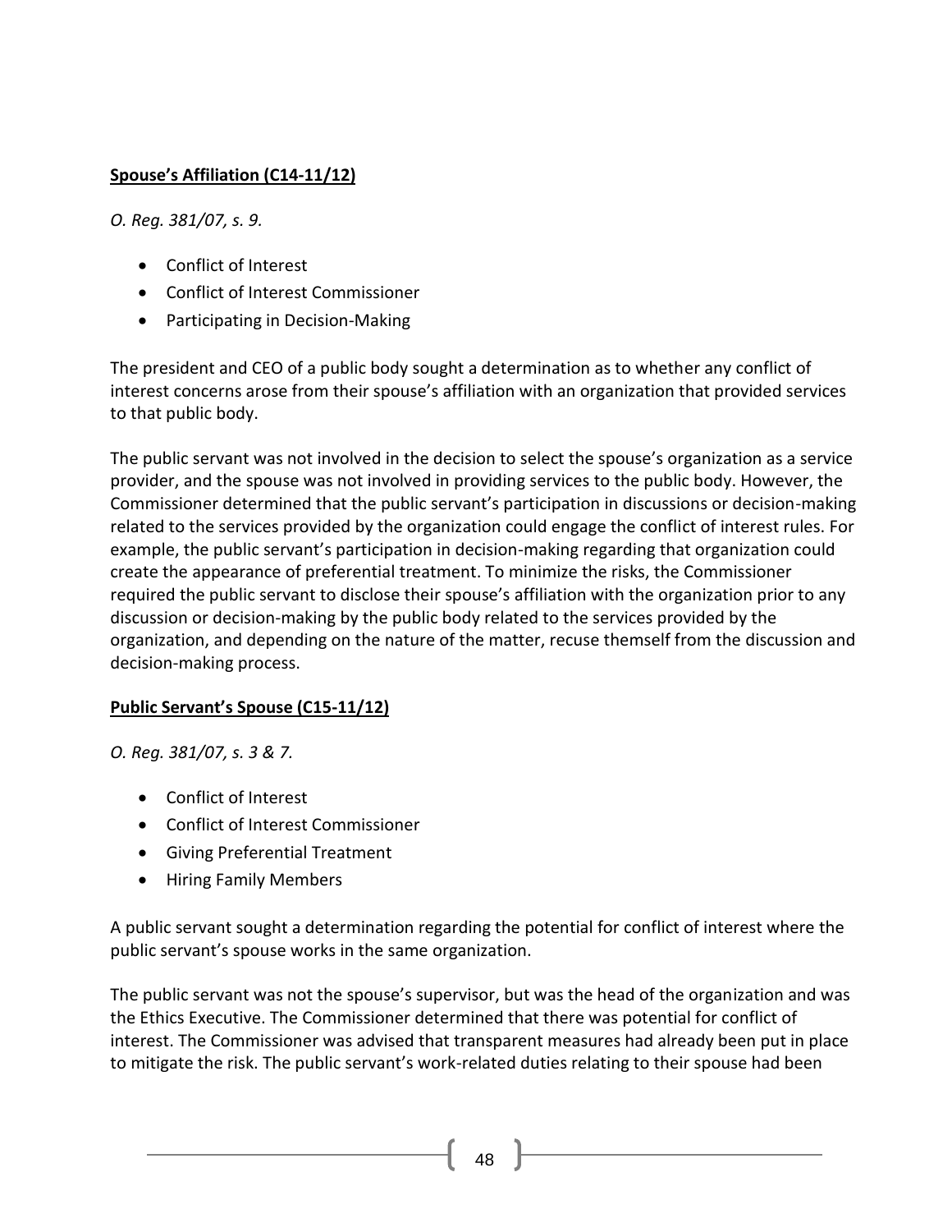**Spouse's Affiliation (C14-11/12)**

*O. Reg. 381/07, s. 9.*

- Conflict of Interest
- Conflict of Interest Commissioner
- Participating in Decision-Making

The president and CEO of a public body sought a determination as to whether any conflict of interest concerns arose from their spouse's affiliation with an organization that provided services to that public body.

The public servant was not involved in the decision to select the spouse's organization as a service provider, and the spouse was not involved in providing services to the public body. However, the Commissioner determined that the public servant's participation in discussions or decision-making related to the services provided by the organization could engage the conflict of interest rules. For example, the public servant's participation in decision-making regarding that organization could create the appearance of preferential treatment. To minimize the risks, the Commissioner required the public servant to disclose their spouse's affiliation with the organization prior to any discussion or decision-making by the public body related to the services provided by the organization, and depending on the nature of the matter, recuse themself from the discussion and decision-making process.

**Public Servant's Spouse (C15-11/12)**

*O. Reg. 381/07, s. 3 & 7.*

- Conflict of Interest
- Conflict of Interest Commissioner
- Giving Preferential Treatment
- Hiring Family Members

A public servant sought a determination regarding the potential for conflict of interest where the public servant's spouse works in the same organization.

The public servant was not the spouse's supervisor, but was the head of the organization and was the Ethics Executive. The Commissioner determined that there was potential for conflict of interest. The Commissioner was advised that transparent measures had already been put in place to mitigate the risk. The public servant's work-related duties relating to their spouse had been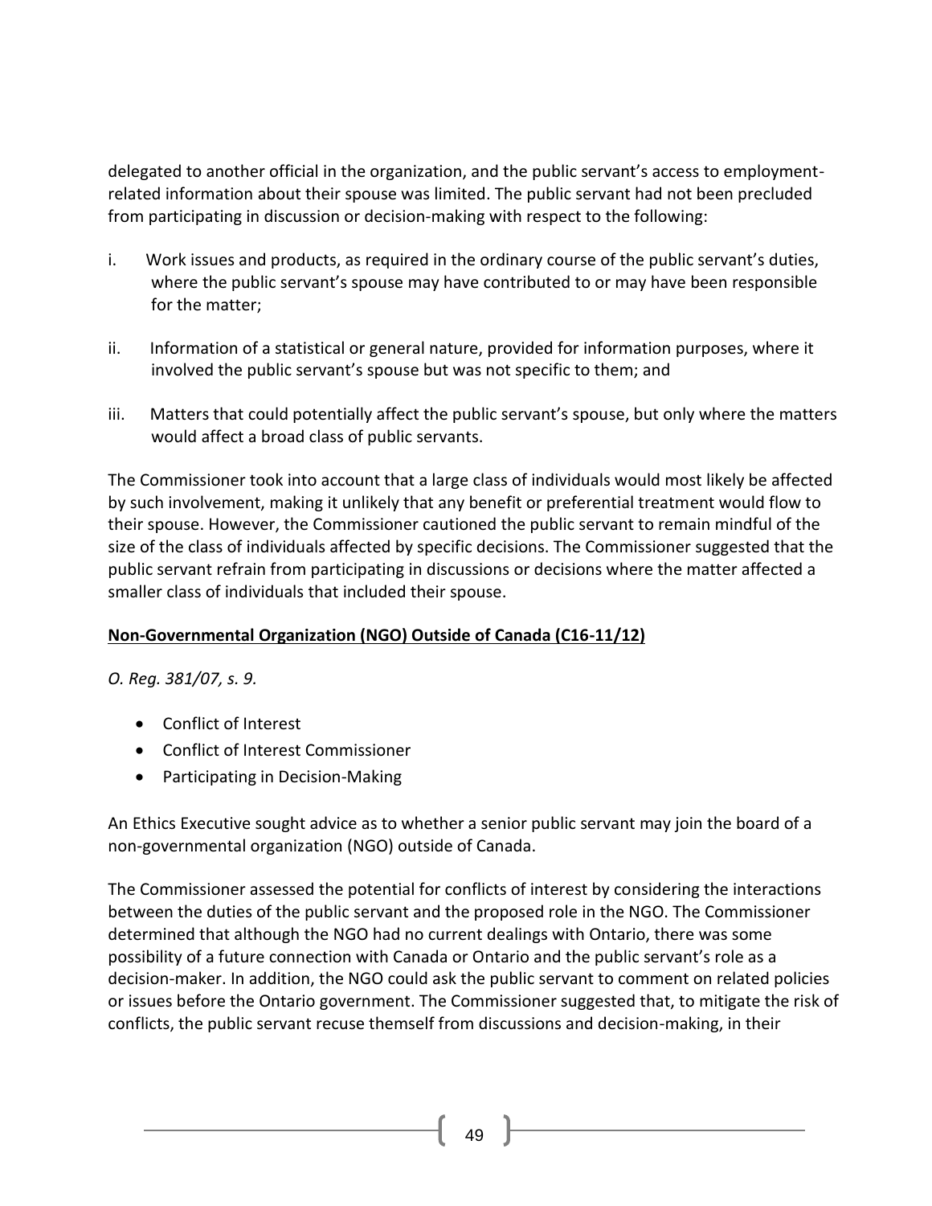delegated to another official in the organization, and the public servant's access to employment-related information about their spouse was limited. The public servant had not been precluded from participating in discussion or decision-making with respect to the following:

i. Work issues and products, as required in the ordinary course of the public servant's duties, where the public servant's spouse may have contributed to or may have been responsible for the matter;

ii. Information of a statistical or general nature, provided for information purposes, where it involved the public servant's spouse but was not specific to them; and

iii. Matters that could potentially affect the public servant's spouse, but only where the matters would affect a broad class of public servants.

The Commissioner took into account that a large class of individuals would most likely be affected by such involvement, making it unlikely that any benefit or preferential treatment would flow to their spouse. However, the Commissioner cautioned the public servant to remain mindful of the size of the class of individuals affected by specific decisions. The Commissioner suggested that the public servant refrain from participating in discussions or decisions where the matter affected a smaller class of individuals that included their spouse.

**Non-Governmental Organization (NGO) Outside of Canada (C16-11/12)**

*O. Reg. 381/07, s. 9.*

- Conflict of Interest
- Conflict of Interest Commissioner
- Participating in Decision-Making

An Ethics Executive sought advice as to whether a senior public servant may join the board of a non-governmental organization (NGO) outside of Canada.

The Commissioner assessed the potential for conflicts of interest by considering the interactions between the duties of the public servant and the proposed role in the NGO. The Commissioner determined that although the NGO had no current dealings with Ontario, there was some possibility of a future connection with Canada or Ontario and the public servant's role as a decision-maker. In addition, the NGO could ask the public servant to comment on related policies or issues before the Ontario government. The Commissioner suggested that, to mitigate the risk of conflicts, the public servant recuse themself from discussions and decision-making, in their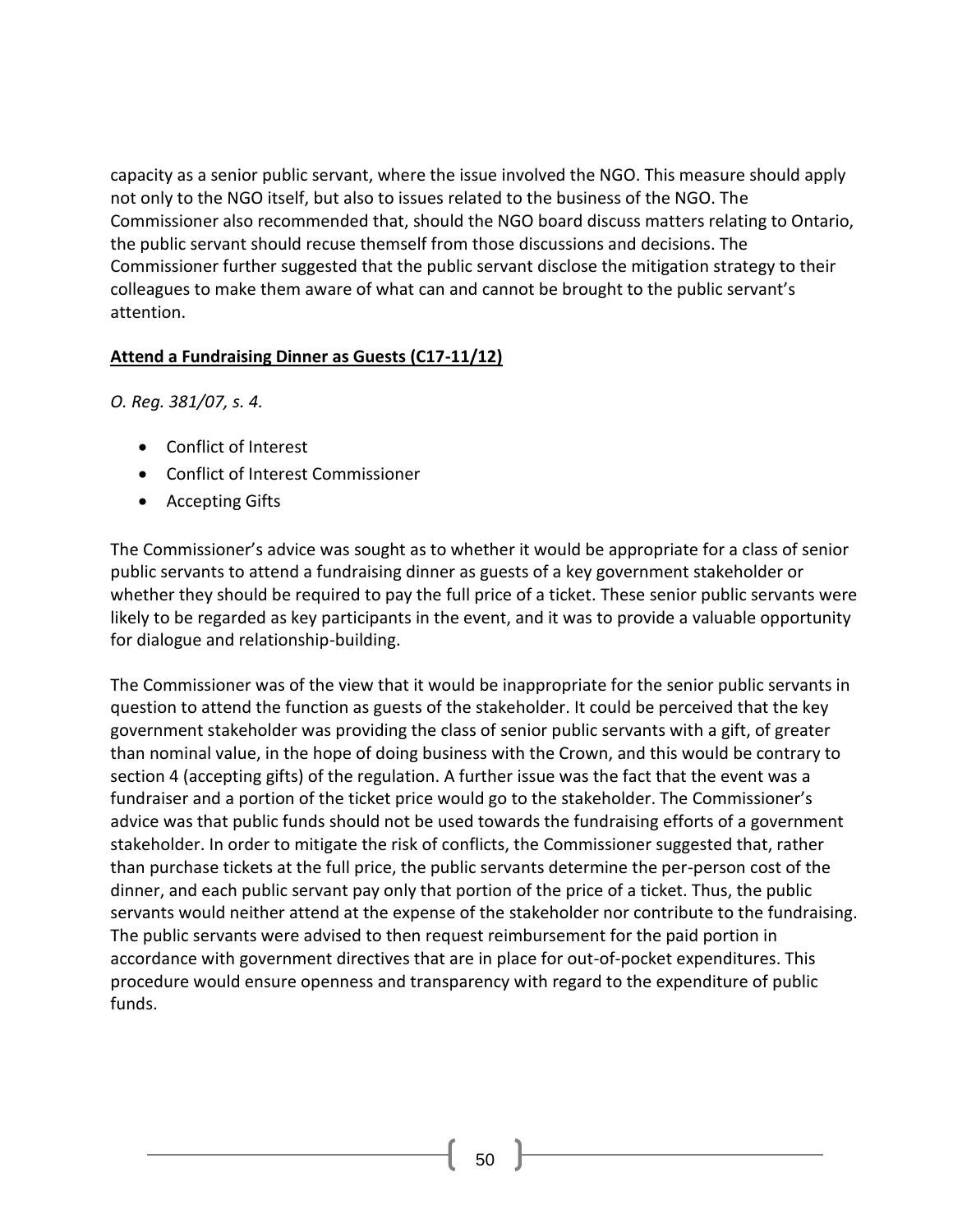capacity as a senior public servant, where the issue involved the NGO. This measure should apply not only to the NGO itself, but also to issues related to the business of the NGO. The Commissioner also recommended that, should the NGO board discuss matters relating to Ontario, the public servant should recuse themself from those discussions and decisions. The Commissioner further suggested that the public servant disclose the mitigation strategy to their colleagues to make them aware of what can and cannot be brought to the public servant's attention.

## **Attend a Fundraising Dinner as Guests (C17-11/12)**

*O. Reg. 381/07, s. 4.*

- Conflict of Interest
- Conflict of Interest Commissioner
- Accepting Gifts

The Commissioner's advice was sought as to whether it would be appropriate for a class of senior public servants to attend a fundraising dinner as guests of a key government stakeholder or whether they should be required to pay the full price of a ticket. These senior public servants were likely to be regarded as key participants in the event, and it was to provide a valuable opportunity for dialogue and relationship-building.

The Commissioner was of the view that it would be inappropriate for the senior public servants in question to attend the function as guests of the stakeholder. It could be perceived that the key government stakeholder was providing the class of senior public servants with a gift, of greater than nominal value, in the hope of doing business with the Crown, and this would be contrary to section 4 (accepting gifts) of the regulation. A further issue was the fact that the event was a fundraiser and a portion of the ticket price would go to the stakeholder. The Commissioner's advice was that public funds should not be used towards the fundraising efforts of a government stakeholder. In order to mitigate the risk of conflicts, the Commissioner suggested that, rather than purchase tickets at the full price, the public servants determine the per-person cost of the dinner, and each public servant pay only that portion of the price of a ticket. Thus, the public servants would neither attend at the expense of the stakeholder nor contribute to the fundraising. The public servants were advised to then request reimbursement for the paid portion in accordance with government directives that are in place for out-of-pocket expenditures. This procedure would ensure openness and transparency with regard to the expenditure of public funds.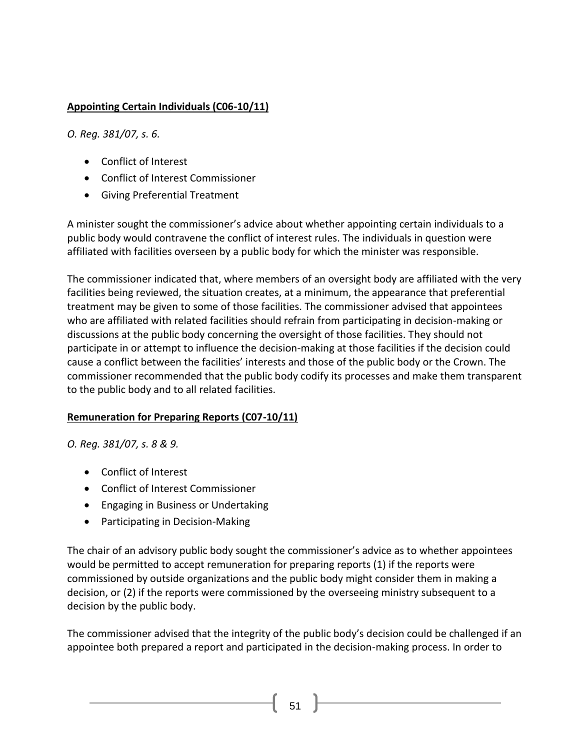**Appointing Certain Individuals (C06-10/11)**

*O. Reg. 381/07, s. 6.*

- Conflict of Interest
- Conflict of Interest Commissioner
- Giving Preferential Treatment

A minister sought the commissioner's advice about whether appointing certain individuals to a public body would contravene the conflict of interest rules. The individuals in question were affiliated with facilities overseen by a public body for which the minister was responsible.

The commissioner indicated that, where members of an oversight body are affiliated with the very facilities being reviewed, the situation creates, at a minimum, the appearance that preferential treatment may be given to some of those facilities. The commissioner advised that appointees who are affiliated with related facilities should refrain from participating in decision-making or discussions at the public body concerning the oversight of those facilities. They should not participate in or attempt to influence the decision-making at those facilities if the decision could cause a conflict between the facilities' interests and those of the public body or the Crown. The commissioner recommended that the public body codify its processes and make them transparent to the public body and to all related facilities.

**Remuneration for Preparing Reports (C07-10/11)**

*O. Reg. 381/07, s. 8 & 9.*

- Conflict of Interest
- Conflict of Interest Commissioner
- Engaging in Business or Undertaking
- Participating in Decision-Making

The chair of an advisory public body sought the commissioner's advice as to whether appointees would be permitted to accept remuneration for preparing reports (1) if the reports were commissioned by outside organizations and the public body might consider them in making a decision, or (2) if the reports were commissioned by the overseeing ministry subsequent to a decision by the public body.

The commissioner advised that the integrity of the public body's decision could be challenged if an appointee both prepared a report and participated in the decision-making process. In order to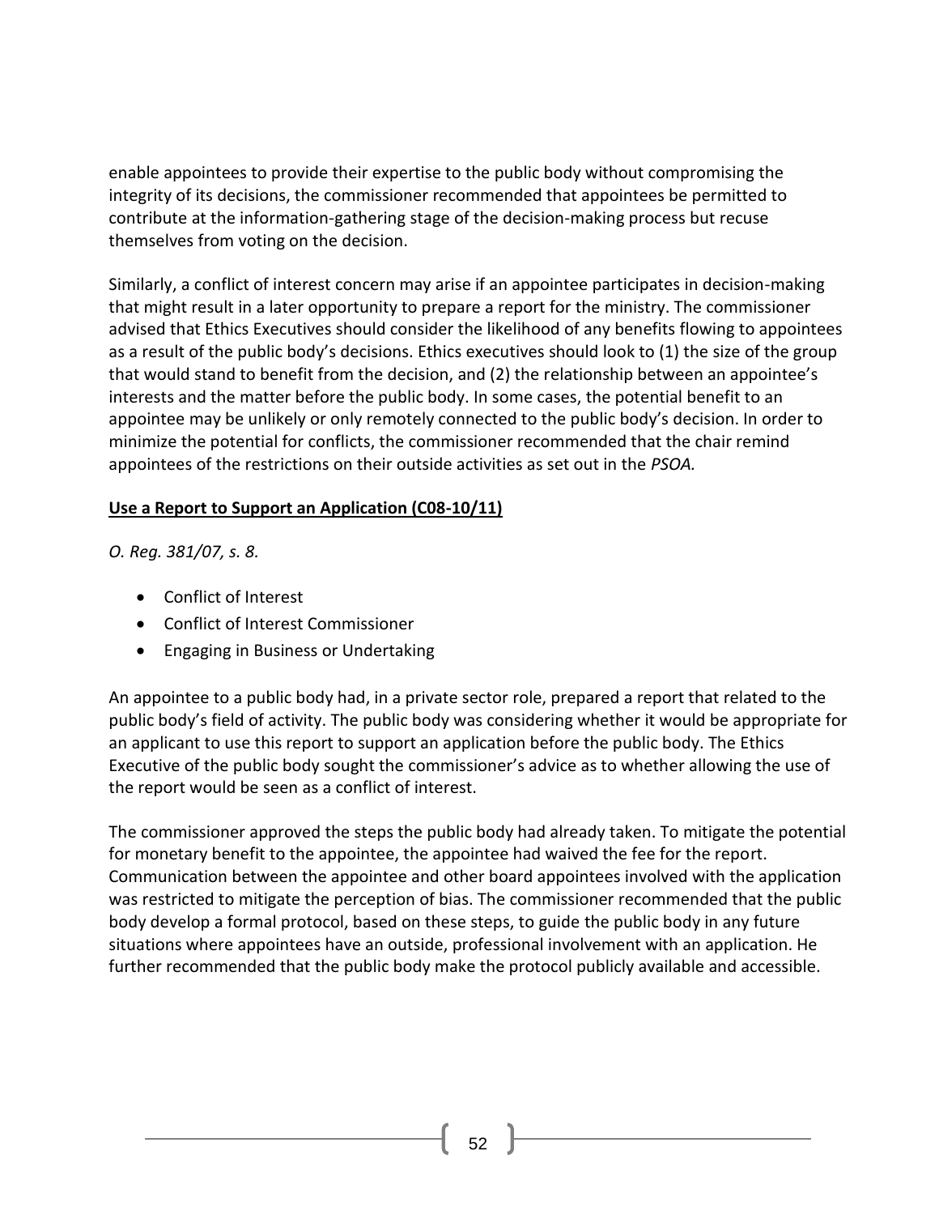enable appointees to provide their expertise to the public body without compromising the integrity of its decisions, the commissioner recommended that appointees be permitted to contribute at the information-gathering stage of the decision-making process but recuse themselves from voting on the decision.

Similarly, a conflict of interest concern may arise if an appointee participates in decision-making that might result in a later opportunity to prepare a report for the ministry. The commissioner advised that Ethics Executives should consider the likelihood of any benefits flowing to appointees as a result of the public body's decisions. Ethics executives should look to (1) the size of the group that would stand to benefit from the decision, and (2) the relationship between an appointee's interests and the matter before the public body. In some cases, the potential benefit to an appointee may be unlikely or only remotely connected to the public body's decision. In order to minimize the potential for conflicts, the commissioner recommended that the chair remind appointees of the restrictions on their outside activities as set out in the *PSOA.*

**<u>Use a Report to Support an Application (C08-10/11)</u>**

*O. Reg. 381/07, s. 8.*

- Conflict of Interest
- Conflict of Interest Commissioner
- Engaging in Business or Undertaking

An appointee to a public body had, in a private sector role, prepared a report that related to the public body's field of activity. The public body was considering whether it would be appropriate for an applicant to use this report to support an application before the public body. The Ethics Executive of the public body sought the commissioner's advice as to whether allowing the use of the report would be seen as a conflict of interest.

The commissioner approved the steps the public body had already taken. To mitigate the potential for monetary benefit to the appointee, the appointee had waived the fee for the report. Communication between the appointee and other board appointees involved with the application was restricted to mitigate the perception of bias. The commissioner recommended that the public body develop a formal protocol, based on these steps, to guide the public body in any future situations where appointees have an outside, professional involvement with an application. He further recommended that the public body make the protocol publicly available and accessible.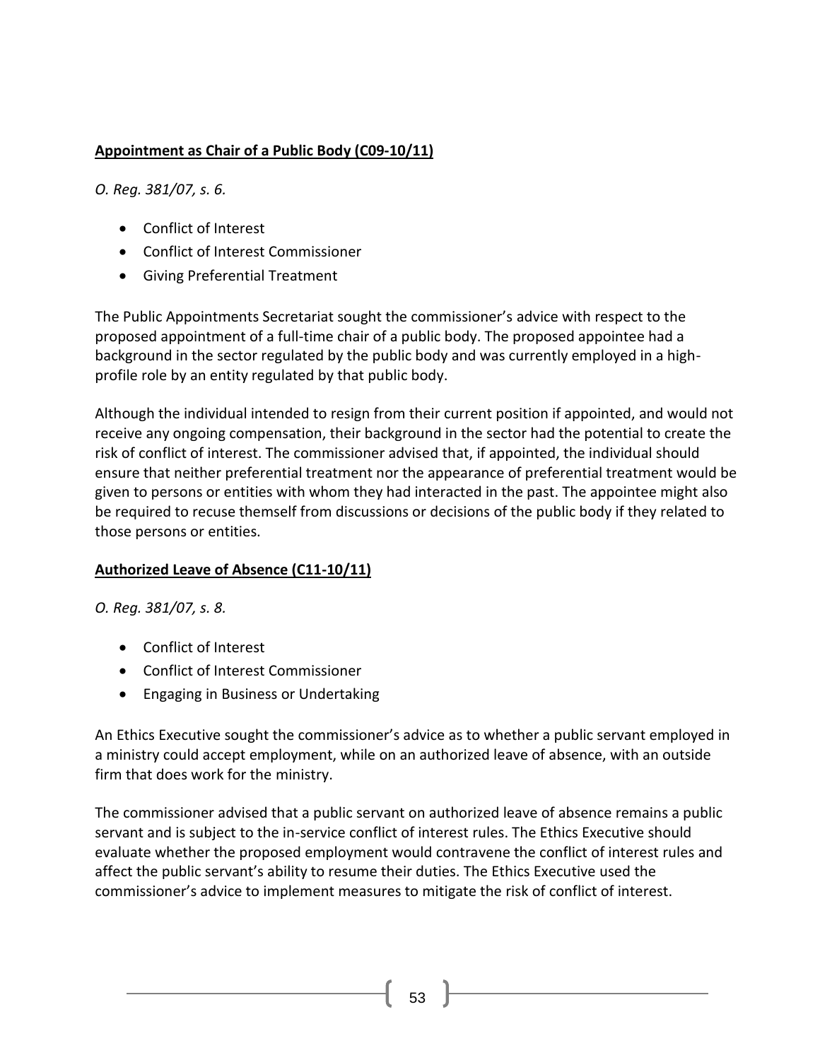**Appointment as Chair of a Public Body (C09-10/11)**

*O. Reg. 381/07, s. 6.*

- Conflict of Interest
- Conflict of Interest Commissioner
- Giving Preferential Treatment

The Public Appointments Secretariat sought the commissioner's advice with respect to the proposed appointment of a full-time chair of a public body. The proposed appointee had a background in the sector regulated by the public body and was currently employed in a high-profile role by an entity regulated by that public body.

Although the individual intended to resign from their current position if appointed, and would not receive any ongoing compensation, their background in the sector had the potential to create the risk of conflict of interest. The commissioner advised that, if appointed, the individual should ensure that neither preferential treatment nor the appearance of preferential treatment would be given to persons or entities with whom they had interacted in the past. The appointee might also be required to recuse themself from discussions or decisions of the public body if they related to those persons or entities.

**Authorized Leave of Absence (C11-10/11)**

*O. Reg. 381/07, s. 8.*

- Conflict of Interest
- Conflict of Interest Commissioner
- Engaging in Business or Undertaking

An Ethics Executive sought the commissioner's advice as to whether a public servant employed in a ministry could accept employment, while on an authorized leave of absence, with an outside firm that does work for the ministry.

The commissioner advised that a public servant on authorized leave of absence remains a public servant and is subject to the in-service conflict of interest rules. The Ethics Executive should evaluate whether the proposed employment would contravene the conflict of interest rules and affect the public servant's ability to resume their duties. The Ethics Executive used the commissioner's advice to implement measures to mitigate the risk of conflict of interest.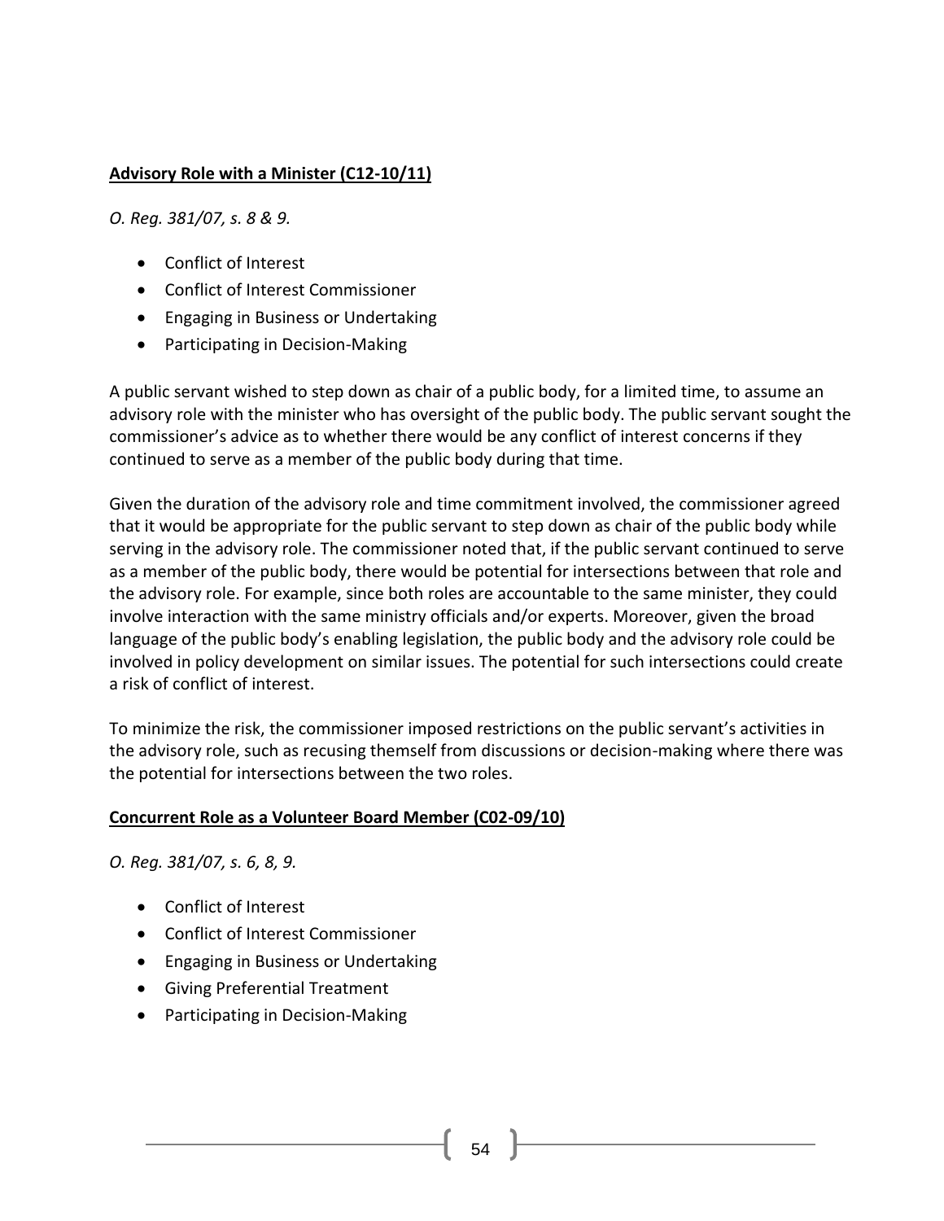**Advisory Role with a Minister (C12-10/11)**

*O. Reg. 381/07, s. 8 & 9.*

- Conflict of Interest
- Conflict of Interest Commissioner
- Engaging in Business or Undertaking
- Participating in Decision-Making

A public servant wished to step down as chair of a public body, for a limited time, to assume an advisory role with the minister who has oversight of the public body. The public servant sought the commissioner's advice as to whether there would be any conflict of interest concerns if they continued to serve as a member of the public body during that time.

Given the duration of the advisory role and time commitment involved, the commissioner agreed that it would be appropriate for the public servant to step down as chair of the public body while serving in the advisory role. The commissioner noted that, if the public servant continued to serve as a member of the public body, there would be potential for intersections between that role and the advisory role. For example, since both roles are accountable to the same minister, they could involve interaction with the same ministry officials and/or experts. Moreover, given the broad language of the public body's enabling legislation, the public body and the advisory role could be involved in policy development on similar issues. The potential for such intersections could create a risk of conflict of interest.

To minimize the risk, the commissioner imposed restrictions on the public servant's activities in the advisory role, such as recusing themself from discussions or decision-making where there was the potential for intersections between the two roles.

**Concurrent Role as a Volunteer Board Member (C02-09/10)**

*O. Reg. 381/07, s. 6, 8, 9.*

- Conflict of Interest
- Conflict of Interest Commissioner
- Engaging in Business or Undertaking
- Giving Preferential Treatment
- Participating in Decision-Making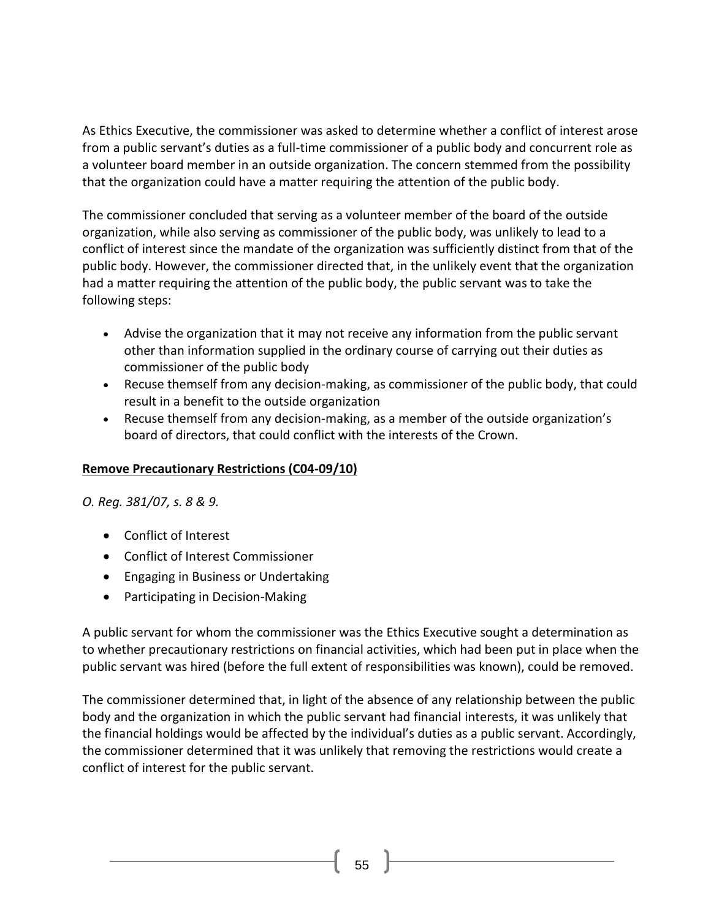As Ethics Executive, the commissioner was asked to determine whether a conflict of interest arose from a public servant's duties as a full-time commissioner of a public body and concurrent role as a volunteer board member in an outside organization. The concern stemmed from the possibility that the organization could have a matter requiring the attention of the public body.

The commissioner concluded that serving as a volunteer member of the board of the outside organization, while also serving as commissioner of the public body, was unlikely to lead to a conflict of interest since the mandate of the organization was sufficiently distinct from that of the public body. However, the commissioner directed that, in the unlikely event that the organization had a matter requiring the attention of the public body, the public servant was to take the following steps:

- Advise the organization that it may not receive any information from the public servant other than information supplied in the ordinary course of carrying out their duties as commissioner of the public body
- Recuse themself from any decision-making, as commissioner of the public body, that could result in a benefit to the outside organization
- Recuse themself from any decision-making, as a member of the outside organization's board of directors, that could conflict with the interests of the Crown.

**Remove Precautionary Restrictions (C04-09/10)**

*O. Reg. 381/07, s. 8 & 9.*

- Conflict of Interest
- Conflict of Interest Commissioner
- Engaging in Business or Undertaking
- Participating in Decision-Making

A public servant for whom the commissioner was the Ethics Executive sought a determination as to whether precautionary restrictions on financial activities, which had been put in place when the public servant was hired (before the full extent of responsibilities was known), could be removed.

The commissioner determined that, in light of the absence of any relationship between the public body and the organization in which the public servant had financial interests, it was unlikely that the financial holdings would be affected by the individual's duties as a public servant. Accordingly, the commissioner determined that it was unlikely that removing the restrictions would create a conflict of interest for the public servant.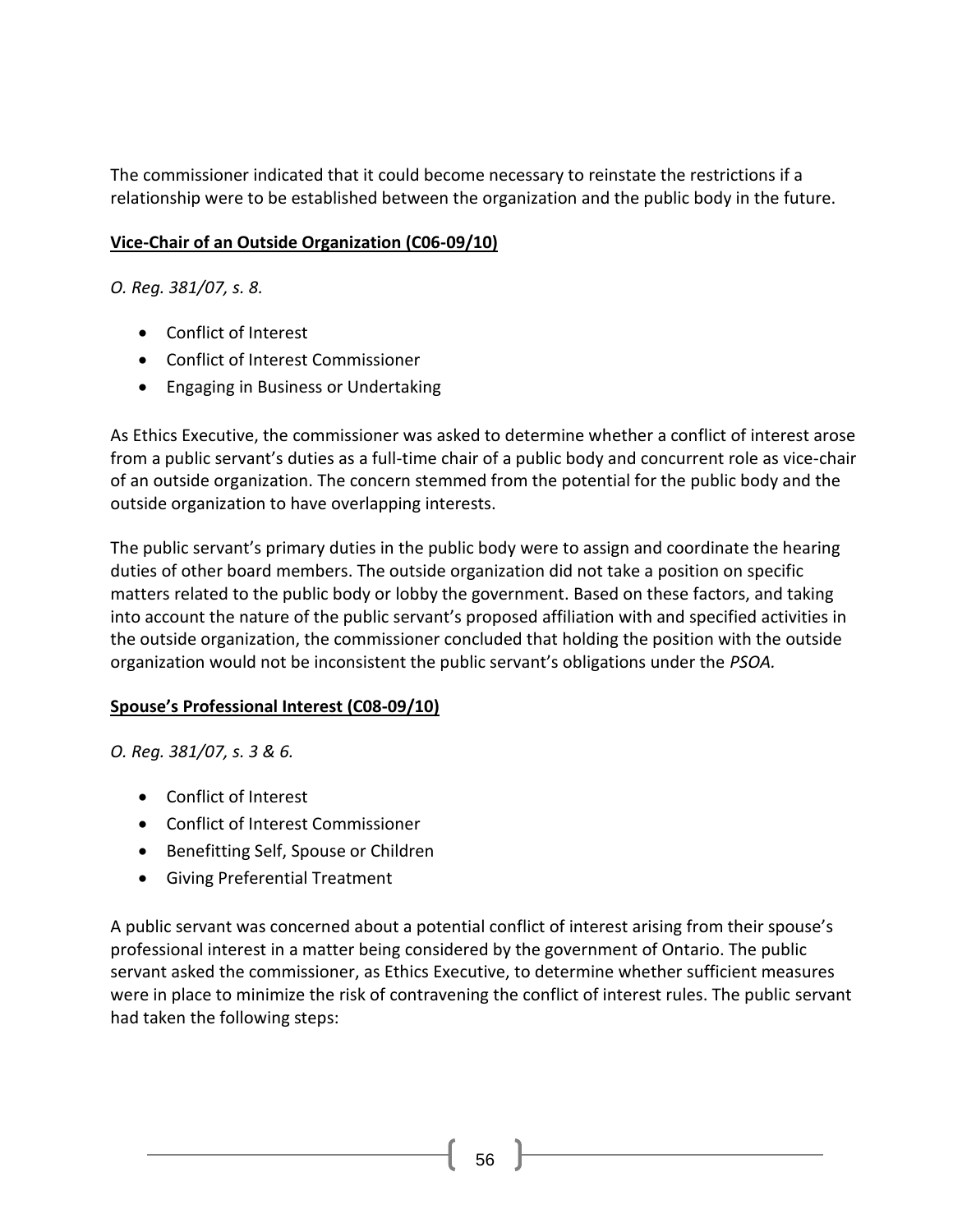The commissioner indicated that it could become necessary to reinstate the restrictions if a relationship were to be established between the organization and the public body in the future.

**Vice-Chair of an Outside Organization (C06-09/10)**

*O. Reg. 381/07, s. 8.*

- Conflict of Interest
- Conflict of Interest Commissioner
- Engaging in Business or Undertaking

As Ethics Executive, the commissioner was asked to determine whether a conflict of interest arose from a public servant's duties as a full-time chair of a public body and concurrent role as vice-chair of an outside organization. The concern stemmed from the potential for the public body and the outside organization to have overlapping interests.

The public servant's primary duties in the public body were to assign and coordinate the hearing duties of other board members. The outside organization did not take a position on specific matters related to the public body or lobby the government. Based on these factors, and taking into account the nature of the public servant's proposed affiliation with and specified activities in the outside organization, the commissioner concluded that holding the position with the outside organization would not be inconsistent the public servant's obligations under the *PSOA.*

**Spouse's Professional Interest (C08-09/10)**

*O. Reg. 381/07, s. 3 & 6.*

- Conflict of Interest
- Conflict of Interest Commissioner
- Benefitting Self, Spouse or Children
- Giving Preferential Treatment

A public servant was concerned about a potential conflict of interest arising from their spouse's professional interest in a matter being considered by the government of Ontario. The public servant asked the commissioner, as Ethics Executive, to determine whether sufficient measures were in place to minimize the risk of contravening the conflict of interest rules. The public servant had taken the following steps: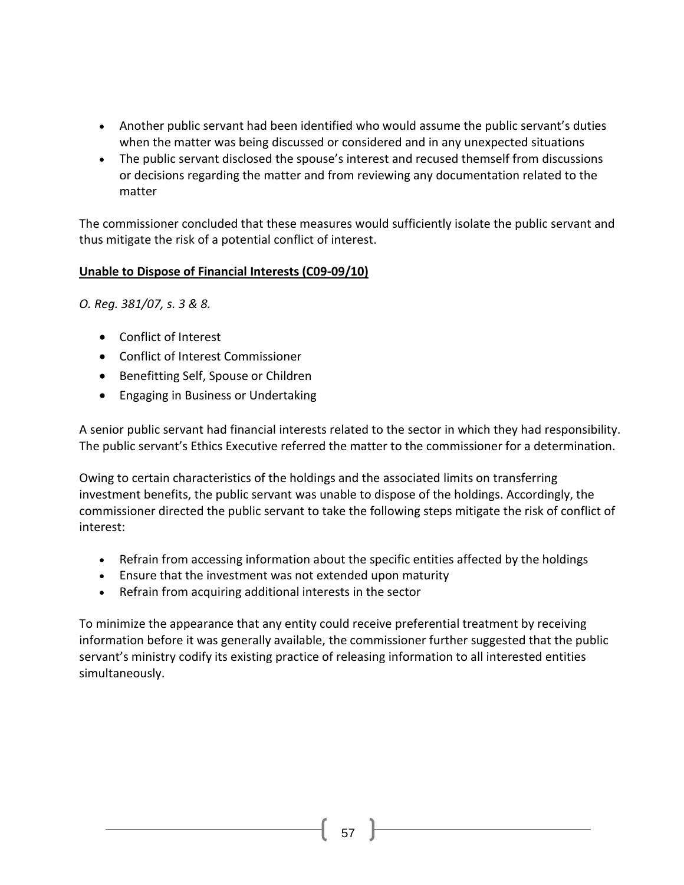- Another public servant had been identified who would assume the public servant's duties when the matter was being discussed or considered and in any unexpected situations
- The public servant disclosed the spouse's interest and recused themself from discussions or decisions regarding the matter and from reviewing any documentation related to the matter

The commissioner concluded that these measures would sufficiently isolate the public servant and thus mitigate the risk of a potential conflict of interest.

## Unable to Dispose of Financial Interests (C09-09/10)

*O. Reg. 381/07, s. 3 & 8.*

- Conflict of Interest
- Conflict of Interest Commissioner
- Benefitting Self, Spouse or Children
- Engaging in Business or Undertaking

A senior public servant had financial interests related to the sector in which they had responsibility. The public servant's Ethics Executive referred the matter to the commissioner for a determination.

Owing to certain characteristics of the holdings and the associated limits on transferring investment benefits, the public servant was unable to dispose of the holdings. Accordingly, the commissioner directed the public servant to take the following steps mitigate the risk of conflict of interest:

- Refrain from accessing information about the specific entities affected by the holdings
- Ensure that the investment was not extended upon maturity
- Refrain from acquiring additional interests in the sector

To minimize the appearance that any entity could receive preferential treatment by receiving information before it was generally available, the commissioner further suggested that the public servant's ministry codify its existing practice of releasing information to all interested entities simultaneously.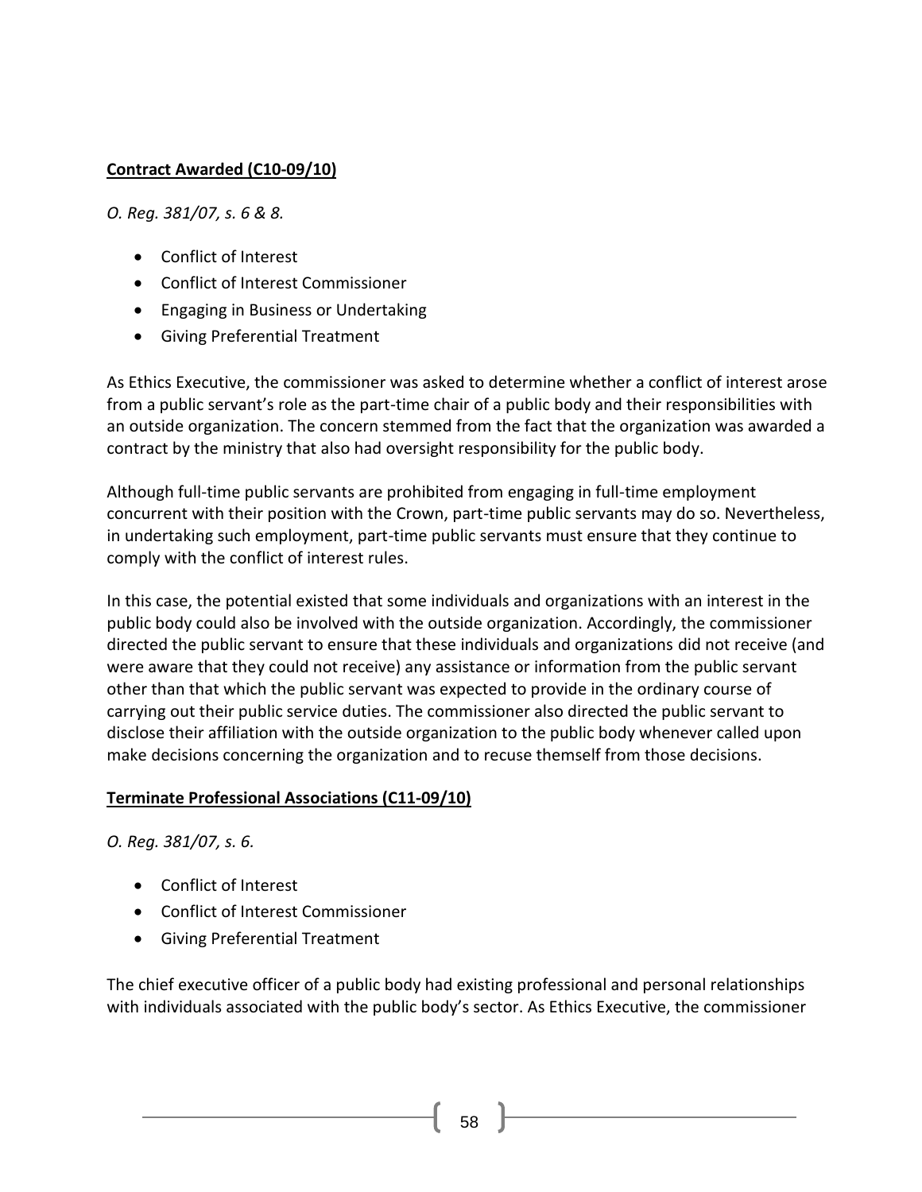**Contract Awarded (C10-09/10)**

*O. Reg. 381/07, s. 6 & 8.*

- Conflict of Interest
- Conflict of Interest Commissioner
- Engaging in Business or Undertaking
- Giving Preferential Treatment

As Ethics Executive, the commissioner was asked to determine whether a conflict of interest arose from a public servant's role as the part-time chair of a public body and their responsibilities with an outside organization. The concern stemmed from the fact that the organization was awarded a contract by the ministry that also had oversight responsibility for the public body.

Although full-time public servants are prohibited from engaging in full-time employment concurrent with their position with the Crown, part-time public servants may do so. Nevertheless, in undertaking such employment, part-time public servants must ensure that they continue to comply with the conflict of interest rules.

In this case, the potential existed that some individuals and organizations with an interest in the public body could also be involved with the outside organization. Accordingly, the commissioner directed the public servant to ensure that these individuals and organizations did not receive (and were aware that they could not receive) any assistance or information from the public servant other than that which the public servant was expected to provide in the ordinary course of carrying out their public service duties. The commissioner also directed the public servant to disclose their affiliation with the outside organization to the public body whenever called upon make decisions concerning the organization and to recuse themself from those decisions.

**Terminate Professional Associations (C11-09/10)**

*O. Reg. 381/07, s. 6.*

- Conflict of Interest
- Conflict of Interest Commissioner
- Giving Preferential Treatment

The chief executive officer of a public body had existing professional and personal relationships with individuals associated with the public body's sector. As Ethics Executive, the commissioner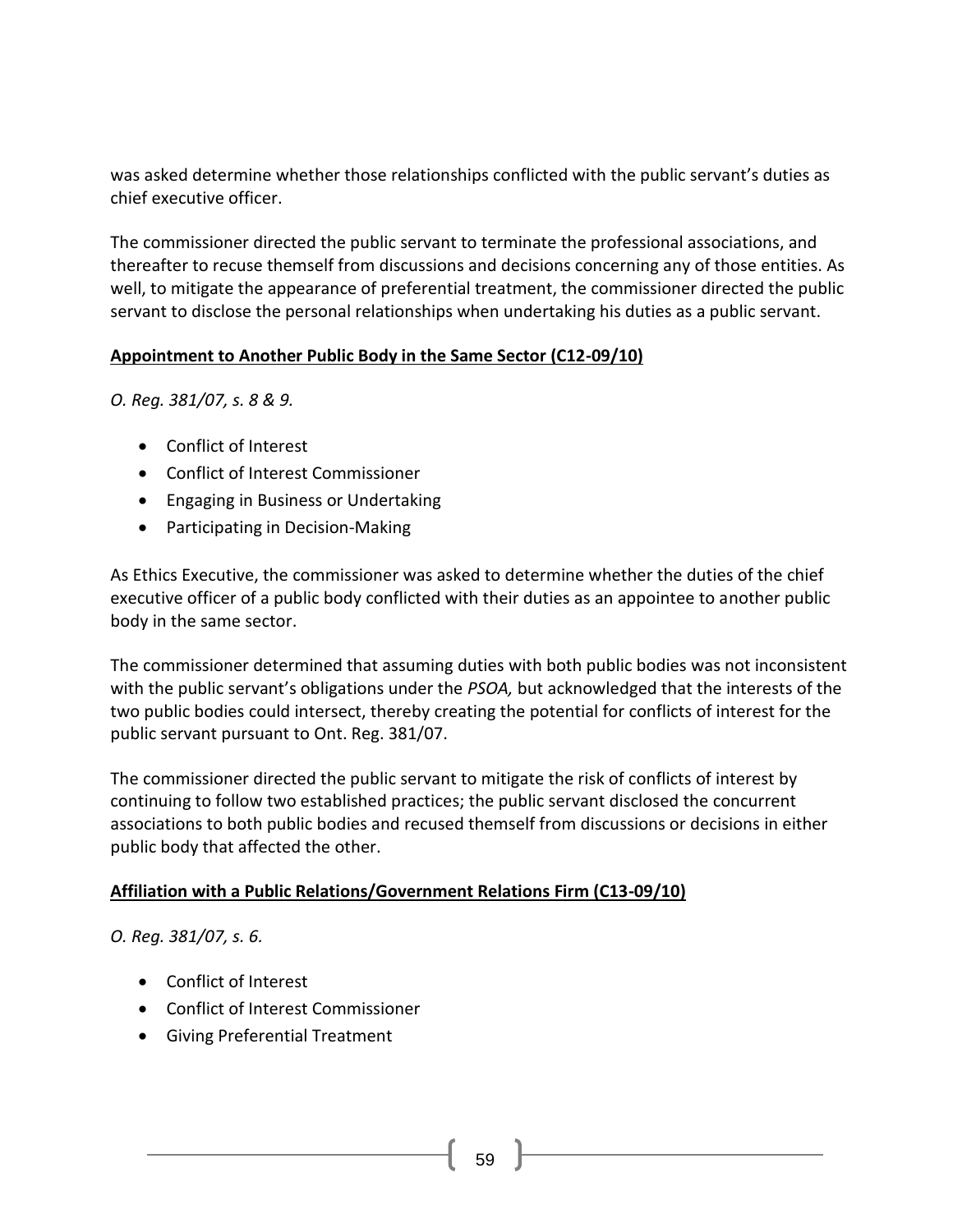was asked determine whether those relationships conflicted with the public servant's duties as chief executive officer.

The commissioner directed the public servant to terminate the professional associations, and thereafter to recuse themself from discussions and decisions concerning any of those entities. As well, to mitigate the appearance of preferential treatment, the commissioner directed the public servant to disclose the personal relationships when undertaking his duties as a public servant.

**Appointment to Another Public Body in the Same Sector (C12-09/10)**

*O. Reg. 381/07, s. 8 & 9.*

- Conflict of Interest
- Conflict of Interest Commissioner
- Engaging in Business or Undertaking
- Participating in Decision-Making

As Ethics Executive, the commissioner was asked to determine whether the duties of the chief executive officer of a public body conflicted with their duties as an appointee to another public body in the same sector.

The commissioner determined that assuming duties with both public bodies was not inconsistent with the public servant's obligations under the *PSOA,* but acknowledged that the interests of the two public bodies could intersect, thereby creating the potential for conflicts of interest for the public servant pursuant to Ont. Reg. 381/07.

The commissioner directed the public servant to mitigate the risk of conflicts of interest by continuing to follow two established practices; the public servant disclosed the concurrent associations to both public bodies and recused themself from discussions or decisions in either public body that affected the other.

**Affiliation with a Public Relations/Government Relations Firm (C13-09/10)**

*O. Reg. 381/07, s. 6.*

- Conflict of Interest
- Conflict of Interest Commissioner
- Giving Preferential Treatment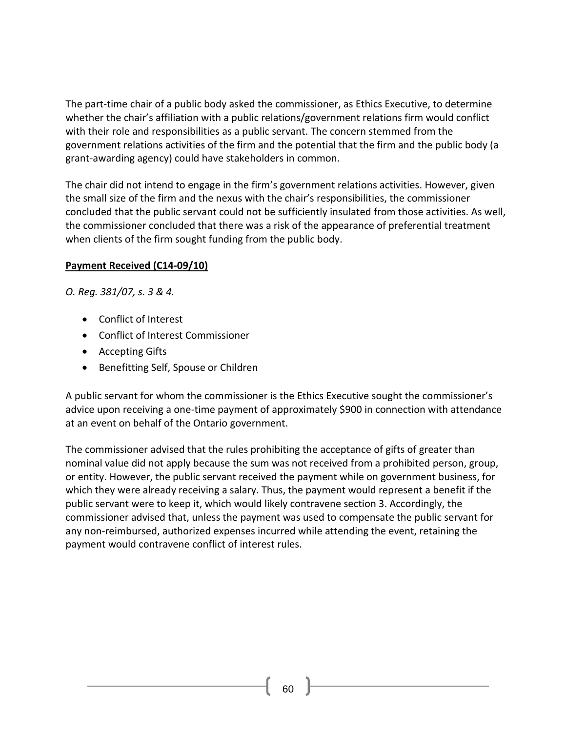The part-time chair of a public body asked the commissioner, as Ethics Executive, to determine whether the chair's affiliation with a public relations/government relations firm would conflict with their role and responsibilities as a public servant. The concern stemmed from the government relations activities of the firm and the potential that the firm and the public body (a grant-awarding agency) could have stakeholders in common.

The chair did not intend to engage in the firm's government relations activities. However, given the small size of the firm and the nexus with the chair's responsibilities, the commissioner concluded that the public servant could not be sufficiently insulated from those activities. As well, the commissioner concluded that there was a risk of the appearance of preferential treatment when clients of the firm sought funding from the public body.

**Payment Received (C14-09/10)**

*O. Reg. 381/07, s. 3 & 4.*

- Conflict of Interest
- Conflict of Interest Commissioner
- Accepting Gifts
- Benefitting Self, Spouse or Children

A public servant for whom the commissioner is the Ethics Executive sought the commissioner's advice upon receiving a one-time payment of approximately $900 in connection with attendance at an event on behalf of the Ontario government.

The commissioner advised that the rules prohibiting the acceptance of gifts of greater than nominal value did not apply because the sum was not received from a prohibited person, group, or entity. However, the public servant received the payment while on government business, for which they were already receiving a salary. Thus, the payment would represent a benefit if the public servant were to keep it, which would likely contravene section 3. Accordingly, the commissioner advised that, unless the payment was used to compensate the public servant for any non-reimbursed, authorized expenses incurred while attending the event, retaining the payment would contravene conflict of interest rules.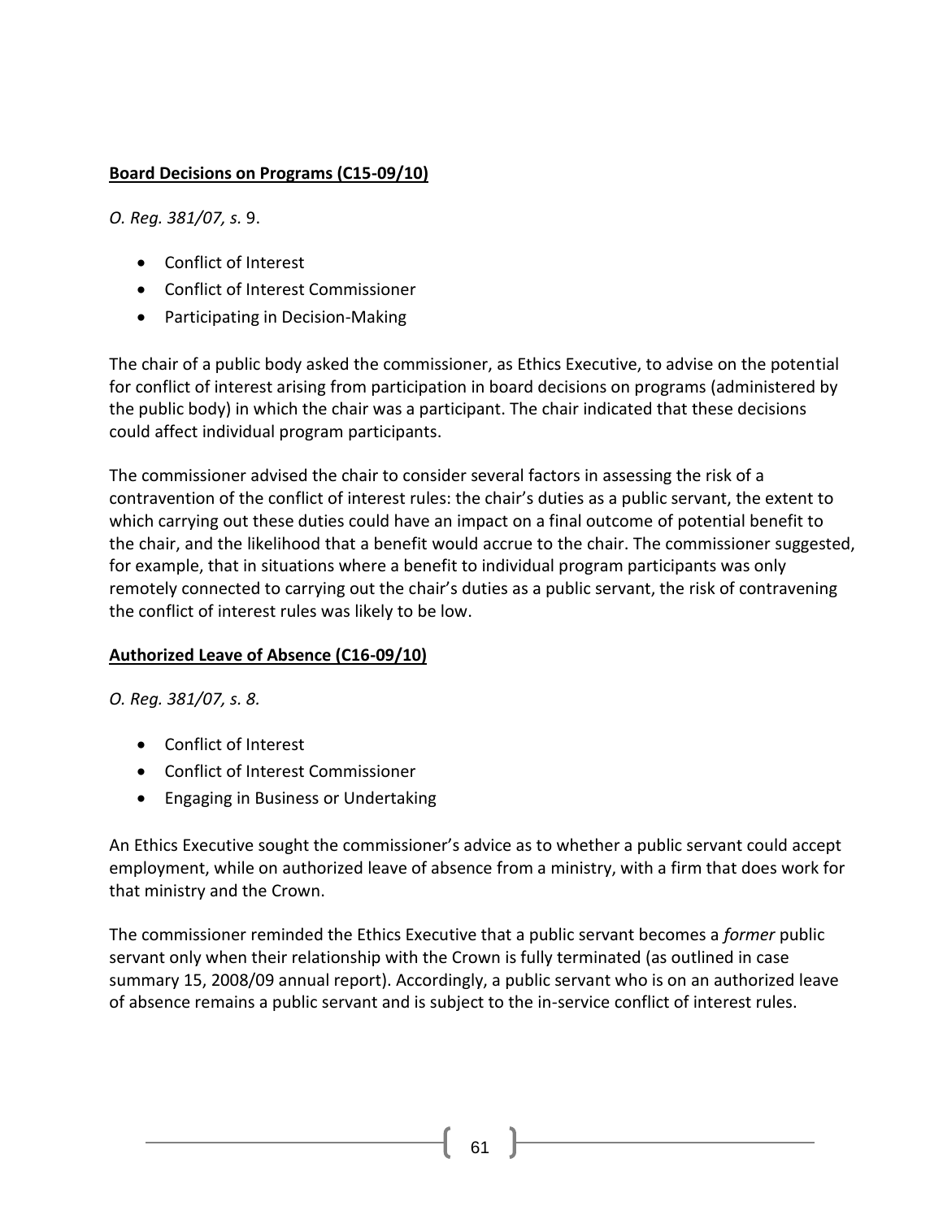**Board Decisions on Programs (C15-09/10)**

*O. Reg. 381/07, s.* 9.

- Conflict of Interest
- Conflict of Interest Commissioner
- Participating in Decision-Making

The chair of a public body asked the commissioner, as Ethics Executive, to advise on the potential for conflict of interest arising from participation in board decisions on programs (administered by the public body) in which the chair was a participant. The chair indicated that these decisions could affect individual program participants.

The commissioner advised the chair to consider several factors in assessing the risk of a contravention of the conflict of interest rules: the chair's duties as a public servant, the extent to which carrying out these duties could have an impact on a final outcome of potential benefit to the chair, and the likelihood that a benefit would accrue to the chair. The commissioner suggested, for example, that in situations where a benefit to individual program participants was only remotely connected to carrying out the chair's duties as a public servant, the risk of contravening the conflict of interest rules was likely to be low.

**Authorized Leave of Absence (C16-09/10)**

*O. Reg. 381/07, s. 8.*

- Conflict of Interest
- Conflict of Interest Commissioner
- Engaging in Business or Undertaking

An Ethics Executive sought the commissioner's advice as to whether a public servant could accept employment, while on authorized leave of absence from a ministry, with a firm that does work for that ministry and the Crown.

The commissioner reminded the Ethics Executive that a public servant becomes a *former* public servant only when their relationship with the Crown is fully terminated (as outlined in case summary 15, 2008/09 annual report). Accordingly, a public servant who is on an authorized leave of absence remains a public servant and is subject to the in-service conflict of interest rules.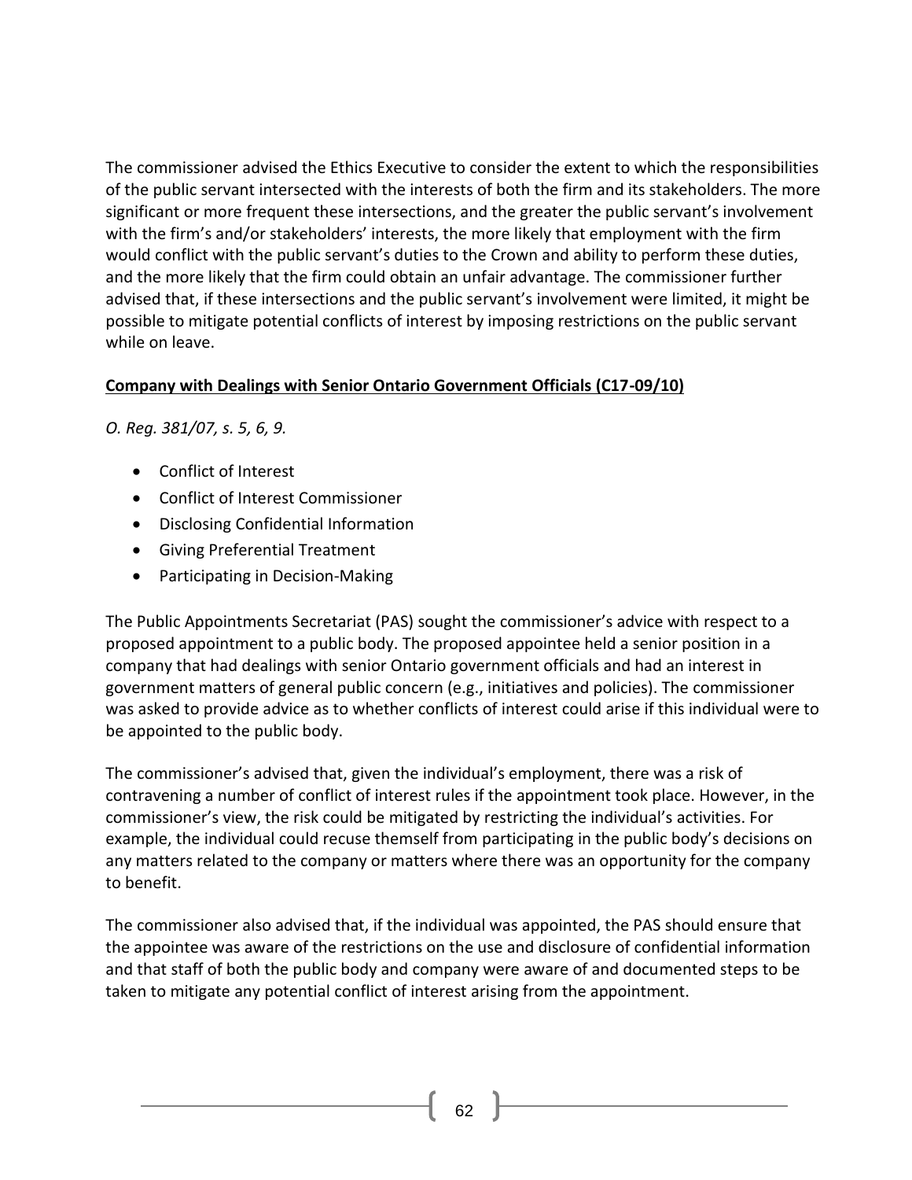The commissioner advised the Ethics Executive to consider the extent to which the responsibilities of the public servant intersected with the interests of both the firm and its stakeholders. The more significant or more frequent these intersections, and the greater the public servant's involvement with the firm's and/or stakeholders' interests, the more likely that employment with the firm would conflict with the public servant's duties to the Crown and ability to perform these duties, and the more likely that the firm could obtain an unfair advantage. The commissioner further advised that, if these intersections and the public servant's involvement were limited, it might be possible to mitigate potential conflicts of interest by imposing restrictions on the public servant while on leave.

**Company with Dealings with Senior Ontario Government Officials (C17-09/10)**

*O. Reg. 381/07, s. 5, 6, 9.*

- Conflict of Interest
- Conflict of Interest Commissioner
- Disclosing Confidential Information
- Giving Preferential Treatment
- Participating in Decision-Making

The Public Appointments Secretariat (PAS) sought the commissioner's advice with respect to a proposed appointment to a public body. The proposed appointee held a senior position in a company that had dealings with senior Ontario government officials and had an interest in government matters of general public concern (e.g., initiatives and policies). The commissioner was asked to provide advice as to whether conflicts of interest could arise if this individual were to be appointed to the public body.

The commissioner's advised that, given the individual's employment, there was a risk of contravening a number of conflict of interest rules if the appointment took place. However, in the commissioner's view, the risk could be mitigated by restricting the individual's activities. For example, the individual could recuse themself from participating in the public body's decisions on any matters related to the company or matters where there was an opportunity for the company to benefit.

The commissioner also advised that, if the individual was appointed, the PAS should ensure that the appointee was aware of the restrictions on the use and disclosure of confidential information and that staff of both the public body and company were aware of and documented steps to be taken to mitigate any potential conflict of interest arising from the appointment.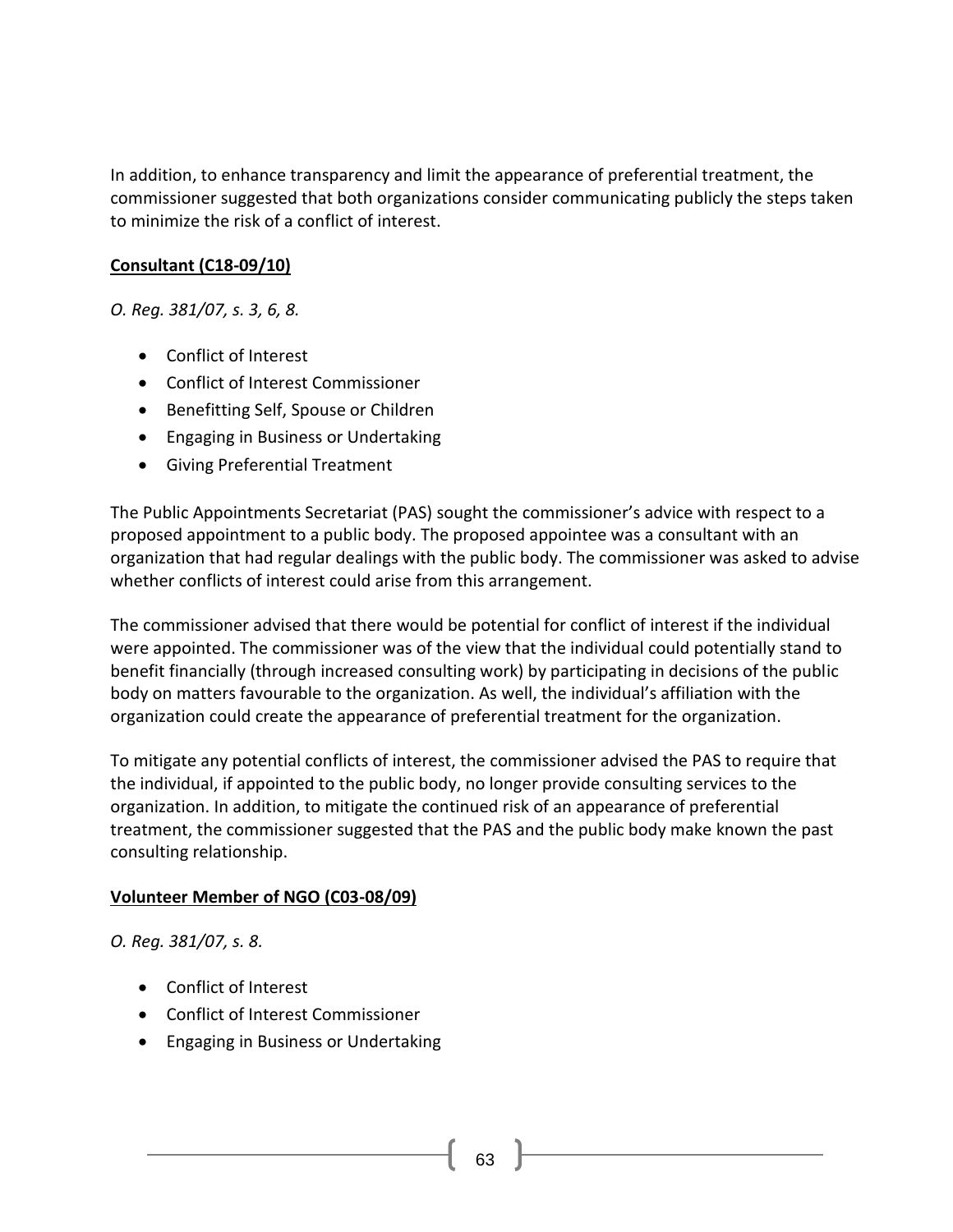In addition, to enhance transparency and limit the appearance of preferential treatment, the commissioner suggested that both organizations consider communicating publicly the steps taken to minimize the risk of a conflict of interest.

**Consultant (C18-09/10)**

*O. Reg. 381/07, s. 3, 6, 8.*

- Conflict of Interest
- Conflict of Interest Commissioner
- Benefitting Self, Spouse or Children
- Engaging in Business or Undertaking
- Giving Preferential Treatment

The Public Appointments Secretariat (PAS) sought the commissioner's advice with respect to a proposed appointment to a public body. The proposed appointee was a consultant with an organization that had regular dealings with the public body. The commissioner was asked to advise whether conflicts of interest could arise from this arrangement.

The commissioner advised that there would be potential for conflict of interest if the individual were appointed. The commissioner was of the view that the individual could potentially stand to benefit financially (through increased consulting work) by participating in decisions of the public body on matters favourable to the organization. As well, the individual's affiliation with the organization could create the appearance of preferential treatment for the organization.

To mitigate any potential conflicts of interest, the commissioner advised the PAS to require that the individual, if appointed to the public body, no longer provide consulting services to the organization. In addition, to mitigate the continued risk of an appearance of preferential treatment, the commissioner suggested that the PAS and the public body make known the past consulting relationship.

**Volunteer Member of NGO (C03-08/09)**

*O. Reg. 381/07, s. 8.*

- Conflict of Interest
- Conflict of Interest Commissioner
- Engaging in Business or Undertaking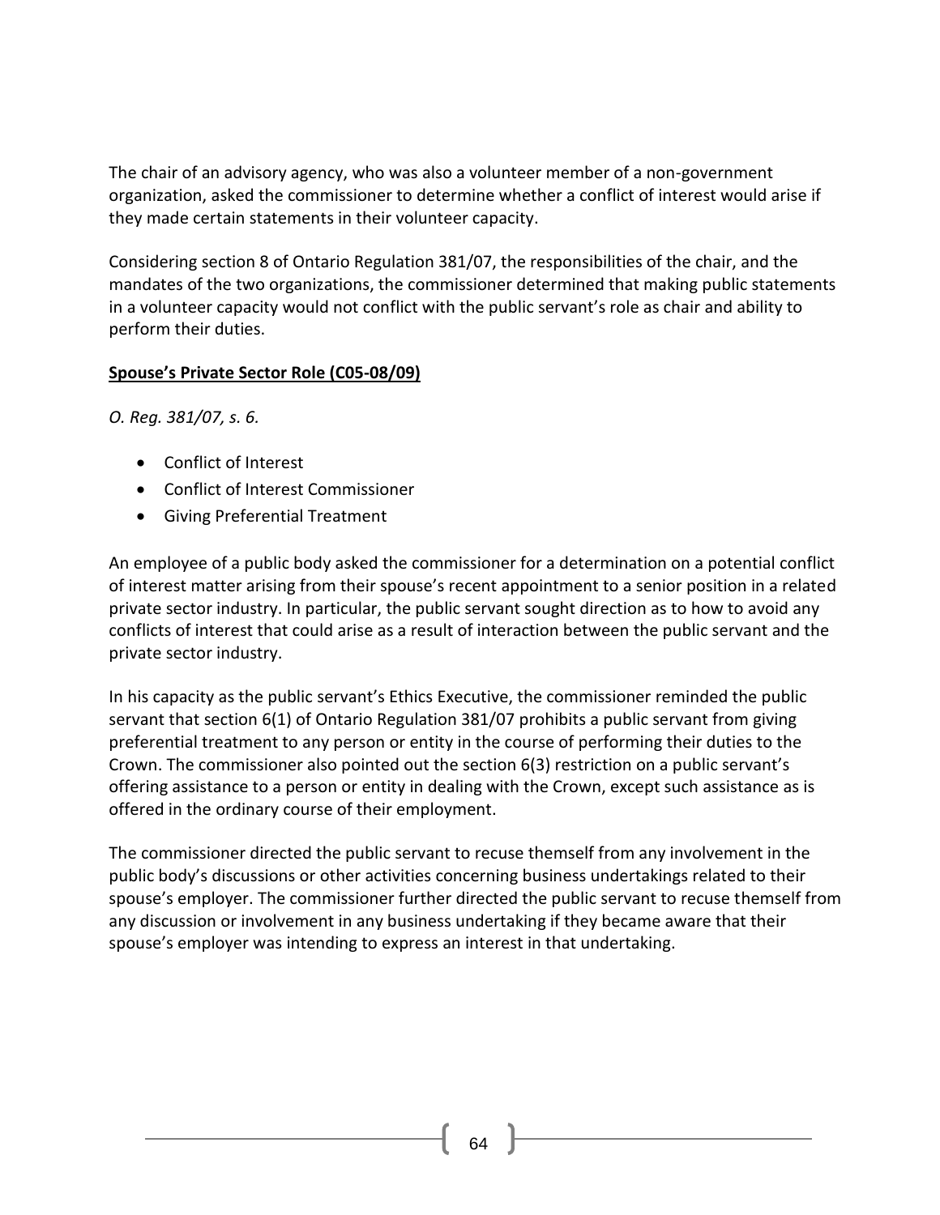The chair of an advisory agency, who was also a volunteer member of a non-government organization, asked the commissioner to determine whether a conflict of interest would arise if they made certain statements in their volunteer capacity.

Considering section 8 of Ontario Regulation 381/07, the responsibilities of the chair, and the mandates of the two organizations, the commissioner determined that making public statements in a volunteer capacity would not conflict with the public servant's role as chair and ability to perform their duties.

**Spouse's Private Sector Role (C05-08/09)**

*O. Reg. 381/07, s. 6.*

- Conflict of Interest
- Conflict of Interest Commissioner
- Giving Preferential Treatment

An employee of a public body asked the commissioner for a determination on a potential conflict of interest matter arising from their spouse's recent appointment to a senior position in a related private sector industry. In particular, the public servant sought direction as to how to avoid any conflicts of interest that could arise as a result of interaction between the public servant and the private sector industry.

In his capacity as the public servant's Ethics Executive, the commissioner reminded the public servant that section 6(1) of Ontario Regulation 381/07 prohibits a public servant from giving preferential treatment to any person or entity in the course of performing their duties to the Crown. The commissioner also pointed out the section 6(3) restriction on a public servant's offering assistance to a person or entity in dealing with the Crown, except such assistance as is offered in the ordinary course of their employment.

The commissioner directed the public servant to recuse themself from any involvement in the public body's discussions or other activities concerning business undertakings related to their spouse's employer. The commissioner further directed the public servant to recuse themself from any discussion or involvement in any business undertaking if they became aware that their spouse's employer was intending to express an interest in that undertaking.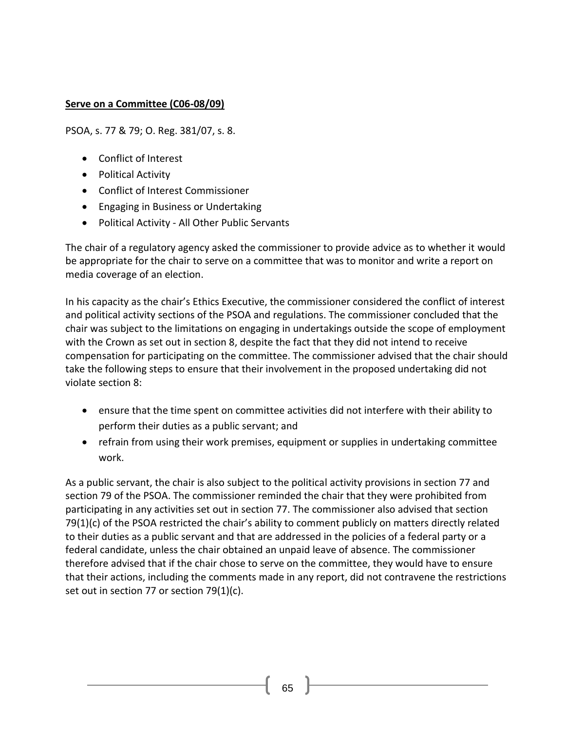**Serve on a Committee (C06-08/09)**

PSOA, s. 77 & 79; O. Reg. 381/07, s. 8.

- Conflict of Interest
- Political Activity
- Conflict of Interest Commissioner
- Engaging in Business or Undertaking
- Political Activity - All Other Public Servants

The chair of a regulatory agency asked the commissioner to provide advice as to whether it would be appropriate for the chair to serve on a committee that was to monitor and write a report on media coverage of an election.

In his capacity as the chair's Ethics Executive, the commissioner considered the conflict of interest and political activity sections of the PSOA and regulations. The commissioner concluded that the chair was subject to the limitations on engaging in undertakings outside the scope of employment with the Crown as set out in section 8, despite the fact that they did not intend to receive compensation for participating on the committee. The commissioner advised that the chair should take the following steps to ensure that their involvement in the proposed undertaking did not violate section 8:

- ensure that the time spent on committee activities did not interfere with their ability to perform their duties as a public servant; and
- refrain from using their work premises, equipment or supplies in undertaking committee work.

As a public servant, the chair is also subject to the political activity provisions in section 77 and section 79 of the PSOA. The commissioner reminded the chair that they were prohibited from participating in any activities set out in section 77. The commissioner also advised that section 79(1)(c) of the PSOA restricted the chair's ability to comment publicly on matters directly related to their duties as a public servant and that are addressed in the policies of a federal party or a federal candidate, unless the chair obtained an unpaid leave of absence. The commissioner therefore advised that if the chair chose to serve on the committee, they would have to ensure that their actions, including the comments made in any report, did not contravene the restrictions set out in section 77 or section 79(1)(c).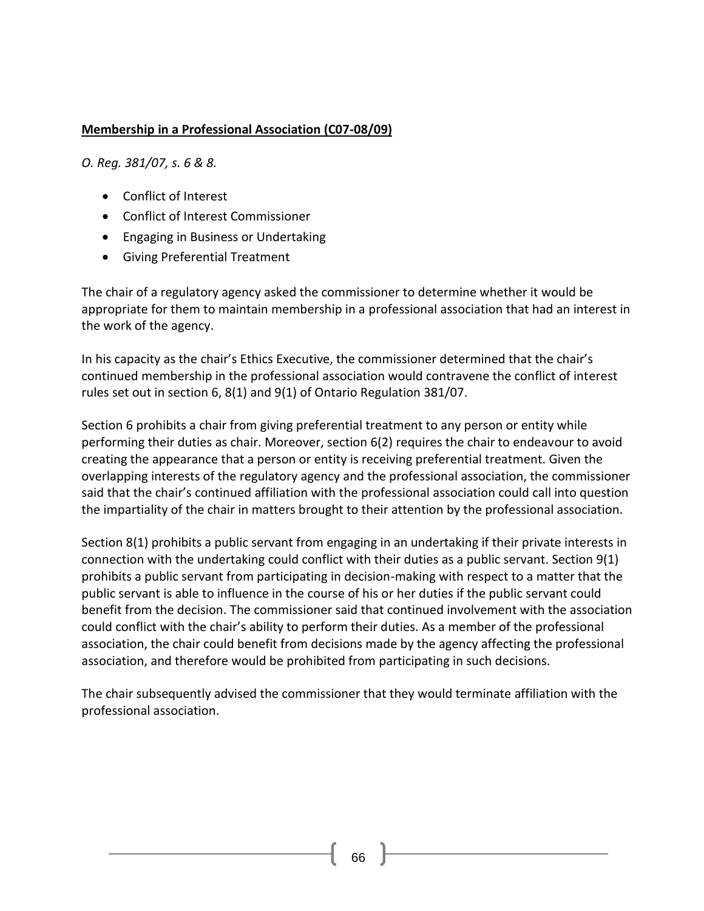**Membership in a Professional Association (C07-08/09)**

*O. Reg. 381/07, s. 6 & 8.*

- Conflict of Interest
- Conflict of Interest Commissioner
- Engaging in Business or Undertaking
- Giving Preferential Treatment

The chair of a regulatory agency asked the commissioner to determine whether it would be appropriate for them to maintain membership in a professional association that had an interest in the work of the agency.

In his capacity as the chair's Ethics Executive, the commissioner determined that the chair's continued membership in the professional association would contravene the conflict of interest rules set out in section 6, 8(1) and 9(1) of Ontario Regulation 381/07.

Section 6 prohibits a chair from giving preferential treatment to any person or entity while performing their duties as chair. Moreover, section 6(2) requires the chair to endeavour to avoid creating the appearance that a person or entity is receiving preferential treatment. Given the overlapping interests of the regulatory agency and the professional association, the commissioner said that the chair's continued affiliation with the professional association could call into question the impartiality of the chair in matters brought to their attention by the professional association.

Section 8(1) prohibits a public servant from engaging in an undertaking if their private interests in connection with the undertaking could conflict with their duties as a public servant. Section 9(1) prohibits a public servant from participating in decision-making with respect to a matter that the public servant is able to influence in the course of his or her duties if the public servant could benefit from the decision. The commissioner said that continued involvement with the association could conflict with the chair's ability to perform their duties. As a member of the professional association, the chair could benefit from decisions made by the agency affecting the professional association, and therefore would be prohibited from participating in such decisions.

The chair subsequently advised the commissioner that they would terminate affiliation with the professional association.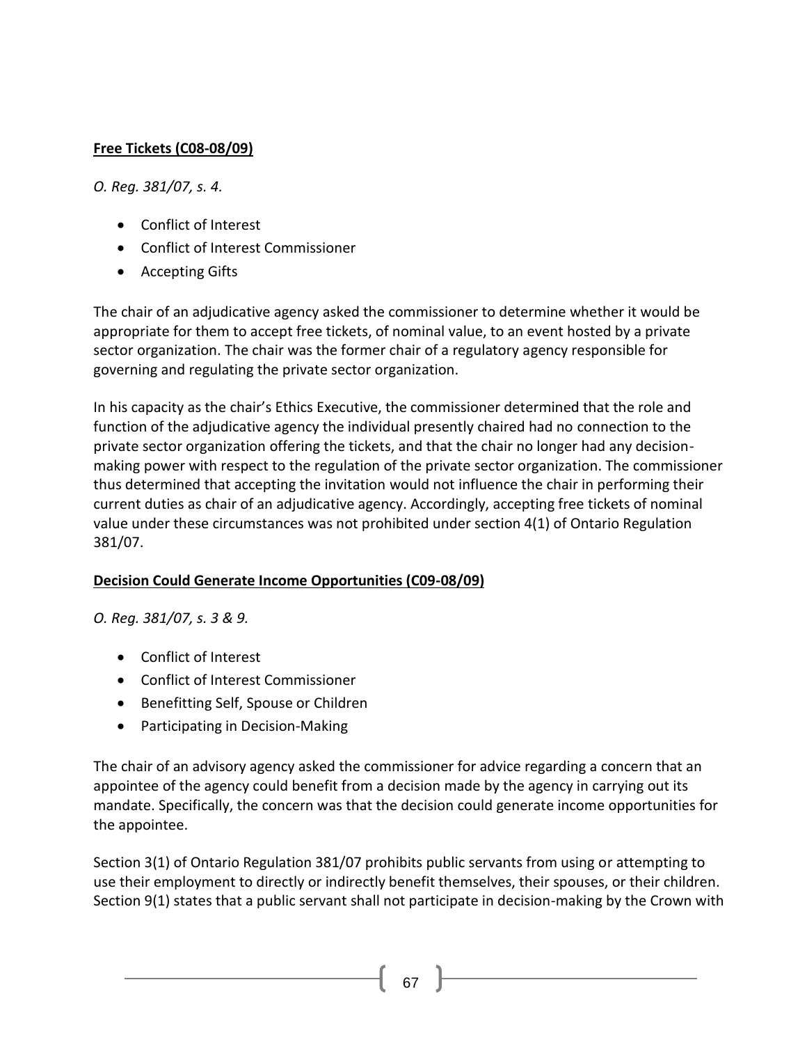**Free Tickets (C08-08/09)**

*O. Reg. 381/07, s. 4.*

- Conflict of Interest
- Conflict of Interest Commissioner
- Accepting Gifts

The chair of an adjudicative agency asked the commissioner to determine whether it would be appropriate for them to accept free tickets, of nominal value, to an event hosted by a private sector organization. The chair was the former chair of a regulatory agency responsible for governing and regulating the private sector organization.

In his capacity as the chair's Ethics Executive, the commissioner determined that the role and function of the adjudicative agency the individual presently chaired had no connection to the private sector organization offering the tickets, and that the chair no longer had any decision-making power with respect to the regulation of the private sector organization. The commissioner thus determined that accepting the invitation would not influence the chair in performing their current duties as chair of an adjudicative agency. Accordingly, accepting free tickets of nominal value under these circumstances was not prohibited under section 4(1) of Ontario Regulation 381/07.

**Decision Could Generate Income Opportunities (C09-08/09)**

*O. Reg. 381/07, s. 3 & 9.*

- Conflict of Interest
- Conflict of Interest Commissioner
- Benefitting Self, Spouse or Children
- Participating in Decision-Making

The chair of an advisory agency asked the commissioner for advice regarding a concern that an appointee of the agency could benefit from a decision made by the agency in carrying out its mandate. Specifically, the concern was that the decision could generate income opportunities for the appointee.

Section 3(1) of Ontario Regulation 381/07 prohibits public servants from using or attempting to use their employment to directly or indirectly benefit themselves, their spouses, or their children. Section 9(1) states that a public servant shall not participate in decision-making by the Crown with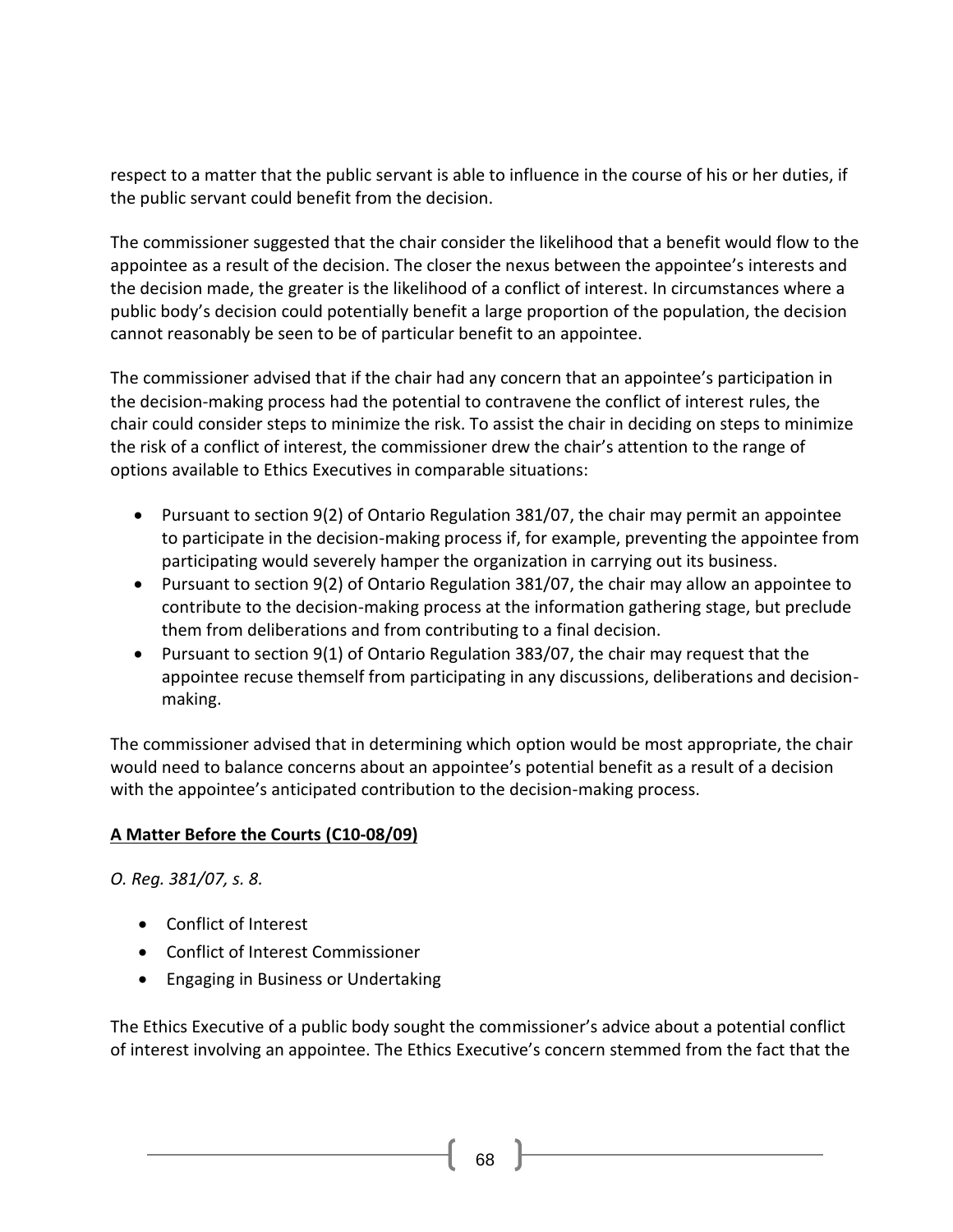respect to a matter that the public servant is able to influence in the course of his or her duties, if the public servant could benefit from the decision.

The commissioner suggested that the chair consider the likelihood that a benefit would flow to the appointee as a result of the decision. The closer the nexus between the appointee's interests and the decision made, the greater is the likelihood of a conflict of interest. In circumstances where a public body's decision could potentially benefit a large proportion of the population, the decision cannot reasonably be seen to be of particular benefit to an appointee.

The commissioner advised that if the chair had any concern that an appointee's participation in the decision-making process had the potential to contravene the conflict of interest rules, the chair could consider steps to minimize the risk. To assist the chair in deciding on steps to minimize the risk of a conflict of interest, the commissioner drew the chair's attention to the range of options available to Ethics Executives in comparable situations:

- Pursuant to section 9(2) of Ontario Regulation 381/07, the chair may permit an appointee to participate in the decision-making process if, for example, preventing the appointee from participating would severely hamper the organization in carrying out its business.
- Pursuant to section 9(2) of Ontario Regulation 381/07, the chair may allow an appointee to contribute to the decision-making process at the information gathering stage, but preclude them from deliberations and from contributing to a final decision.
- Pursuant to section 9(1) of Ontario Regulation 383/07, the chair may request that the appointee recuse themself from participating in any discussions, deliberations and decision-making.

The commissioner advised that in determining which option would be most appropriate, the chair would need to balance concerns about an appointee's potential benefit as a result of a decision with the appointee's anticipated contribution to the decision-making process.

**A Matter Before the Courts (C10-08/09)**

*O. Reg. 381/07, s. 8.*

- Conflict of Interest
- Conflict of Interest Commissioner
- Engaging in Business or Undertaking

The Ethics Executive of a public body sought the commissioner's advice about a potential conflict of interest involving an appointee. The Ethics Executive's concern stemmed from the fact that the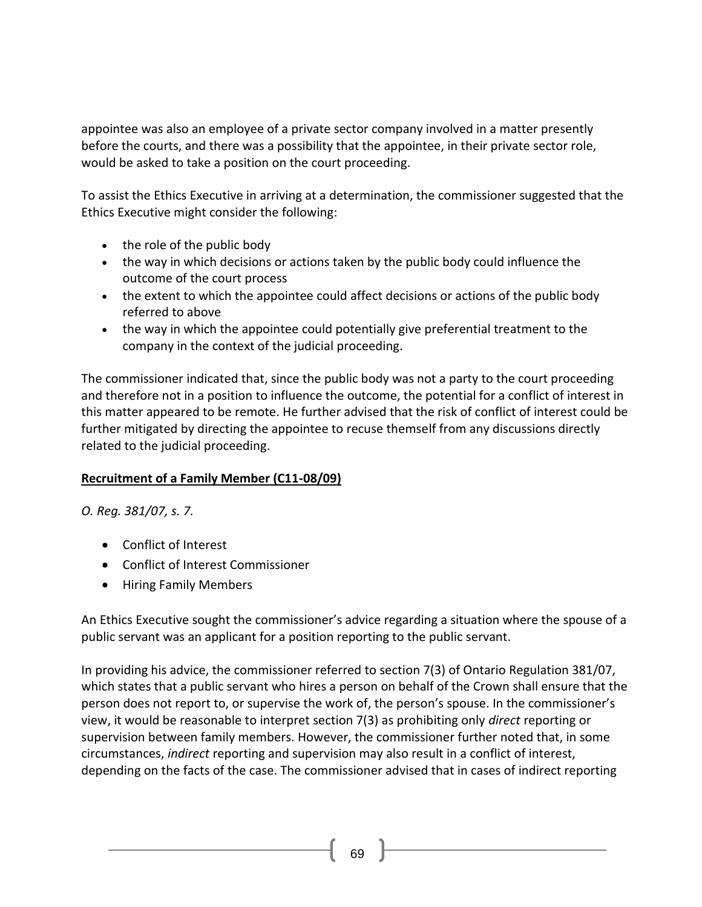appointee was also an employee of a private sector company involved in a matter presently before the courts, and there was a possibility that the appointee, in their private sector role, would be asked to take a position on the court proceeding.

To assist the Ethics Executive in arriving at a determination, the commissioner suggested that the Ethics Executive might consider the following:

- the role of the public body
- the way in which decisions or actions taken by the public body could influence the outcome of the court process
- the extent to which the appointee could affect decisions or actions of the public body referred to above
- the way in which the appointee could potentially give preferential treatment to the company in the context of the judicial proceeding.

The commissioner indicated that, since the public body was not a party to the court proceeding and therefore not in a position to influence the outcome, the potential for a conflict of interest in this matter appeared to be remote. He further advised that the risk of conflict of interest could be further mitigated by directing the appointee to recuse themself from any discussions directly related to the judicial proceeding.

**Recruitment of a Family Member (C11-08/09)**

*O. Reg. 381/07, s. 7.*

- Conflict of Interest
- Conflict of Interest Commissioner
- Hiring Family Members

An Ethics Executive sought the commissioner's advice regarding a situation where the spouse of a public servant was an applicant for a position reporting to the public servant.

In providing his advice, the commissioner referred to section 7(3) of Ontario Regulation 381/07, which states that a public servant who hires a person on behalf of the Crown shall ensure that the person does not report to, or supervise the work of, the person's spouse. In the commissioner's view, it would be reasonable to interpret section 7(3) as prohibiting only *direct* reporting or supervision between family members. However, the commissioner further noted that, in some circumstances, *indirect* reporting and supervision may also result in a conflict of interest, depending on the facts of the case. The commissioner advised that in cases of indirect reporting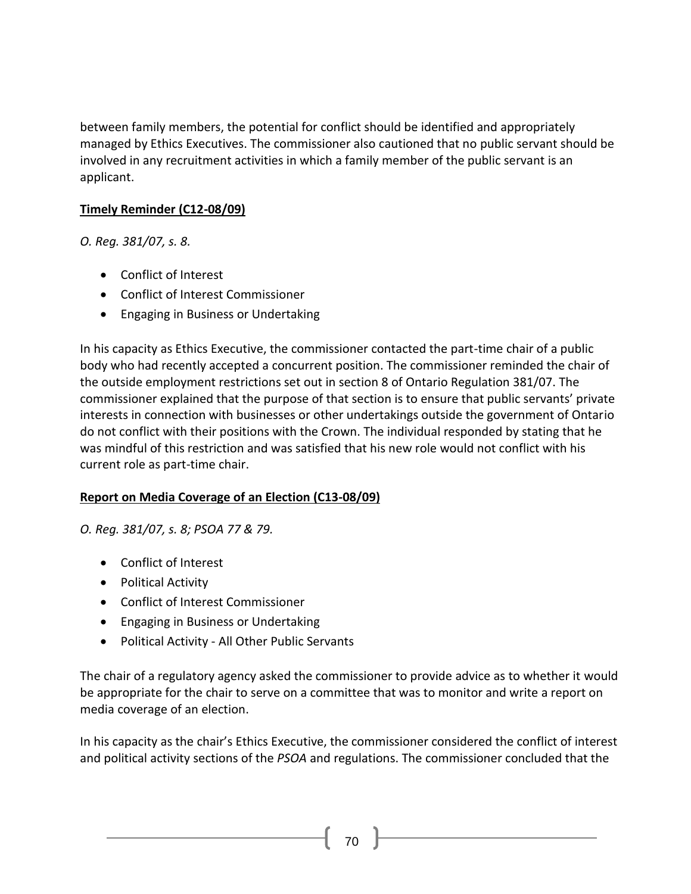between family members, the potential for conflict should be identified and appropriately managed by Ethics Executives. The commissioner also cautioned that no public servant should be involved in any recruitment activities in which a family member of the public servant is an applicant.

**Timely Reminder (C12-08/09)**

*O. Reg. 381/07, s. 8.*

- Conflict of Interest
- Conflict of Interest Commissioner
- Engaging in Business or Undertaking

In his capacity as Ethics Executive, the commissioner contacted the part-time chair of a public body who had recently accepted a concurrent position. The commissioner reminded the chair of the outside employment restrictions set out in section 8 of Ontario Regulation 381/07. The commissioner explained that the purpose of that section is to ensure that public servants' private interests in connection with businesses or other undertakings outside the government of Ontario do not conflict with their positions with the Crown. The individual responded by stating that he was mindful of this restriction and was satisfied that his new role would not conflict with his current role as part-time chair.

**Report on Media Coverage of an Election (C13-08/09)**

*O. Reg. 381/07, s. 8; PSOA 77 & 79.*

- Conflict of Interest
- Political Activity
- Conflict of Interest Commissioner
- Engaging in Business or Undertaking
- Political Activity - All Other Public Servants

The chair of a regulatory agency asked the commissioner to provide advice as to whether it would be appropriate for the chair to serve on a committee that was to monitor and write a report on media coverage of an election.

In his capacity as the chair's Ethics Executive, the commissioner considered the conflict of interest and political activity sections of the *PSOA* and regulations. The commissioner concluded that the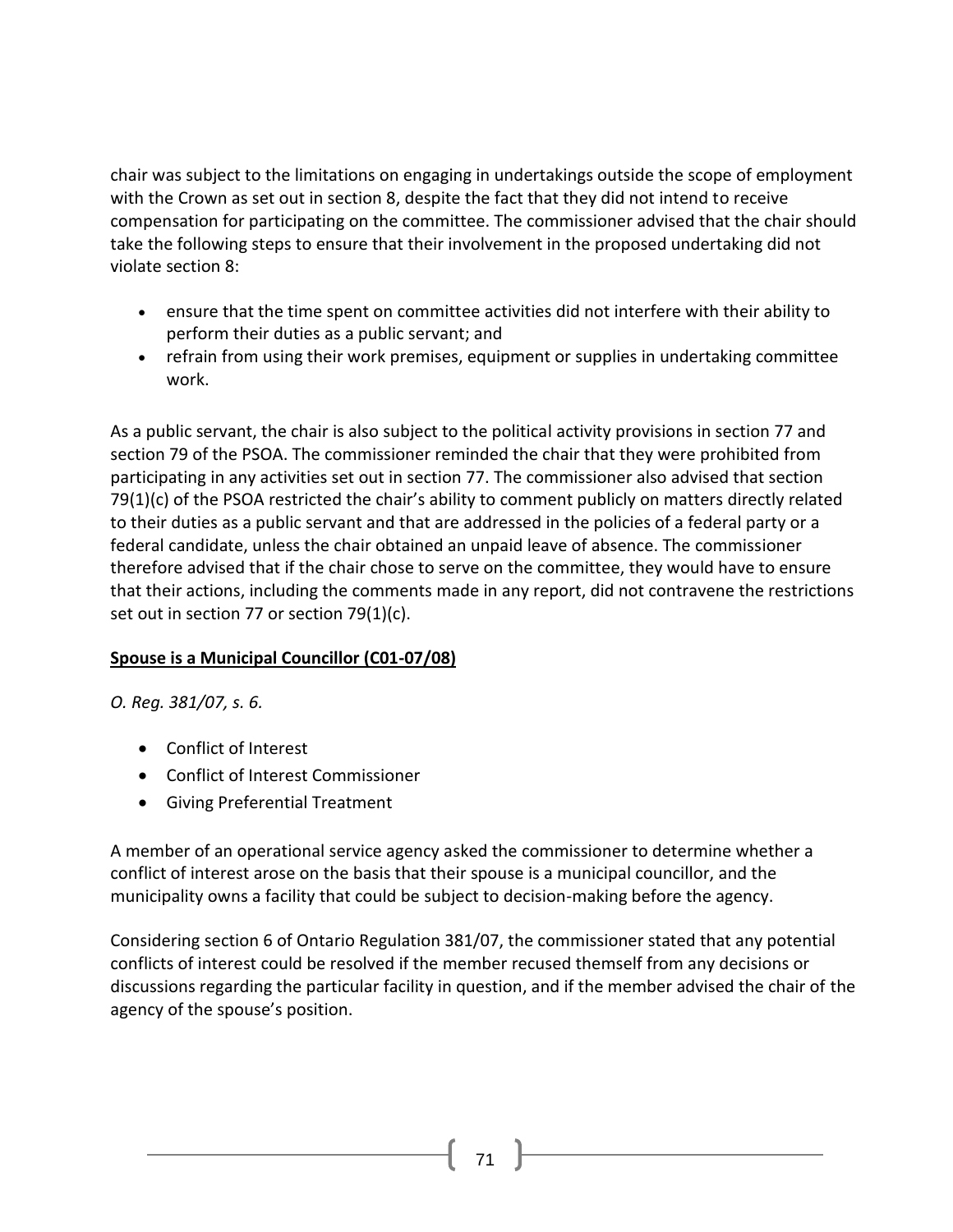chair was subject to the limitations on engaging in undertakings outside the scope of employment with the Crown as set out in section 8, despite the fact that they did not intend to receive compensation for participating on the committee. The commissioner advised that the chair should take the following steps to ensure that their involvement in the proposed undertaking did not violate section 8:

- ensure that the time spent on committee activities did not interfere with their ability to perform their duties as a public servant; and
- refrain from using their work premises, equipment or supplies in undertaking committee work.

As a public servant, the chair is also subject to the political activity provisions in section 77 and section 79 of the PSOA. The commissioner reminded the chair that they were prohibited from participating in any activities set out in section 77. The commissioner also advised that section 79(1)(c) of the PSOA restricted the chair's ability to comment publicly on matters directly related to their duties as a public servant and that are addressed in the policies of a federal party or a federal candidate, unless the chair obtained an unpaid leave of absence. The commissioner therefore advised that if the chair chose to serve on the committee, they would have to ensure that their actions, including the comments made in any report, did not contravene the restrictions set out in section 77 or section 79(1)(c).

**Spouse is a Municipal Councillor (C01-07/08)**

*O. Reg. 381/07, s. 6.*

- Conflict of Interest
- Conflict of Interest Commissioner
- Giving Preferential Treatment

A member of an operational service agency asked the commissioner to determine whether a conflict of interest arose on the basis that their spouse is a municipal councillor, and the municipality owns a facility that could be subject to decision-making before the agency.

Considering section 6 of Ontario Regulation 381/07, the commissioner stated that any potential conflicts of interest could be resolved if the member recused themself from any decisions or discussions regarding the particular facility in question, and if the member advised the chair of the agency of the spouse's position.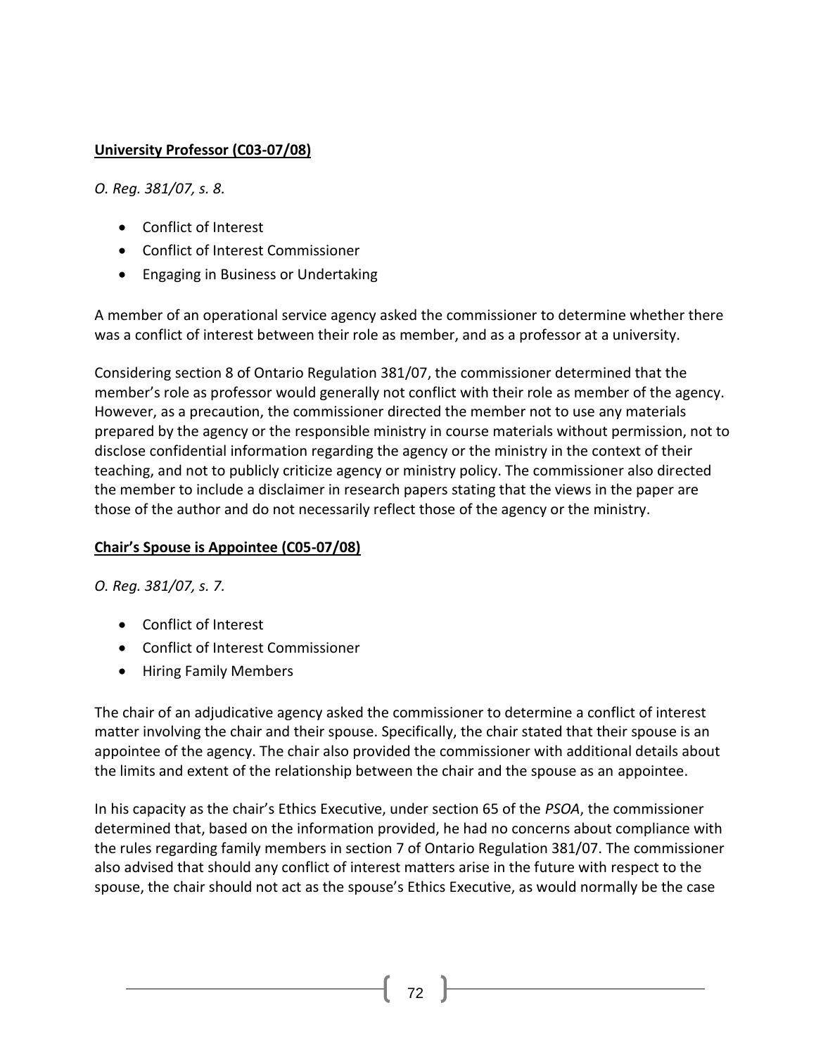**University Professor (C03-07/08)**

*O. Reg. 381/07, s. 8.*

- Conflict of Interest
- Conflict of Interest Commissioner
- Engaging in Business or Undertaking

A member of an operational service agency asked the commissioner to determine whether there was a conflict of interest between their role as member, and as a professor at a university.

Considering section 8 of Ontario Regulation 381/07, the commissioner determined that the member's role as professor would generally not conflict with their role as member of the agency. However, as a precaution, the commissioner directed the member not to use any materials prepared by the agency or the responsible ministry in course materials without permission, not to disclose confidential information regarding the agency or the ministry in the context of their teaching, and not to publicly criticize agency or ministry policy. The commissioner also directed the member to include a disclaimer in research papers stating that the views in the paper are those of the author and do not necessarily reflect those of the agency or the ministry.

**Chair's Spouse is Appointee (C05-07/08)**

*O. Reg. 381/07, s. 7.*

- Conflict of Interest
- Conflict of Interest Commissioner
- Hiring Family Members

The chair of an adjudicative agency asked the commissioner to determine a conflict of interest matter involving the chair and their spouse. Specifically, the chair stated that their spouse is an appointee of the agency. The chair also provided the commissioner with additional details about the limits and extent of the relationship between the chair and the spouse as an appointee.

In his capacity as the chair's Ethics Executive, under section 65 of the *PSOA*, the commissioner determined that, based on the information provided, he had no concerns about compliance with the rules regarding family members in section 7 of Ontario Regulation 381/07. The commissioner also advised that should any conflict of interest matters arise in the future with respect to the spouse, the chair should not act as the spouse's Ethics Executive, as would normally be the case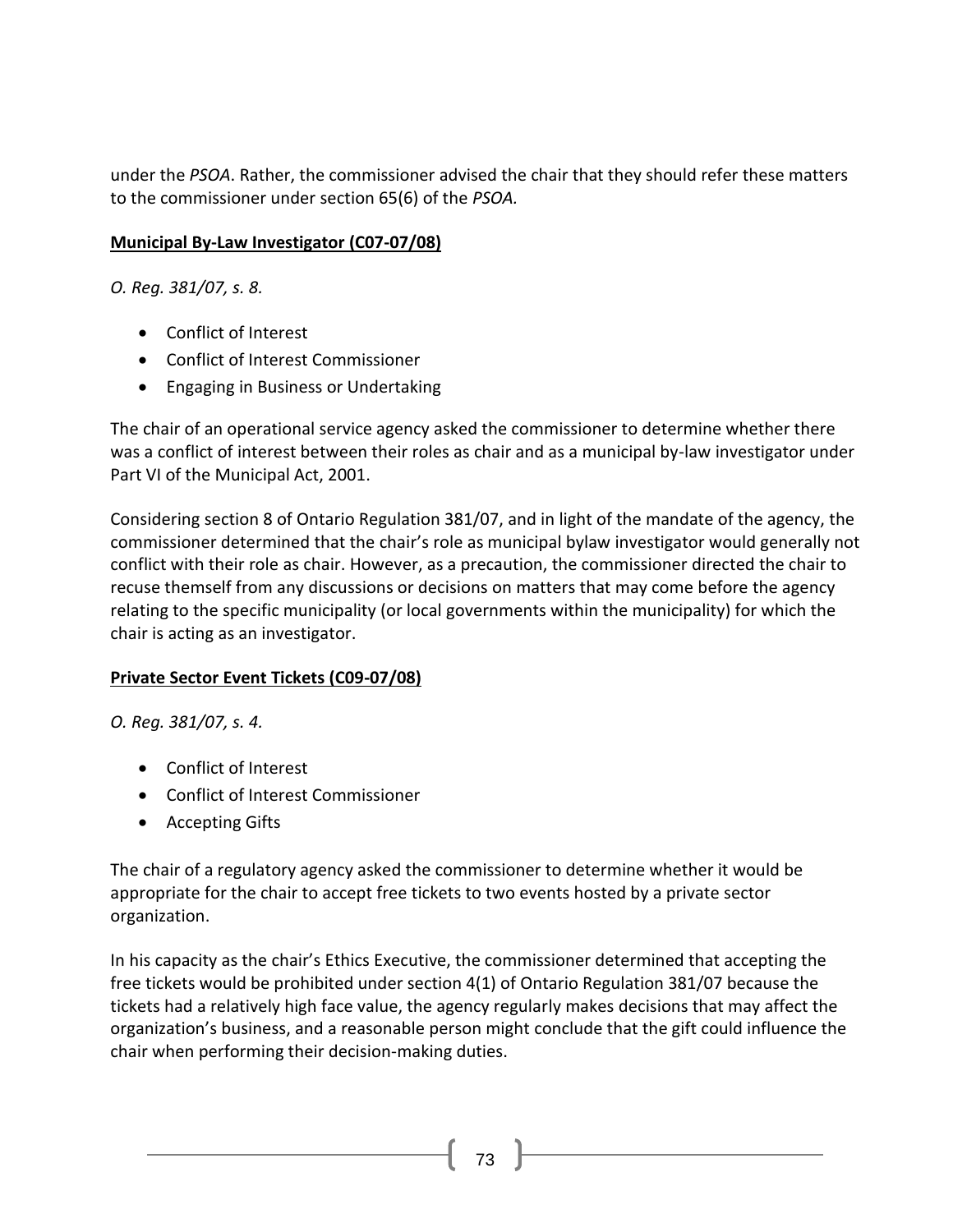under the *PSOA*. Rather, the commissioner advised the chair that they should refer these matters to the commissioner under section 65(6) of the *PSOA.*

**Municipal By-Law Investigator (C07-07/08)**

*O. Reg. 381/07, s. 8.*

- Conflict of Interest
- Conflict of Interest Commissioner
- Engaging in Business or Undertaking

The chair of an operational service agency asked the commissioner to determine whether there was a conflict of interest between their roles as chair and as a municipal by-law investigator under Part VI of the Municipal Act, 2001.

Considering section 8 of Ontario Regulation 381/07, and in light of the mandate of the agency, the commissioner determined that the chair's role as municipal bylaw investigator would generally not conflict with their role as chair. However, as a precaution, the commissioner directed the chair to recuse themself from any discussions or decisions on matters that may come before the agency relating to the specific municipality (or local governments within the municipality) for which the chair is acting as an investigator.

**Private Sector Event Tickets (C09-07/08)**

*O. Reg. 381/07, s. 4.*

- Conflict of Interest
- Conflict of Interest Commissioner
- Accepting Gifts

The chair of a regulatory agency asked the commissioner to determine whether it would be appropriate for the chair to accept free tickets to two events hosted by a private sector organization.

In his capacity as the chair's Ethics Executive, the commissioner determined that accepting the free tickets would be prohibited under section 4(1) of Ontario Regulation 381/07 because the tickets had a relatively high face value, the agency regularly makes decisions that may affect the organization's business, and a reasonable person might conclude that the gift could influence the chair when performing their decision-making duties.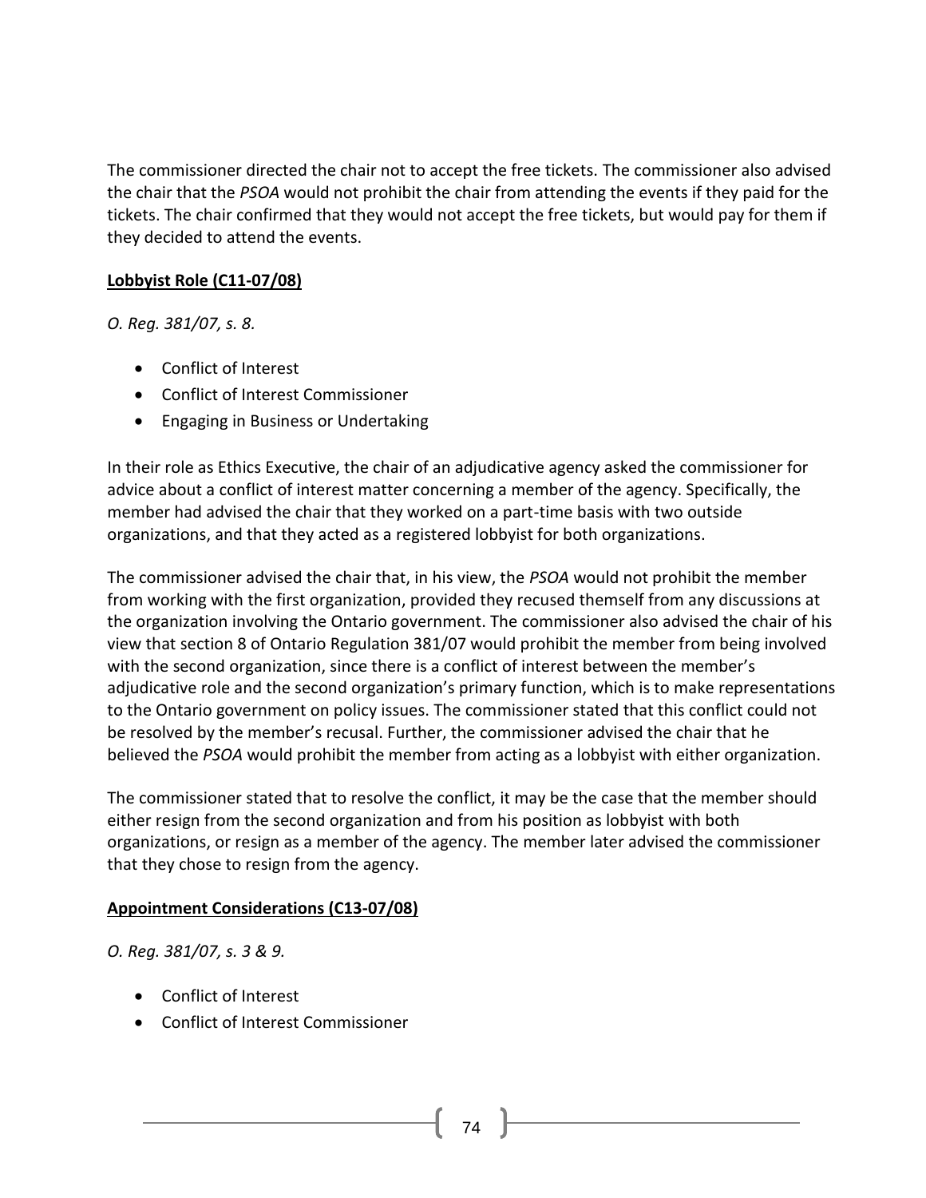The commissioner directed the chair not to accept the free tickets. The commissioner also advised the chair that the *PSOA* would not prohibit the chair from attending the events if they paid for the tickets. The chair confirmed that they would not accept the free tickets, but would pay for them if they decided to attend the events.

**Lobbyist Role (C11-07/08)**

*O. Reg. 381/07, s. 8.*

- Conflict of Interest
- Conflict of Interest Commissioner
- Engaging in Business or Undertaking

In their role as Ethics Executive, the chair of an adjudicative agency asked the commissioner for advice about a conflict of interest matter concerning a member of the agency. Specifically, the member had advised the chair that they worked on a part-time basis with two outside organizations, and that they acted as a registered lobbyist for both organizations.

The commissioner advised the chair that, in his view, the *PSOA* would not prohibit the member from working with the first organization, provided they recused themself from any discussions at the organization involving the Ontario government. The commissioner also advised the chair of his view that section 8 of Ontario Regulation 381/07 would prohibit the member from being involved with the second organization, since there is a conflict of interest between the member's adjudicative role and the second organization's primary function, which is to make representations to the Ontario government on policy issues. The commissioner stated that this conflict could not be resolved by the member's recusal. Further, the commissioner advised the chair that he believed the *PSOA* would prohibit the member from acting as a lobbyist with either organization.

The commissioner stated that to resolve the conflict, it may be the case that the member should either resign from the second organization and from his position as lobbyist with both organizations, or resign as a member of the agency. The member later advised the commissioner that they chose to resign from the agency.

**Appointment Considerations (C13-07/08)**

*O. Reg. 381/07, s. 3 & 9.*

- Conflict of Interest
- Conflict of Interest Commissioner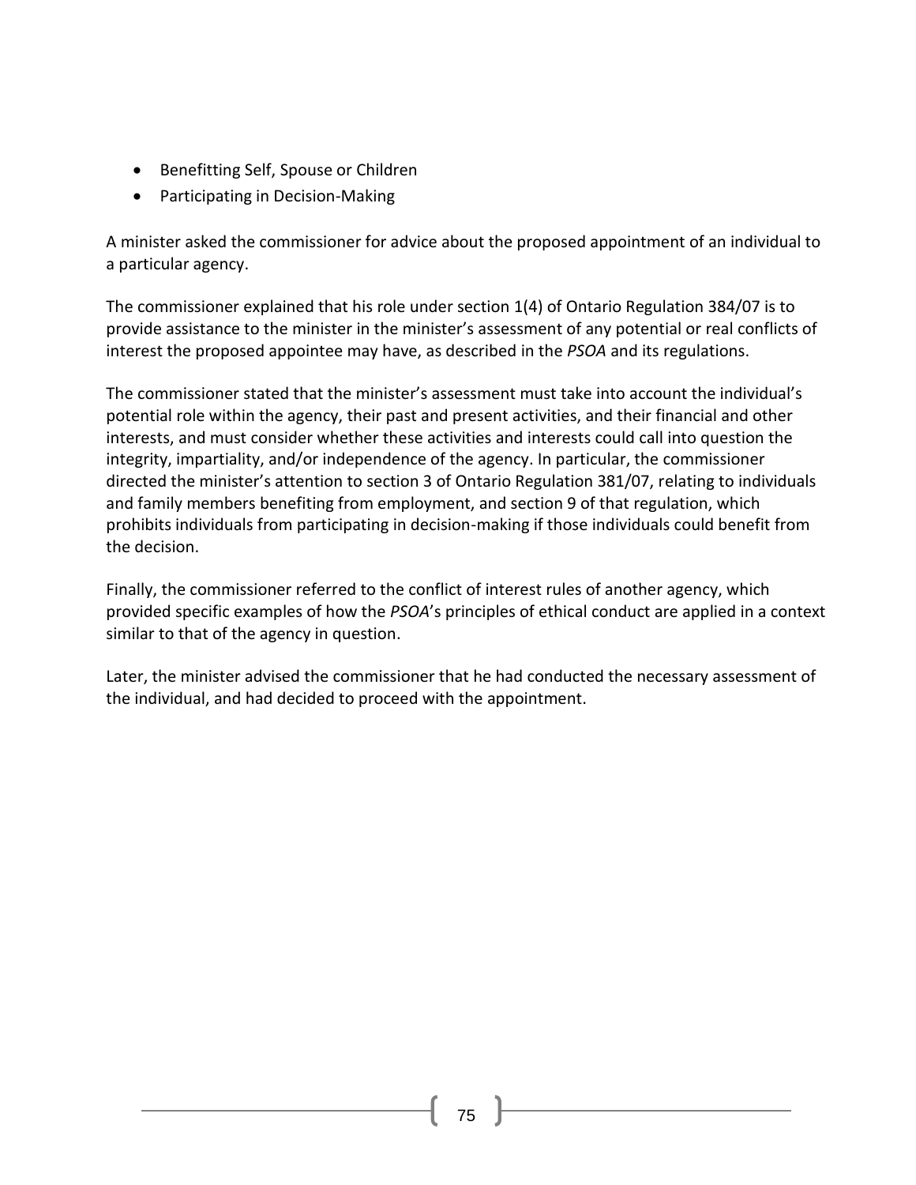- Benefitting Self, Spouse or Children
- Participating in Decision-Making

A minister asked the commissioner for advice about the proposed appointment of an individual to a particular agency.

The commissioner explained that his role under section 1(4) of Ontario Regulation 384/07 is to provide assistance to the minister in the minister's assessment of any potential or real conflicts of interest the proposed appointee may have, as described in the *PSOA* and its regulations.

The commissioner stated that the minister's assessment must take into account the individual's potential role within the agency, their past and present activities, and their financial and other interests, and must consider whether these activities and interests could call into question the integrity, impartiality, and/or independence of the agency. In particular, the commissioner directed the minister's attention to section 3 of Ontario Regulation 381/07, relating to individuals and family members benefiting from employment, and section 9 of that regulation, which prohibits individuals from participating in decision-making if those individuals could benefit from the decision.

Finally, the commissioner referred to the conflict of interest rules of another agency, which provided specific examples of how the *PSOA*'s principles of ethical conduct are applied in a context similar to that of the agency in question.

Later, the minister advised the commissioner that he had conducted the necessary assessment of the individual, and had decided to proceed with the appointment.